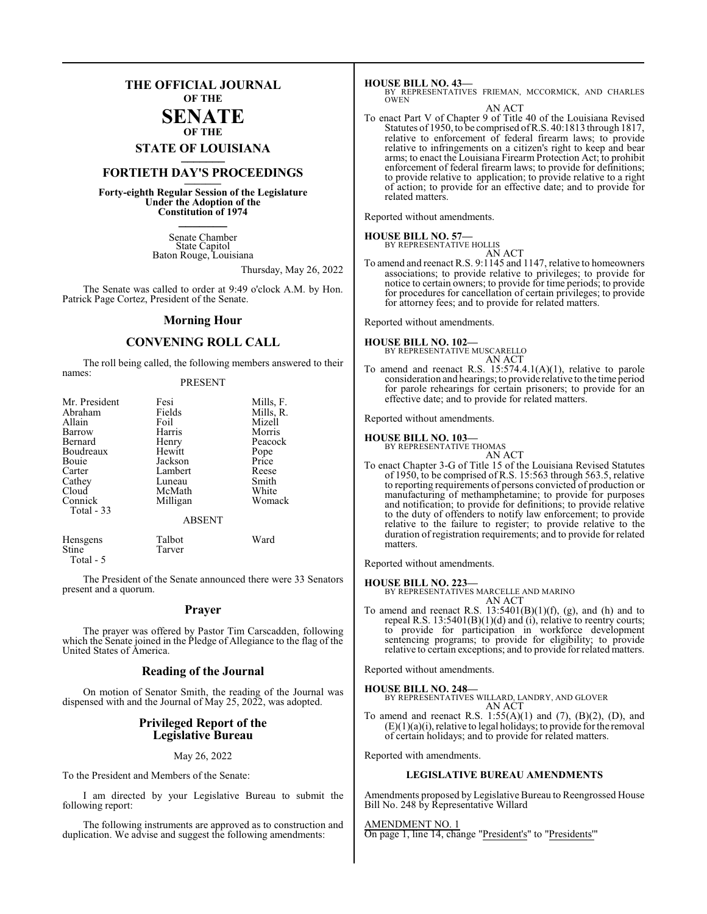# THE OFFICIAL JOURNAL OF THE SENATE OF THE STATE OF LOUISIANA

## FORTIETH DAY'S PROCEEDINGS

**Forty-eighth Regular Session of the Legislature Under the Adoption of the Constitution of 1974**

Senate Chamber
State Capitol
Baton Rouge, Louisiana

Thursday, May 26, 2022

The Senate was called to order at 9:49 o'clock A.M. by Hon. Patrick Page Cortez, President of the Senate.

## Morning Hour

## CONVENING ROLL CALL

The roll being called, the following members answered to their names:

PRESENT

| | | |
|---|---|---|
| Mr. President | Fesi | Mills, F. |
| Abraham | Fields | Mills, R. |
| Allain | Foil | Mizell |
| Barrow | Harris | Morris |
| Bernard | Henry | Peacock |
| Boudreaux | Hewitt | Pope |
| Bouie | Jackson | Price |
| Carter | Lambert | Reese |
| Cathey | Luneau | Smith |
| Cloud | McMath | White |
| Connick | Milligan | Womack |
| Total - 33 | | |

ABSENT

| | | |
|---|---|---|
| Hensgens | Talbot | Ward |
| Stine | Tarver | |
| Total - 5 | | |

The President of the Senate announced there were 33 Senators present and a quorum.

## Prayer

The prayer was offered by Pastor Tim Carscadden, following which the Senate joined in the Pledge of Allegiance to the flag of the United States of America.

## Reading of the Journal

On motion of Senator Smith, the reading of the Journal was dispensed with and the Journal of May 25, 2022, was adopted.

## Privileged Report of the Legislative Bureau

May 26, 2022

To the President and Members of the Senate:

I am directed by your Legislative Bureau to submit the following report:

The following instruments are approved as to construction and duplication. We advise and suggest the following amendments:

**HOUSE BILL NO. 43—**
BY REPRESENTATIVES FRIEMAN, MCCORMICK, AND CHARLES OWEN
AN ACT

To enact Part V of Chapter 9 of Title 40 of the Louisiana Revised Statutes of 1950, to be comprised of R.S. 40:1813 through 1817, relative to enforcement of federal firearm laws; to provide relative to infringements on a citizen's right to keep and bear arms; to enact the Louisiana Firearm Protection Act; to prohibit enforcement of federal firearm laws; to provide for definitions; to provide relative to application; to provide relative to a right of action; to provide for an effective date; and to provide for related matters.

Reported without amendments.

**HOUSE BILL NO. 57—**
BY REPRESENTATIVE HOLLIS
AN ACT

To amend and reenact R.S. 9:1145 and 1147, relative to homeowners associations; to provide relative to privileges; to provide for notice to certain owners; to provide for time periods; to provide for procedures for cancellation of certain privileges; to provide for attorney fees; and to provide for related matters.

Reported without amendments.

**HOUSE BILL NO. 102—**
BY REPRESENTATIVE MUSCARELLO
AN ACT

To amend and reenact R.S. 15:574.4.1(A)(1), relative to parole consideration and hearings; to provide relative to the time period for parole rehearings for certain prisoners; to provide for an effective date; and to provide for related matters.

Reported without amendments.

**HOUSE BILL NO. 103—**
BY REPRESENTATIVE THOMAS
AN ACT

To enact Chapter 3-G of Title 15 of the Louisiana Revised Statutes of 1950, to be comprised of R.S. 15:563 through 563.5, relative to reporting requirements of persons convicted of production or manufacturing of methamphetamine; to provide for purposes and notification; to provide for definitions; to provide relative to the duty of offenders to notify law enforcement; to provide relative to the failure to register; to provide relative to the duration of registration requirements; and to provide for related matters.

Reported without amendments.

**HOUSE BILL NO. 223—**
BY REPRESENTATIVES MARCELLE AND MARINO
AN ACT

To amend and reenact R.S. 13:5401(B)(1)(f), (g), and (h) and to repeal R.S. 13:5401(B)(1)(d) and (i), relative to reentry courts; to provide for participation in workforce development sentencing programs; to provide for eligibility; to provide relative to certain exceptions; and to provide for related matters.

Reported without amendments.

**HOUSE BILL NO. 248—**
BY REPRESENTATIVES WILLARD, LANDRY, AND GLOVER
AN ACT

To amend and reenact R.S. 1:55(A)(1) and (7), (B)(2), (D), and (E)(1)(a)(i), relative to legal holidays; to provide for the removal of certain holidays; and to provide for related matters.

Reported with amendments.

**LEGISLATIVE BUREAU AMENDMENTS**

Amendments proposed by Legislative Bureau to Reengrossed House Bill No. 248 by Representative Willard

AMENDMENT NO. 1
On page 1, line 14, change "President's" to "Presidents'"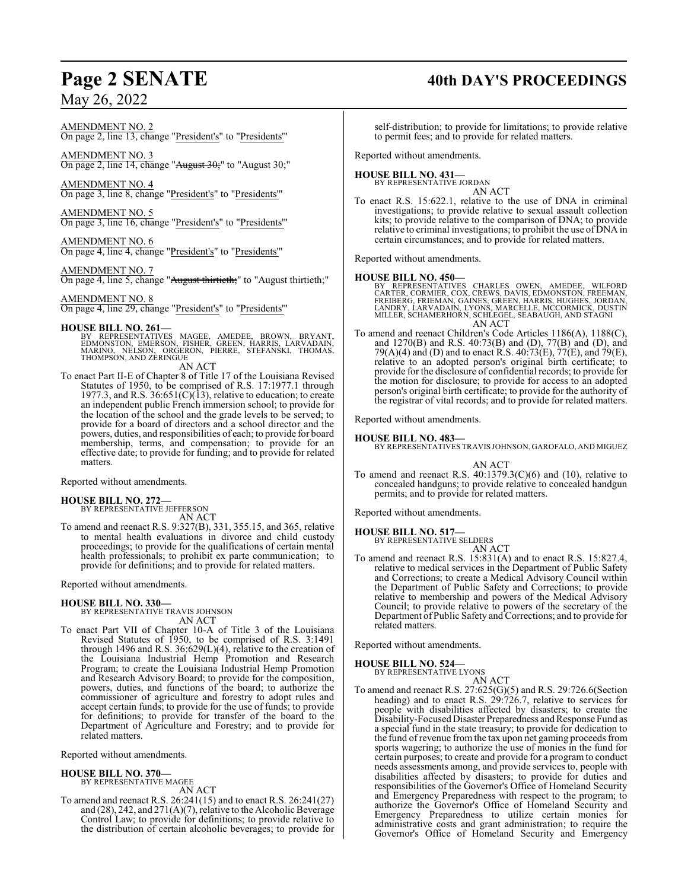AMENDMENT NO. 2
On page 2, line 13, change "President's" to "Presidents'"

AMENDMENT NO. 3
On page 2, line 14, change "~~August 30;~~" to "August 30;"

AMENDMENT NO. 4
On page 3, line 8, change "President's" to "Presidents'"

AMENDMENT NO. 5
On page 3, line 16, change "President's" to "Presidents'"

AMENDMENT NO. 6
On page 4, line 4, change "President's" to "Presidents'"

AMENDMENT NO. 7
On page 4, line 5, change "~~August thirtieth;~~" to "August thirtieth;"

AMENDMENT NO. 8
On page 4, line 29, change "President's" to "Presidents'"

**HOUSE BILL NO. 261—**
BY REPRESENTATIVES MAGEE, AMEDEE, BROWN, BRYANT, EDMONSTON, EMERSON, FISHER, GREEN, HARRIS, LARVADAIN, MARINO, NELSON, ORGERON, PIERRE, STEFANSKI, THOMAS, THOMPSON, AND ZERINGUE

AN ACT

To enact Part II-E of Chapter 8 of Title 17 of the Louisiana Revised Statutes of 1950, to be comprised of R.S. 17:1977.1 through 1977.3, and R.S. 36:651(C)(13), relative to education; to create an independent public French immersion school; to provide for the location of the school and the grade levels to be served; to provide for a board of directors and a school director and the powers, duties, and responsibilities of each; to provide for board membership, terms, and compensation; to provide for an effective date; to provide for funding; and to provide for related matters.

Reported without amendments.

**HOUSE BILL NO. 272—**
BY REPRESENTATIVE JEFFERSON

AN ACT

To amend and reenact R.S. 9:327(B), 331, 355.15, and 365, relative to mental health evaluations in divorce and child custody proceedings; to provide for the qualifications of certain mental health professionals; to prohibit ex parte communication; to provide for definitions; and to provide for related matters.

Reported without amendments.

**HOUSE BILL NO. 330—**
BY REPRESENTATIVE TRAVIS JOHNSON

AN ACT

To enact Part VII of Chapter 10-A of Title 3 of the Louisiana Revised Statutes of 1950, to be comprised of R.S. 3:1491 through 1496 and R.S. 36:629(L)(4), relative to the creation of the Louisiana Industrial Hemp Promotion and Research Program; to create the Louisiana Industrial Hemp Promotion and Research Advisory Board; to provide for the composition, powers, duties, and functions of the board; to authorize the commissioner of agriculture and forestry to adopt rules and accept certain funds; to provide for the use of funds; to provide for definitions; to provide for transfer of the board to the Department of Agriculture and Forestry; and to provide for related matters.

Reported without amendments.

**HOUSE BILL NO. 370—**
BY REPRESENTATIVE MAGEE

AN ACT

To amend and reenact R.S. 26:241(15) and to enact R.S. 26:241(27) and (28), 242, and 271(A)(7), relative to the Alcoholic Beverage Control Law; to provide for definitions; to provide relative to the distribution of certain alcoholic beverages; to provide for self-distribution; to provide for limitations; to provide relative to permit fees; and to provide for related matters.

Reported without amendments.

**HOUSE BILL NO. 431—**
BY REPRESENTATIVE JORDAN

AN ACT

To enact R.S. 15:622.1, relative to the use of DNA in criminal investigations; to provide relative to sexual assault collection kits; to provide relative to the comparison of DNA; to provide relative to criminal investigations; to prohibit the use of DNA in certain circumstances; and to provide for related matters.

Reported without amendments.

**HOUSE BILL NO. 450—**
BY REPRESENTATIVES CHARLES OWEN, AMEDEE, WILFORD CARTER, CORMIER, COX, CREWS, DAVIS, EDMONSTON, FREEMAN, FREIBERG, FRIEMAN, GAINES, GREEN, HARRIS, HUGHES, JORDAN, LANDRY, LARVADAIN, LYONS, MARCELLE, MCCORMICK, DUSTIN MILLER, SCHAMERHORN, SCHLEGEL, SEABAUGH, AND STAGNI

AN ACT

To amend and reenact Children's Code Articles 1186(A), 1188(C), and 1270(B) and R.S. 40:73(B) and (D), 77(B) and (D), and 79(A)(4) and (D) and to enact R.S. 40:73(E), 77(E), and 79(E), relative to an adopted person's original birth certificate; to provide for the disclosure of confidential records; to provide for the motion for disclosure; to provide for access to an adopted person's original birth certificate; to provide for the authority of the registrar of vital records; and to provide for related matters.

Reported without amendments.

**HOUSE BILL NO. 483—**
BY REPRESENTATIVES TRAVIS JOHNSON, GAROFALO, AND MIGUEZ

AN ACT

To amend and reenact R.S. 40:1379.3(C)(6) and (10), relative to concealed handguns; to provide relative to concealed handgun permits; and to provide for related matters.

Reported without amendments.

**HOUSE BILL NO. 517—**
BY REPRESENTATIVE SELDERS

AN ACT

To amend and reenact R.S. 15:831(A) and to enact R.S. 15:827.4, relative to medical services in the Department of Public Safety and Corrections; to create a Medical Advisory Council within the Department of Public Safety and Corrections; to provide relative to membership and powers of the Medical Advisory Council; to provide relative to powers of the secretary of the Department of Public Safety and Corrections; and to provide for related matters.

Reported without amendments.

**HOUSE BILL NO. 524—**
BY REPRESENTATIVE LYONS

AN ACT

To amend and reenact R.S. 27:625(G)(5) and R.S. 29:726.6(Section heading) and to enact R.S. 29:726.7, relative to services for people with disabilities affected by disasters; to create the Disability-Focused Disaster Preparedness and Response Fund as a special fund in the state treasury; to provide for dedication to the fund of revenue from the tax upon net gaming proceeds from sports wagering; to authorize the use of monies in the fund for certain purposes; to create and provide for a program to conduct needs assessments among, and provide services to, people with disabilities affected by disasters; to provide for duties and responsibilities of the Governor's Office of Homeland Security and Emergency Preparedness with respect to the program; to authorize the Governor's Office of Homeland Security and Emergency Preparedness to utilize certain monies for administrative costs and grant administration; to require the Governor's Office of Homeland Security and Emergency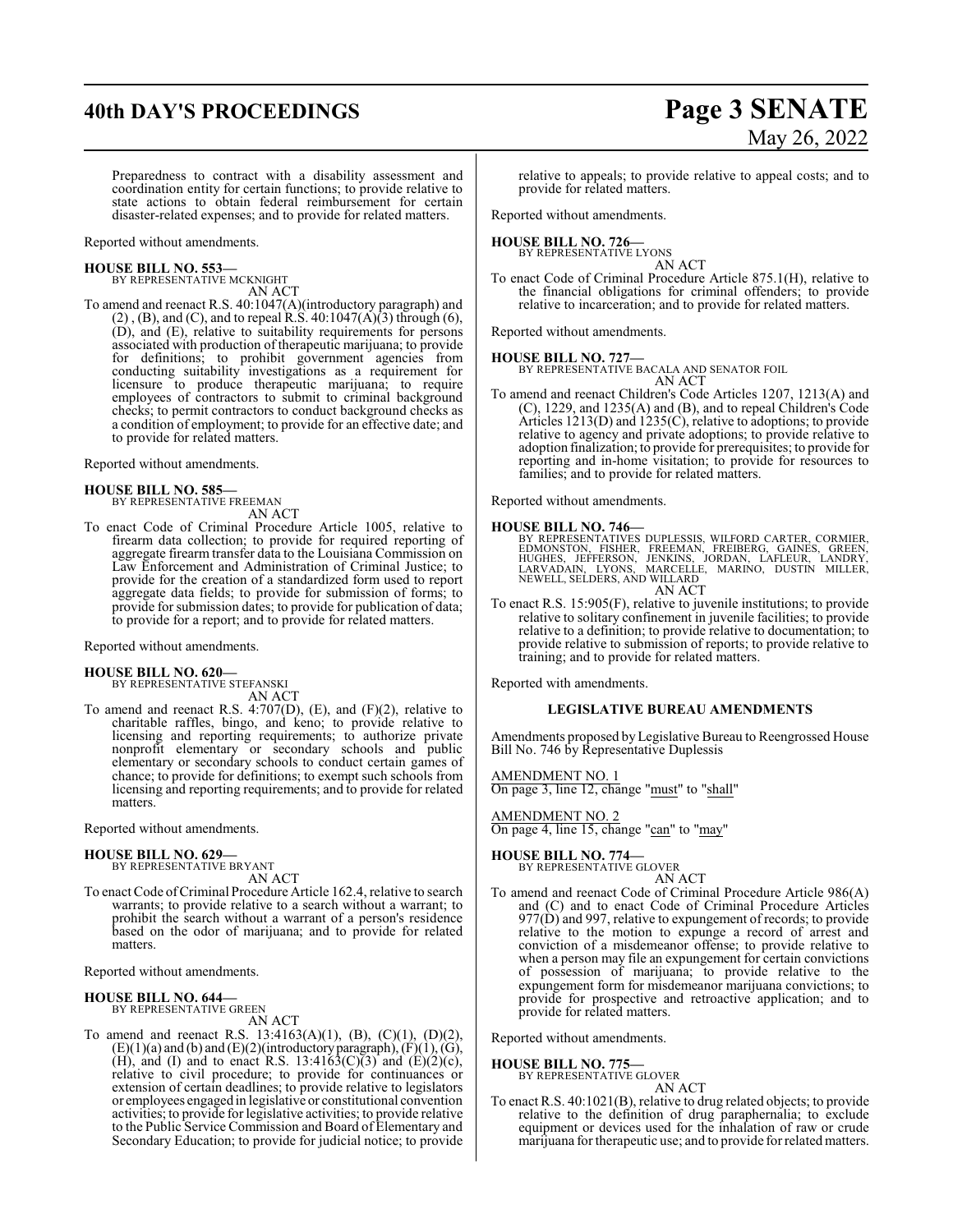Preparedness to contract with a disability assessment and coordination entity for certain functions; to provide relative to state actions to obtain federal reimbursement for certain disaster-related expenses; and to provide for related matters.

Reported without amendments.

**HOUSE BILL NO. 553—**
BY REPRESENTATIVE MCKNIGHT
AN ACT

To amend and reenact R.S. 40:1047(A)(introductory paragraph) and (2) , (B), and (C), and to repeal R.S. 40:1047(A)(3) through (6), (D), and (E), relative to suitability requirements for persons associated with production of therapeutic marijuana; to provide for definitions; to prohibit government agencies from conducting suitability investigations as a requirement for licensure to produce therapeutic marijuana; to require employees of contractors to submit to criminal background checks; to permit contractors to conduct background checks as a condition of employment; to provide for an effective date; and to provide for related matters.

Reported without amendments.

**HOUSE BILL NO. 585—**
BY REPRESENTATIVE FREEMAN
AN ACT

To enact Code of Criminal Procedure Article 1005, relative to firearm data collection; to provide for required reporting of aggregate firearm transfer data to the Louisiana Commission on Law Enforcement and Administration of Criminal Justice; to provide for the creation of a standardized form used to report aggregate data fields; to provide for submission of forms; to provide for submission dates; to provide for publication of data; to provide for a report; and to provide for related matters.

Reported without amendments.

**HOUSE BILL NO. 620—**
BY REPRESENTATIVE STEFANSKI
AN ACT

To amend and reenact R.S. 4:707(D), (E), and (F)(2), relative to charitable raffles, bingo, and keno; to provide relative to licensing and reporting requirements; to authorize private nonprofit elementary or secondary schools and public elementary or secondary schools to conduct certain games of chance; to provide for definitions; to exempt such schools from licensing and reporting requirements; and to provide for related matters.

Reported without amendments.

**HOUSE BILL NO. 629—**
BY REPRESENTATIVE BRYANT
AN ACT

To enact Code of Criminal Procedure Article 162.4, relative to search warrants; to provide relative to a search without a warrant; to prohibit the search without a warrant of a person's residence based on the odor of marijuana; and to provide for related matters.

Reported without amendments.

**HOUSE BILL NO. 644—**
BY REPRESENTATIVE GREEN
AN ACT

To amend and reenact R.S. 13:4163(A)(1), (B), (C)(1), (D)(2), (E)(1)(a) and (b) and (E)(2)(introductory paragraph), (F)(1), (G), (H), and (I) and to enact R.S. 13:4163(C)(3) and (E)(2)(c), relative to civil procedure; to provide for continuances or extension of certain deadlines; to provide relative to legislators or employees engaged in legislative or constitutional convention activities; to provide for legislative activities; to provide relative to the Public Service Commission and Board of Elementary and Secondary Education; to provide for judicial notice; to provide relative to appeals; to provide relative to appeal costs; and to provide for related matters.

Reported without amendments.

**HOUSE BILL NO. 726—**
BY REPRESENTATIVE LYONS
AN ACT

To enact Code of Criminal Procedure Article 875.1(H), relative to the financial obligations for criminal offenders; to provide relative to incarceration; and to provide for related matters.

Reported without amendments.

**HOUSE BILL NO. 727—**
BY REPRESENTATIVE BACALA AND SENATOR FOIL
AN ACT

To amend and reenact Children's Code Articles 1207, 1213(A) and (C), 1229, and 1235(A) and (B), and to repeal Children's Code Articles 1213(D) and 1235(C), relative to adoptions; to provide relative to agency and private adoptions; to provide relative to adoption finalization; to provide for prerequisites; to provide for reporting and in-home visitation; to provide for resources to families; and to provide for related matters.

Reported without amendments.

**HOUSE BILL NO. 746—**
BY REPRESENTATIVES DUPLESSIS, WILFORD CARTER, CORMIER, EDMONSTON, FISHER, FREEMAN, FREIBERG, GAINES, GREEN, HUGHES, JEFFERSON, JENKINS, JORDAN, LAFLEUR, LANDRY, LARVADAIN, LYONS, MARCELLE, MARINO, DUSTIN MILLER, NEWELL, SELDERS, AND WILLARD
AN ACT

To enact R.S. 15:905(F), relative to juvenile institutions; to provide relative to solitary confinement in juvenile facilities; to provide relative to a definition; to provide relative to documentation; to provide relative to submission of reports; to provide relative to training; and to provide for related matters.

Reported with amendments.

**LEGISLATIVE BUREAU AMENDMENTS**

Amendments proposed by Legislative Bureau to Reengrossed House Bill No. 746 by Representative Duplessis

AMENDMENT NO. 1
On page 3, line 12, change "must" to "shall"

AMENDMENT NO. 2
On page 4, line 15, change "can" to "may"

**HOUSE BILL NO. 774—**
BY REPRESENTATIVE GLOVER
AN ACT

To amend and reenact Code of Criminal Procedure Article 986(A) and (C) and to enact Code of Criminal Procedure Articles 977(D) and 997, relative to expungement of records; to provide relative to the motion to expunge a record of arrest and conviction of a misdemeanor offense; to provide relative to when a person may file an expungement for certain convictions of possession of marijuana; to provide relative to the expungement form for misdemeanor marijuana convictions; to provide for prospective and retroactive application; and to provide for related matters.

Reported without amendments.

**HOUSE BILL NO. 775—**
BY REPRESENTATIVE GLOVER
AN ACT

To enact R.S. 40:1021(B), relative to drug related objects; to provide relative to the definition of drug paraphernalia; to exclude equipment or devices used for the inhalation of raw or crude marijuana for therapeutic use; and to provide for related matters.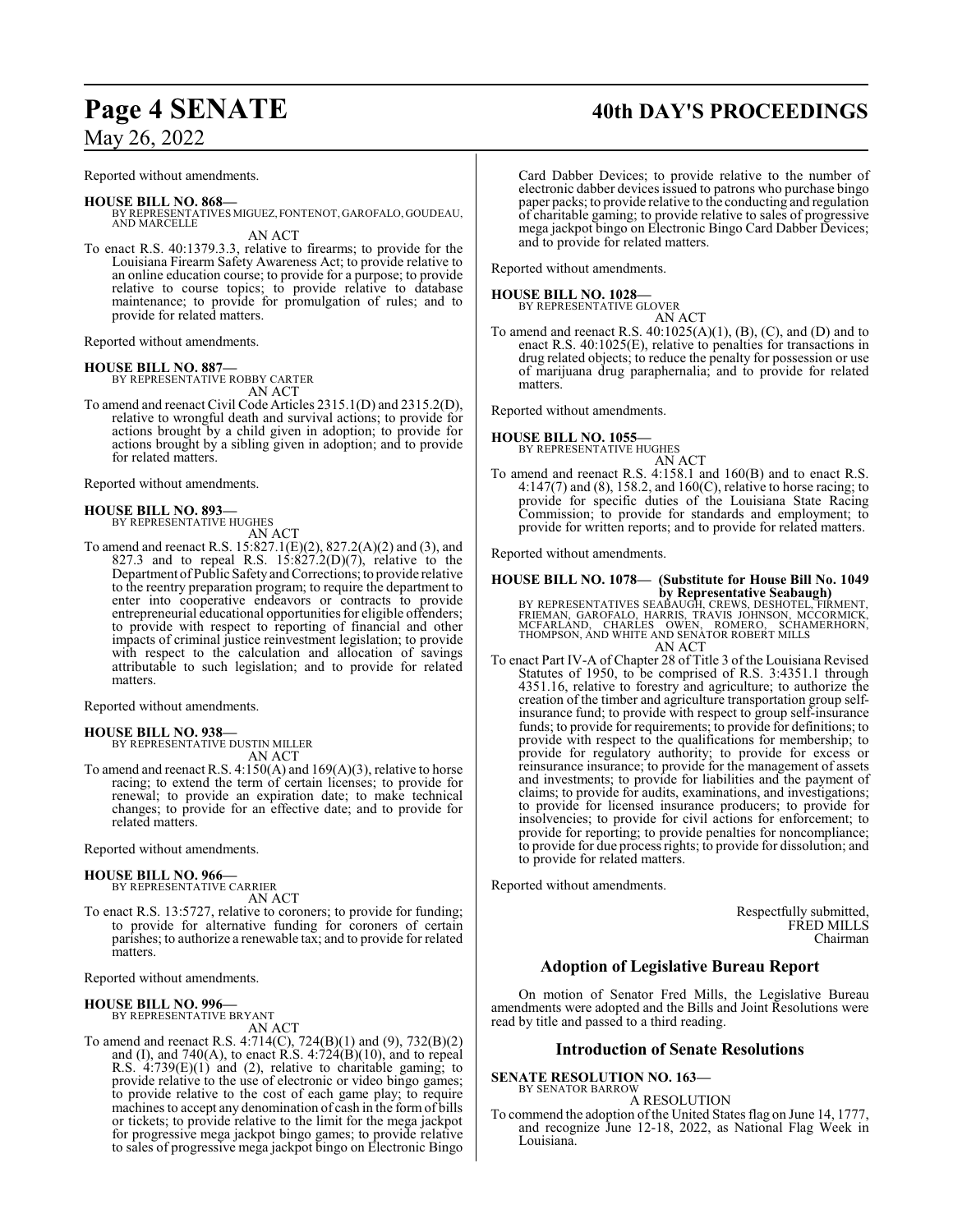Reported without amendments.

**HOUSE BILL NO. 868—**
BY REPRESENTATIVES MIGUEZ, FONTENOT, GAROFALO, GOUDEAU, AND MARCELLE

AN ACT

To enact R.S. 40:1379.3.3, relative to firearms; to provide for the Louisiana Firearm Safety Awareness Act; to provide relative to an online education course; to provide for a purpose; to provide relative to course topics; to provide relative to database maintenance; to provide for promulgation of rules; and to provide for related matters.

Reported without amendments.

**HOUSE BILL NO. 887—**
BY REPRESENTATIVE ROBBY CARTER

AN ACT

To amend and reenact Civil Code Articles 2315.1(D) and 2315.2(D), relative to wrongful death and survival actions; to provide for actions brought by a child given in adoption; to provide for actions brought by a sibling given in adoption; and to provide for related matters.

Reported without amendments.

**HOUSE BILL NO. 893—**
BY REPRESENTATIVE HUGHES

AN ACT

To amend and reenact R.S. 15:827.1(E)(2), 827.2(A)(2) and (3), and 827.3 and to repeal R.S. 15:827.2(D)(7), relative to the Department of Public Safety and Corrections; to provide relative to the reentry preparation program; to require the department to enter into cooperative endeavors or contracts to provide entrepreneurial educational opportunities for eligible offenders; to provide with respect to reporting of financial and other impacts of criminal justice reinvestment legislation; to provide with respect to the calculation and allocation of savings attributable to such legislation; and to provide for related matters.

Reported without amendments.

**HOUSE BILL NO. 938—**
BY REPRESENTATIVE DUSTIN MILLER

AN ACT

To amend and reenact R.S. 4:150(A) and 169(A)(3), relative to horse racing; to extend the term of certain licenses; to provide for renewal; to provide an expiration date; to make technical changes; to provide for an effective date; and to provide for related matters.

Reported without amendments.

**HOUSE BILL NO. 966—**
BY REPRESENTATIVE CARRIER

AN ACT

To enact R.S. 13:5727, relative to coroners; to provide for funding; to provide for alternative funding for coroners of certain parishes; to authorize a renewable tax; and to provide for related matters.

Reported without amendments.

**HOUSE BILL NO. 996—**
BY REPRESENTATIVE BRYANT

AN ACT

To amend and reenact R.S. 4:714(C), 724(B)(1) and (9), 732(B)(2) and (I), and 740(A), to enact R.S. 4:724(B)(10), and to repeal R.S. 4:739(E)(1) and (2), relative to charitable gaming; to provide relative to the use of electronic or video bingo games; to provide relative to the cost of each game play; to require machines to accept any denomination of cash in the form of bills or tickets; to provide relative to the limit for the mega jackpot for progressive mega jackpot bingo games; to provide relative to sales of progressive mega jackpot bingo on Electronic Bingo Card Dabber Devices; to provide relative to the number of electronic dabber devices issued to patrons who purchase bingo paper packs; to provide relative to the conducting and regulation of charitable gaming; to provide relative to sales of progressive mega jackpot bingo on Electronic Bingo Card Dabber Devices; and to provide for related matters.

Reported without amendments.

**HOUSE BILL NO. 1028—**
BY REPRESENTATIVE GLOVER

AN ACT

To amend and reenact R.S. 40:1025(A)(1), (B), (C), and (D) and to enact R.S. 40:1025(E), relative to penalties for transactions in drug related objects; to reduce the penalty for possession or use of marijuana drug paraphernalia; and to provide for related matters.

Reported without amendments.

**HOUSE BILL NO. 1055—**
BY REPRESENTATIVE HUGHES

AN ACT

To amend and reenact R.S. 4:158.1 and 160(B) and to enact R.S. 4:147(7) and (8), 158.2, and 160(C), relative to horse racing; to provide for specific duties of the Louisiana State Racing Commission; to provide for standards and employment; to provide for written reports; and to provide for related matters.

Reported without amendments.

**HOUSE BILL NO. 1078— (Substitute for House Bill No. 1049 by Representative Seabaugh)**
BY REPRESENTATIVES SEABAUGH, CREWS, DESHOTEL, FIRMENT, FRIEMAN, GAROFALO, HARRIS, TRAVIS JOHNSON, MCCORMICK, MCFARLAND, CHARLES OWEN, ROMERO, SCHAMERHORN, THOMPSON, AND WHITE AND SENATOR ROBERT MILLS

AN ACT

To enact Part IV-A of Chapter 28 of Title 3 of the Louisiana Revised Statutes of 1950, to be comprised of R.S. 3:4351.1 through 4351.16, relative to forestry and agriculture; to authorize the creation of the timber and agriculture transportation group self-insurance fund; to provide with respect to group self-insurance funds; to provide for requirements; to provide for definitions; to provide with respect to the qualifications for membership; to provide for regulatory authority; to provide for excess or reinsurance insurance; to provide for the management of assets and investments; to provide for liabilities and the payment of claims; to provide for audits, examinations, and investigations; to provide for licensed insurance producers; to provide for insolvencies; to provide for civil actions for enforcement; to provide for reporting; to provide penalties for noncompliance; to provide for due process rights; to provide for dissolution; and to provide for related matters.

Reported without amendments.

Respectfully submitted,
FRED MILLS
Chairman

## Adoption of Legislative Bureau Report

On motion of Senator Fred Mills, the Legislative Bureau amendments were adopted and the Bills and Joint Resolutions were read by title and passed to a third reading.

## Introduction of Senate Resolutions

**SENATE RESOLUTION NO. 163—**
BY SENATOR BARROW

A RESOLUTION

To commend the adoption of the United States flag on June 14, 1777, and recognize June 12-18, 2022, as National Flag Week in Louisiana.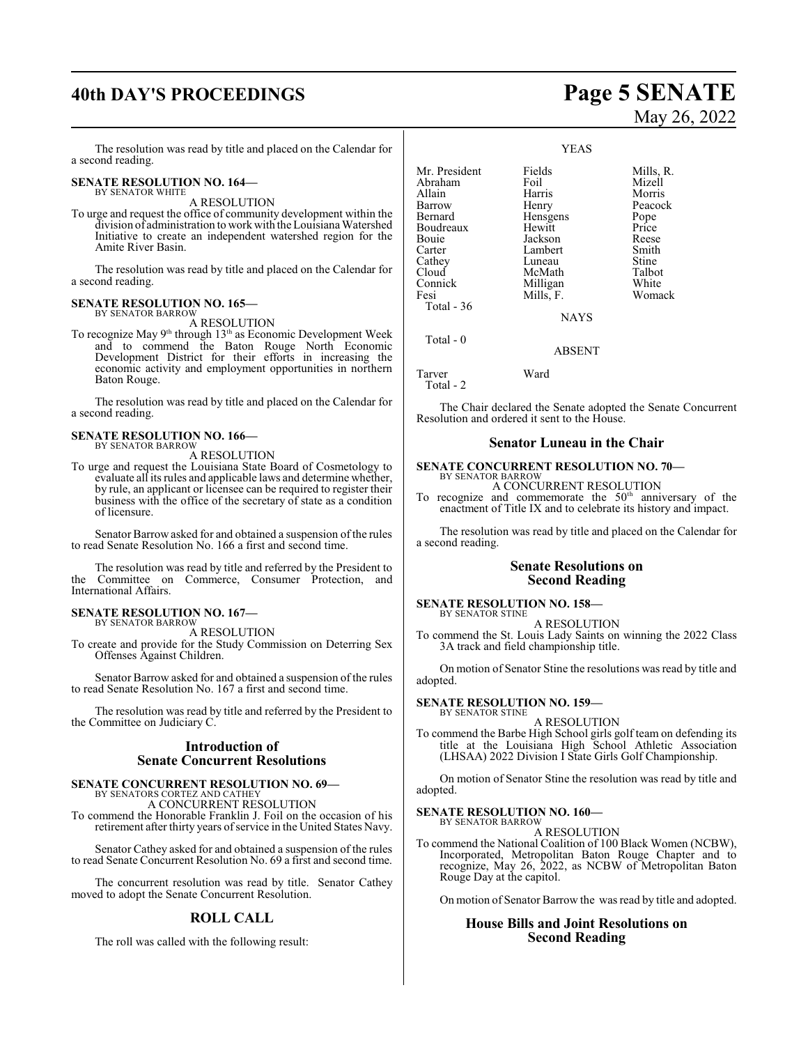The resolution was read by title and placed on the Calendar for a second reading.

**SENATE RESOLUTION NO. 164—**
BY SENATOR WHITE

A RESOLUTION

To urge and request the office of community development within the division of administration to work with the Louisiana Watershed Initiative to create an independent watershed region for the Amite River Basin.

The resolution was read by title and placed on the Calendar for a second reading.

**SENATE RESOLUTION NO. 165—**
BY SENATOR BARROW

A RESOLUTION

To recognize May 9th through 13th as Economic Development Week and to commend the Baton Rouge North Economic Development District for their efforts in increasing the economic activity and employment opportunities in northern Baton Rouge.

The resolution was read by title and placed on the Calendar for a second reading.

**SENATE RESOLUTION NO. 166—**
BY SENATOR BARROW

A RESOLUTION

To urge and request the Louisiana State Board of Cosmetology to evaluate all its rules and applicable laws and determine whether, by rule, an applicant or licensee can be required to register their business with the office of the secretary of state as a condition of licensure.

Senator Barrow asked for and obtained a suspension of the rules to read Senate Resolution No. 166 a first and second time.

The resolution was read by title and referred by the President to the Committee on Commerce, Consumer Protection, and International Affairs.

**SENATE RESOLUTION NO. 167—**
BY SENATOR BARROW

A RESOLUTION

To create and provide for the Study Commission on Deterring Sex Offenses Against Children.

Senator Barrow asked for and obtained a suspension of the rules to read Senate Resolution No. 167 a first and second time.

The resolution was read by title and referred by the President to the Committee on Judiciary C.

## Introduction of Senate Concurrent Resolutions

**SENATE CONCURRENT RESOLUTION NO. 69—**
BY SENATORS CORTEZ AND CATHEY

A CONCURRENT RESOLUTION

To commend the Honorable Franklin J. Foil on the occasion of his retirement after thirty years of service in the United States Navy.

Senator Cathey asked for and obtained a suspension of the rules to read Senate Concurrent Resolution No. 69 a first and second time.

The concurrent resolution was read by title. Senator Cathey moved to adopt the Senate Concurrent Resolution.

## ROLL CALL

The roll was called with the following result:

YEAS

| | | |
|---|---|---|
| Mr. President | Fields | Mills, R. |
| Abraham | Foil | Mizell |
| Allain | Harris | Morris |
| Barrow | Henry | Peacock |
| Bernard | Hensgens | Pope |
| Boudreaux | Hewitt | Price |
| Bouie | Jackson | Reese |
| Carter | Lambert | Smith |
| Cathey | Luneau | Stine |
| Cloud | McMath | Talbot |
| Connick | Milligan | White |
| Fesi | Mills, F. | Womack |
| Total - 36 | | |

NAYS

Total - 0

ABSENT

| | |
|---|---|
| Tarver | Ward |
| Total - 2 | |

The Chair declared the Senate adopted the Senate Concurrent Resolution and ordered it sent to the House.

## Senator Luneau in the Chair

**SENATE CONCURRENT RESOLUTION NO. 70—**
BY SENATOR BARROW

A CONCURRENT RESOLUTION

To recognize and commemorate the 50th anniversary of the enactment of Title IX and to celebrate its history and impact.

The resolution was read by title and placed on the Calendar for a second reading.

## Senate Resolutions on Second Reading

**SENATE RESOLUTION NO. 158—**
BY SENATOR STINE

A RESOLUTION

To commend the St. Louis Lady Saints on winning the 2022 Class 3A track and field championship title.

On motion of Senator Stine the resolutions was read by title and adopted.

**SENATE RESOLUTION NO. 159—**
BY SENATOR STINE

A RESOLUTION

To commend the Barbe High School girls golf team on defending its title at the Louisiana High School Athletic Association (LHSAA) 2022 Division I State Girls Golf Championship.

On motion of Senator Stine the resolution was read by title and adopted.

**SENATE RESOLUTION NO. 160—**
BY SENATOR BARROW

A RESOLUTION

To commend the National Coalition of 100 Black Women (NCBW), Incorporated, Metropolitan Baton Rouge Chapter and to recognize, May 26, 2022, as NCBW of Metropolitan Baton Rouge Day at the capitol.

On motion of Senator Barrow the was read by title and adopted.

## House Bills and Joint Resolutions on Second Reading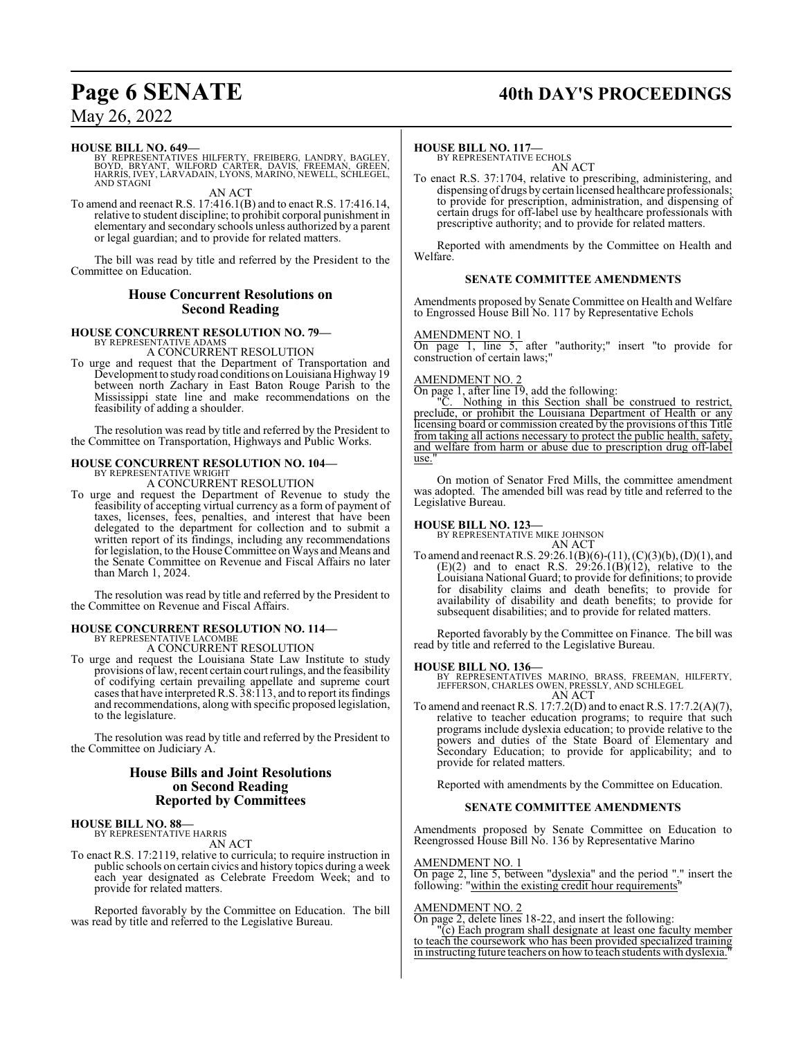**HOUSE BILL NO. 649—**
BY REPRESENTATIVES HILFERTY, FREIBERG, LANDRY, BAGLEY, BOYD, BRYANT, WILFORD CARTER, DAVIS, FREEMAN, GREEN, HARRIS, IVEY, LARVADAIN, LYONS, MARINO, NEWELL, SCHLEGEL, AND STAGNI

AN ACT

To amend and reenact R.S. 17:416.1(B) and to enact R.S. 17:416.14, relative to student discipline; to prohibit corporal punishment in elementary and secondary schools unless authorized by a parent or legal guardian; and to provide for related matters.

The bill was read by title and referred by the President to the Committee on Education.

## House Concurrent Resolutions on Second Reading

**HOUSE CONCURRENT RESOLUTION NO. 79—**
BY REPRESENTATIVE ADAMS

A CONCURRENT RESOLUTION

To urge and request that the Department of Transportation and Development to study road conditions on Louisiana Highway 19 between north Zachary in East Baton Rouge Parish to the Mississippi state line and make recommendations on the feasibility of adding a shoulder.

The resolution was read by title and referred by the President to the Committee on Transportation, Highways and Public Works.

**HOUSE CONCURRENT RESOLUTION NO. 104—**
BY REPRESENTATIVE WRIGHT

A CONCURRENT RESOLUTION

To urge and request the Department of Revenue to study the feasibility of accepting virtual currency as a form of payment of taxes, licenses, fees, penalties, and interest that have been delegated to the department for collection and to submit a written report of its findings, including any recommendations for legislation, to the House Committee on Ways and Means and the Senate Committee on Revenue and Fiscal Affairs no later than March 1, 2024.

The resolution was read by title and referred by the President to the Committee on Revenue and Fiscal Affairs.

**HOUSE CONCURRENT RESOLUTION NO. 114—**
BY REPRESENTATIVE LACOMBE

A CONCURRENT RESOLUTION

To urge and request the Louisiana State Law Institute to study provisions of law, recent certain court rulings, and the feasibility of codifying certain prevailing appellate and supreme court cases that have interpreted R.S. 38:113, and to report its findings and recommendations, along with specific proposed legislation, to the legislature.

The resolution was read by title and referred by the President to the Committee on Judiciary A.

## House Bills and Joint Resolutions on Second Reading Reported by Committees

**HOUSE BILL NO. 88—**
BY REPRESENTATIVE HARRIS

AN ACT

To enact R.S. 17:2119, relative to curricula; to require instruction in public schools on certain civics and history topics during a week each year designated as Celebrate Freedom Week; and to provide for related matters.

Reported favorably by the Committee on Education. The bill was read by title and referred to the Legislative Bureau.

**HOUSE BILL NO. 117—**
BY REPRESENTATIVE ECHOLS

AN ACT

To enact R.S. 37:1704, relative to prescribing, administering, and dispensing of drugs by certain licensed healthcare professionals; to provide for prescription, administration, and dispensing of certain drugs for off-label use by healthcare professionals with prescriptive authority; and to provide for related matters.

Reported with amendments by the Committee on Health and Welfare.

### SENATE COMMITTEE AMENDMENTS

Amendments proposed by Senate Committee on Health and Welfare to Engrossed House Bill No. 117 by Representative Echols

AMENDMENT NO. 1
On page 1, line 5, after "authority;" insert "to provide for construction of certain laws;"

AMENDMENT NO. 2
On page 1, after line 19, add the following:
"C. Nothing in this Section shall be construed to restrict, preclude, or prohibit the Louisiana Department of Health or any licensing board or commission created by the provisions of this Title from taking all actions necessary to protect the public health, safety, and welfare from harm or abuse due to prescription drug off-label use."

On motion of Senator Fred Mills, the committee amendment was adopted. The amended bill was read by title and referred to the Legislative Bureau.

**HOUSE BILL NO. 123—**
BY REPRESENTATIVE MIKE JOHNSON

AN ACT

To amend and reenact R.S. 29:26.1(B)(6)-(11), (C)(3)(b), (D)(1), and (E)(2) and to enact R.S. 29:26.1(B)(12), relative to the Louisiana National Guard; to provide for definitions; to provide for disability claims and death benefits; to provide for availability of disability and death benefits; to provide for subsequent disabilities; and to provide for related matters.

Reported favorably by the Committee on Finance. The bill was read by title and referred to the Legislative Bureau.

**HOUSE BILL NO. 136—**
BY REPRESENTATIVES MARINO, BRASS, FREEMAN, HILFERTY, JEFFERSON, CHARLES OWEN, PRESSLY, AND SCHLEGEL

AN ACT

To amend and reenact R.S. 17:7.2(D) and to enact R.S. 17:7.2(A)(7), relative to teacher education programs; to require that such programs include dyslexia education; to provide relative to the powers and duties of the State Board of Elementary and Secondary Education; to provide for applicability; and to provide for related matters.

Reported with amendments by the Committee on Education.

### SENATE COMMITTEE AMENDMENTS

Amendments proposed by Senate Committee on Education to Reengrossed House Bill No. 136 by Representative Marino

AMENDMENT NO. 1
On page 2, line 5, between "dyslexia" and the period "." insert the following: "within the existing credit hour requirements"

AMENDMENT NO. 2
On page 2, delete lines 18-22, and insert the following:
"(c) Each program shall designate at least one faculty member to teach the coursework who has been provided specialized training in instructing future teachers on how to teach students with dyslexia."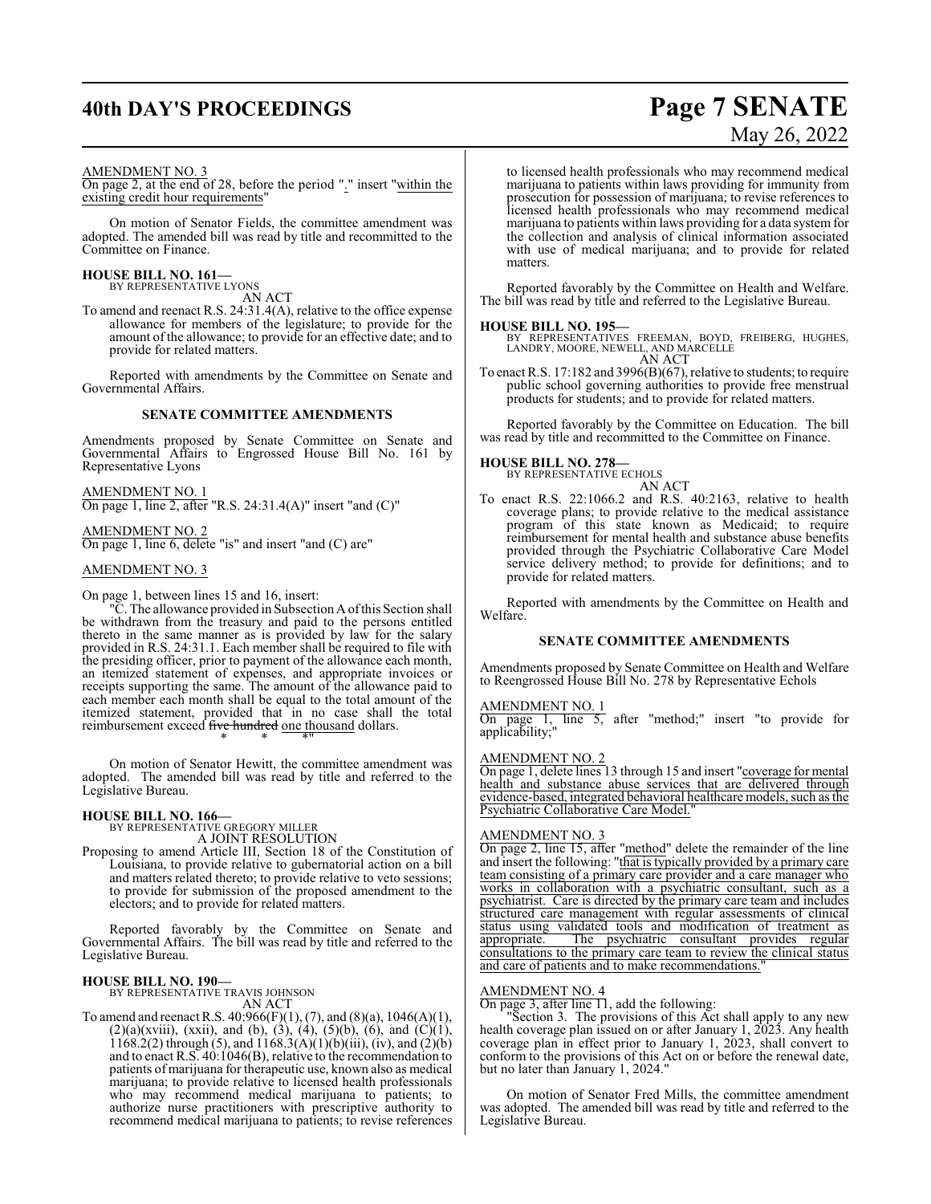AMENDMENT NO. 3

On page 2, at the end of 28, before the period "." insert "within the existing credit hour requirements"

On motion of Senator Fields, the committee amendment was adopted. The amended bill was read by title and recommitted to the Committee on Finance.

**HOUSE BILL NO. 161—**
BY REPRESENTATIVE LYONS
AN ACT

To amend and reenact R.S. 24:31.4(A), relative to the office expense allowance for members of the legislature; to provide for the amount of the allowance; to provide for an effective date; and to provide for related matters.

Reported with amendments by the Committee on Senate and Governmental Affairs.

**SENATE COMMITTEE AMENDMENTS**

Amendments proposed by Senate Committee on Senate and Governmental Affairs to Engrossed House Bill No. 161 by Representative Lyons

AMENDMENT NO. 1

On page 1, line 2, after "R.S. 24:31.4(A)" insert "and (C)"

AMENDMENT NO. 2

On page 1, line 6, delete "is" and insert "and (C) are"

AMENDMENT NO. 3

On page 1, between lines 15 and 16, insert:

"C. The allowance provided in Subsection A of this Section shall be withdrawn from the treasury and paid to the persons entitled thereto in the same manner as is provided by law for the salary provided in R.S. 24:31.1. Each member shall be required to file with the presiding officer, prior to payment of the allowance each month, an itemized statement of expenses, and appropriate invoices or receipts supporting the same. The amount of the allowance paid to each member each month shall be equal to the total amount of the itemized statement, provided that in no case shall the total reimbursement exceed ~~five hundred~~ one thousand dollars.

\* \* \*"

On motion of Senator Hewitt, the committee amendment was adopted. The amended bill was read by title and referred to the Legislative Bureau.

**HOUSE BILL NO. 166—**
BY REPRESENTATIVE GREGORY MILLER
A JOINT RESOLUTION

Proposing to amend Article III, Section 18 of the Constitution of Louisiana, to provide relative to gubernatorial action on a bill and matters related thereto; to provide relative to veto sessions; to provide for submission of the proposed amendment to the electors; and to provide for related matters.

Reported favorably by the Committee on Senate and Governmental Affairs. The bill was read by title and referred to the Legislative Bureau.

**HOUSE BILL NO. 190—**
BY REPRESENTATIVE TRAVIS JOHNSON
AN ACT

To amend and reenact R.S. 40:966(F)(1), (7), and (8)(a), 1046(A)(1), (2)(a)(xviii), (xxii), and (b), (3), (4), (5)(b), (6), and (C)(1), 1168.2(2) through (5), and 1168.3(A)(1)(b)(iii), (iv), and (2)(b) and to enact R.S. 40:1046(B), relative to the recommendation to patients of marijuana for therapeutic use, known also as medical marijuana; to provide relative to licensed health professionals who may recommend medical marijuana to patients; to authorize nurse practitioners with prescriptive authority to recommend medical marijuana to patients; to revise references to licensed health professionals who may recommend medical marijuana to patients within laws providing for immunity from prosecution for possession of marijuana; to revise references to licensed health professionals who may recommend medical marijuana to patients within laws providing for a data system for the collection and analysis of clinical information associated with use of medical marijuana; and to provide for related matters.

Reported favorably by the Committee on Health and Welfare. The bill was read by title and referred to the Legislative Bureau.

**HOUSE BILL NO. 195—**
BY REPRESENTATIVES FREEMAN, BOYD, FREIBERG, HUGHES, LANDRY, MOORE, NEWELL, AND MARCELLE
AN ACT

To enact R.S. 17:182 and 3996(B)(67), relative to students; to require public school governing authorities to provide free menstrual products for students; and to provide for related matters.

Reported favorably by the Committee on Education. The bill was read by title and recommitted to the Committee on Finance.

**HOUSE BILL NO. 278—**
BY REPRESENTATIVE ECHOLS
AN ACT

To enact R.S. 22:1066.2 and R.S. 40:2163, relative to health coverage plans; to provide relative to the medical assistance program of this state known as Medicaid; to require reimbursement for mental health and substance abuse benefits provided through the Psychiatric Collaborative Care Model service delivery method; to provide for definitions; and to provide for related matters.

Reported with amendments by the Committee on Health and Welfare.

**SENATE COMMITTEE AMENDMENTS**

Amendments proposed by Senate Committee on Health and Welfare to Reengrossed House Bill No. 278 by Representative Echols

AMENDMENT NO. 1

On page 1, line 5, after "method;" insert "to provide for applicability;"

AMENDMENT NO. 2

On page 1, delete lines 13 through 15 and insert "coverage for mental health and substance abuse services that are delivered through evidence-based, integrated behavioral healthcare models, such as the Psychiatric Collaborative Care Model."

AMENDMENT NO. 3

On page 2, line 15, after "method" delete the remainder of the line and insert the following: "that is typically provided by a primary care team consisting of a primary care provider and a care manager who works in collaboration with a psychiatric consultant, such as a psychiatrist. Care is directed by the primary care team and includes structured care management with regular assessments of clinical status using validated tools and modification of treatment as appropriate. The psychiatric consultant provides regular consultations to the primary care team to review the clinical status and care of patients and to make recommendations."

AMENDMENT NO. 4

On page 3, after line 11, add the following:

"Section 3. The provisions of this Act shall apply to any new health coverage plan issued on or after January 1, 2023. Any health coverage plan in effect prior to January 1, 2023, shall convert to conform to the provisions of this Act on or before the renewal date, but no later than January 1, 2024."

On motion of Senator Fred Mills, the committee amendment was adopted. The amended bill was read by title and referred to the Legislative Bureau.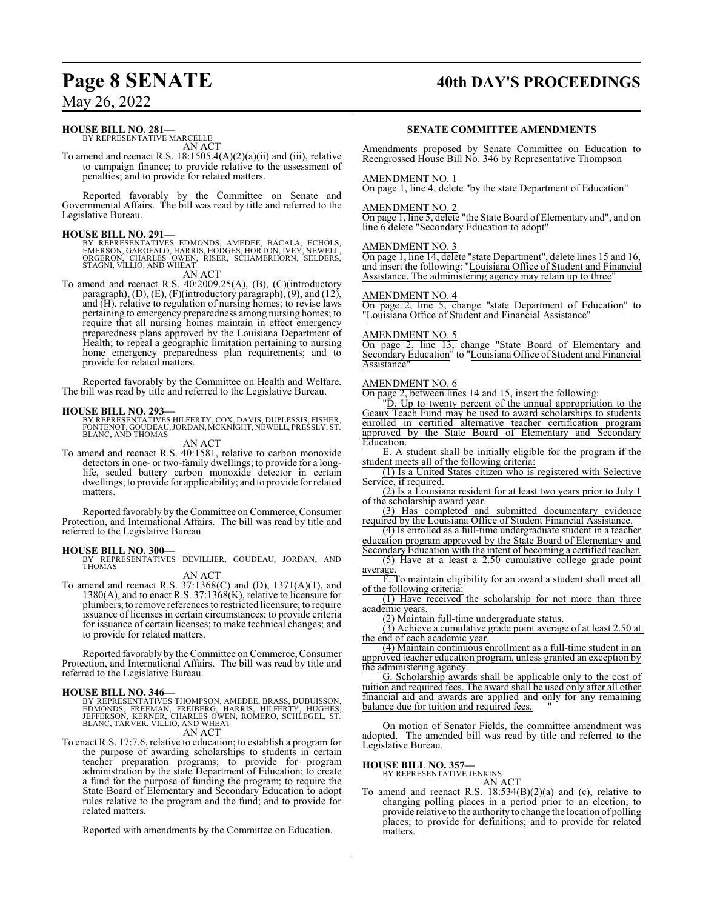**HOUSE BILL NO. 281—**
BY REPRESENTATIVE MARCELLE
AN ACT

To amend and reenact R.S. 18:1505.4(A)(2)(a)(ii) and (iii), relative to campaign finance; to provide relative to the assessment of penalties; and to provide for related matters.

Reported favorably by the Committee on Senate and Governmental Affairs. The bill was read by title and referred to the Legislative Bureau.

**HOUSE BILL NO. 291—**
BY REPRESENTATIVES EDMONDS, AMEDEE, BACALA, ECHOLS, EMERSON, GAROFALO, HARRIS, HODGES, HORTON, IVEY, NEWELL, ORGERON, CHARLES OWEN, RISER, SCHAMERHORN, SELDERS, STAGNI, VILLIO, AND WHEAT
AN ACT

To amend and reenact R.S. 40:2009.25(A), (B), (C)(introductory paragraph), (D), (E), (F)(introductory paragraph), (9), and (12), and (H), relative to regulation of nursing homes; to revise laws pertaining to emergency preparedness among nursing homes; to require that all nursing homes maintain in effect emergency preparedness plans approved by the Louisiana Department of Health; to repeal a geographic limitation pertaining to nursing home emergency preparedness plan requirements; and to provide for related matters.

Reported favorably by the Committee on Health and Welfare. The bill was read by title and referred to the Legislative Bureau.

**HOUSE BILL NO. 293—**
BY REPRESENTATIVES HILFERTY, COX, DAVIS, DUPLESSIS, FISHER, FONTENOT, GOUDEAU, JORDAN, MCKNIGHT, NEWELL, PRESSLY, ST. BLANC, AND THOMAS
AN ACT

To amend and reenact R.S. 40:1581, relative to carbon monoxide detectors in one- or two-family dwellings; to provide for a long-life, sealed battery carbon monoxide detector in certain dwellings; to provide for applicability; and to provide for related matters.

Reported favorably by the Committee on Commerce, Consumer Protection, and International Affairs. The bill was read by title and referred to the Legislative Bureau.

**HOUSE BILL NO. 300—**
BY REPRESENTATIVES DEVILLIER, GOUDEAU, JORDAN, AND THOMAS
AN ACT

To amend and reenact R.S. 37:1368(C) and (D), 1371(A)(1), and 1380(A), and to enact R.S. 37:1368(K), relative to licensure for plumbers; to remove references to restricted licensure; to require issuance of licenses in certain circumstances; to provide criteria for issuance of certain licenses; to make technical changes; and to provide for related matters.

Reported favorably by the Committee on Commerce, Consumer Protection, and International Affairs. The bill was read by title and referred to the Legislative Bureau.

**HOUSE BILL NO. 346—**
BY REPRESENTATIVES THOMPSON, AMEDEE, BRASS, DUBUISSON, EDMONDS, FREEMAN, FREIBERG, HARRIS, HILFERTY, HUGHES, JEFFERSON, KERNER, CHARLES OWEN, ROMERO, SCHLEGEL, ST. BLANC, TARVER, VILLIO, AND WHEAT
AN ACT

To enact R.S. 17:7.6, relative to education; to establish a program for the purpose of awarding scholarships to students in certain teacher preparation programs; to provide for program administration by the state Department of Education; to create a fund for the purpose of funding the program; to require the State Board of Elementary and Secondary Education to adopt rules relative to the program and the fund; and to provide for related matters.

Reported with amendments by the Committee on Education.

**SENATE COMMITTEE AMENDMENTS**

Amendments proposed by Senate Committee on Education to Reengrossed House Bill No. 346 by Representative Thompson

AMENDMENT NO. 1
On page 1, line 4, delete "by the state Department of Education"

AMENDMENT NO. 2
On page 1, line 5, delete "the State Board of Elementary and", and on line 6 delete "Secondary Education to adopt"

AMENDMENT NO. 3
On page 1, line 14, delete "state Department", delete lines 15 and 16, and insert the following: "Louisiana Office of Student and Financial Assistance. The administering agency may retain up to three"

AMENDMENT NO. 4
On page 2, line 5, change "state Department of Education" to "Louisiana Office of Student and Financial Assistance"

AMENDMENT NO. 5
On page 2, line 13, change "State Board of Elementary and Secondary Education" to "Louisiana Office of Student and Financial Assistance"

AMENDMENT NO. 6
On page 2, between lines 14 and 15, insert the following:

"D. Up to twenty percent of the annual appropriation to the Geaux Teach Fund may be used to award scholarships to students enrolled in certified alternative teacher certification program approved by the State Board of Elementary and Secondary Education.

E. A student shall be initially eligible for the program if the student meets all of the following criteria:

(1) Is a United States citizen who is registered with Selective Service, if required.

(2) Is a Louisiana resident for at least two years prior to July 1 of the scholarship award year.

(3) Has completed and submitted documentary evidence required by the Louisiana Office of Student Financial Assistance.

(4) Is enrolled as a full-time undergraduate student in a teacher education program approved by the State Board of Elementary and Secondary Education with the intent of becoming a certified teacher.

(5) Have at a least a 2.50 cumulative college grade point average.

F. To maintain eligibility for an award a student shall meet all of the following criteria:

(1) Have received the scholarship for not more than three academic years.

(2) Maintain full-time undergraduate status.

(3) Achieve a cumulative grade point average of at least 2.50 at the end of each academic year.

(4) Maintain continuous enrollment as a full-time student in an approved teacher education program, unless granted an exception by the administering agency.

G. Scholarship awards shall be applicable only to the cost of tuition and required fees. The award shall be used only after all other financial aid and awards are applied and only for any remaining balance due for tuition and required fees. "

On motion of Senator Fields, the committee amendment was adopted. The amended bill was read by title and referred to the Legislative Bureau.

**HOUSE BILL NO. 357—**
BY REPRESENTATIVE JENKINS
AN ACT

To amend and reenact R.S. 18:534(B)(2)(a) and (c), relative to changing polling places in a period prior to an election; to provide relative to the authority to change the location of polling places; to provide for definitions; and to provide for related matters.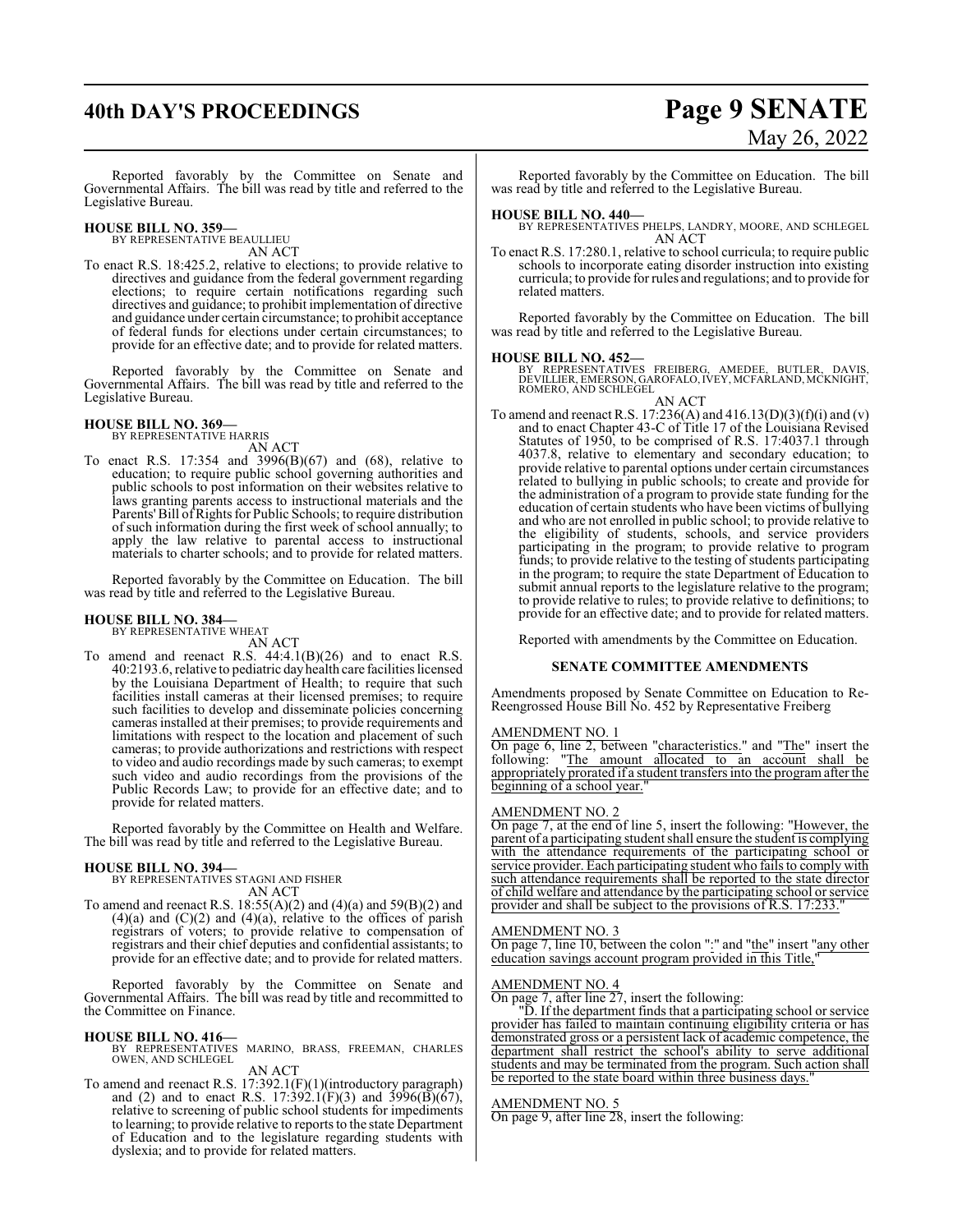Reported favorably by the Committee on Senate and Governmental Affairs. The bill was read by title and referred to the Legislative Bureau.

**HOUSE BILL NO. 359—**
BY REPRESENTATIVE BEAULLIEU

AN ACT

To enact R.S. 18:425.2, relative to elections; to provide relative to directives and guidance from the federal government regarding elections; to require certain notifications regarding such directives and guidance; to prohibit implementation of directive and guidance under certain circumstance; to prohibit acceptance of federal funds for elections under certain circumstances; to provide for an effective date; and to provide for related matters.

Reported favorably by the Committee on Senate and Governmental Affairs. The bill was read by title and referred to the Legislative Bureau.

**HOUSE BILL NO. 369—**
BY REPRESENTATIVE HARRIS

AN ACT

To enact R.S. 17:354 and 3996(B)(67) and (68), relative to education; to require public school governing authorities and public schools to post information on their websites relative to laws granting parents access to instructional materials and the Parents' Bill of Rights for Public Schools; to require distribution of such information during the first week of school annually; to apply the law relative to parental access to instructional materials to charter schools; and to provide for related matters.

Reported favorably by the Committee on Education. The bill was read by title and referred to the Legislative Bureau.

**HOUSE BILL NO. 384—**
BY REPRESENTATIVE WHEAT

AN ACT

To amend and reenact R.S. 44:4.1(B)(26) and to enact R.S. 40:2193.6, relative to pediatric day health care facilities licensed by the Louisiana Department of Health; to require that such facilities install cameras at their licensed premises; to require such facilities to develop and disseminate policies concerning cameras installed at their premises; to provide requirements and limitations with respect to the location and placement of such cameras; to provide authorizations and restrictions with respect to video and audio recordings made by such cameras; to exempt such video and audio recordings from the provisions of the Public Records Law; to provide for an effective date; and to provide for related matters.

Reported favorably by the Committee on Health and Welfare. The bill was read by title and referred to the Legislative Bureau.

**HOUSE BILL NO. 394—**
BY REPRESENTATIVES STAGNI AND FISHER

AN ACT

To amend and reenact R.S. 18:55(A)(2) and (4)(a) and 59(B)(2) and (4)(a) and (C)(2) and (4)(a), relative to the offices of parish registrars of voters; to provide relative to compensation of registrars and their chief deputies and confidential assistants; to provide for an effective date; and to provide for related matters.

Reported favorably by the Committee on Senate and Governmental Affairs. The bill was read by title and recommitted to the Committee on Finance.

**HOUSE BILL NO. 416—**
BY REPRESENTATIVES MARINO, BRASS, FREEMAN, CHARLES OWEN, AND SCHLEGEL

AN ACT

To amend and reenact R.S. 17:392.1(F)(1)(introductory paragraph) and (2) and to enact R.S. 17:392.1(F)(3) and 3996(B)(67), relative to screening of public school students for impediments to learning; to provide relative to reports to the state Department of Education and to the legislature regarding students with dyslexia; and to provide for related matters.

Reported favorably by the Committee on Education. The bill was read by title and referred to the Legislative Bureau.

**HOUSE BILL NO. 440—**
BY REPRESENTATIVES PHELPS, LANDRY, MOORE, AND SCHLEGEL

AN ACT

To enact R.S. 17:280.1, relative to school curricula; to require public schools to incorporate eating disorder instruction into existing curricula; to provide for rules and regulations; and to provide for related matters.

Reported favorably by the Committee on Education. The bill was read by title and referred to the Legislative Bureau.

**HOUSE BILL NO. 452—**
BY REPRESENTATIVES FREIBERG, AMEDEE, BUTLER, DAVIS, DEVILLIER, EMERSON, GAROFALO, IVEY, MCFARLAND, MCKNIGHT, ROMERO, AND SCHLEGEL

AN ACT

To amend and reenact R.S. 17:236(A) and 416.13(D)(3)(f)(i) and (v) and to enact Chapter 43-C of Title 17 of the Louisiana Revised Statutes of 1950, to be comprised of R.S. 17:4037.1 through 4037.8, relative to elementary and secondary education; to provide relative to parental options under certain circumstances related to bullying in public schools; to create and provide for the administration of a program to provide state funding for the education of certain students who have been victims of bullying and who are not enrolled in public school; to provide relative to the eligibility of students, schools, and service providers participating in the program; to provide relative to program funds; to provide relative to the testing of students participating in the program; to require the state Department of Education to submit annual reports to the legislature relative to the program; to provide relative to rules; to provide relative to definitions; to provide for an effective date; and to provide for related matters.

Reported with amendments by the Committee on Education.

**SENATE COMMITTEE AMENDMENTS**

Amendments proposed by Senate Committee on Education to Re-Reengrossed House Bill No. 452 by Representative Freiberg

AMENDMENT NO. 1
On page 6, line 2, between "characteristics." and "The" insert the following: "The amount allocated to an account shall be appropriately prorated if a student transfers into the program after the beginning of a school year."

AMENDMENT NO. 2
On page 7, at the end of line 5, insert the following: "However, the parent of a participating student shall ensure the student is complying with the attendance requirements of the participating school or service provider. Each participating student who fails to comply with such attendance requirements shall be reported to the state director of child welfare and attendance by the participating school or service provider and shall be subject to the provisions of R.S. 17:233."

AMENDMENT NO. 3
On page 7, line 10, between the colon ":" and "the" insert "any other education savings account program provided in this Title,"

AMENDMENT NO. 4
On page 7, after line 27, insert the following:

"D. If the department finds that a participating school or service provider has failed to maintain continuing eligibility criteria or has demonstrated gross or a persistent lack of academic competence, the department shall restrict the school's ability to serve additional students and may be terminated from the program. Such action shall be reported to the state board within three business days."

AMENDMENT NO. 5
On page 9, after line 28, insert the following: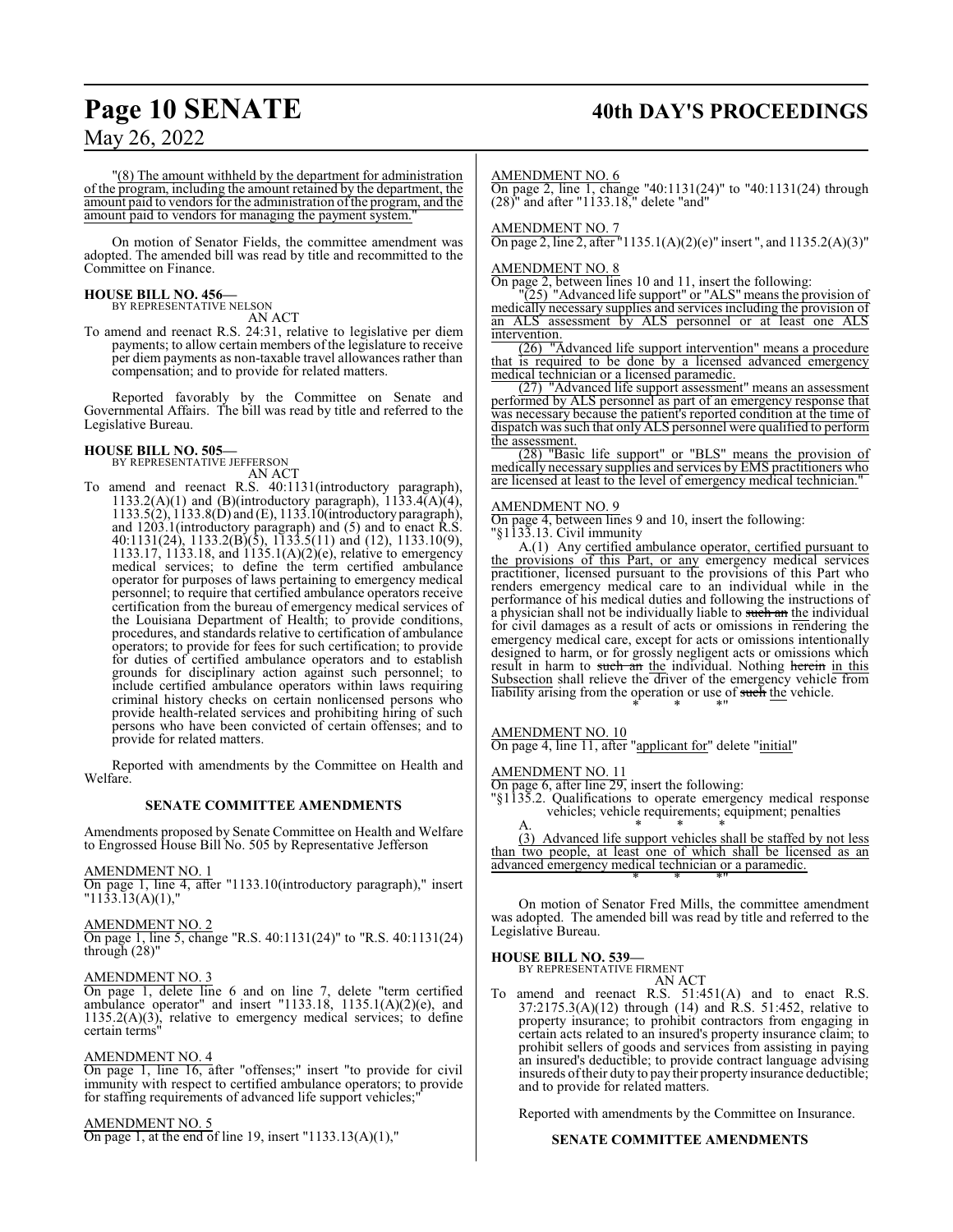"(8) The amount withheld by the department for administration of the program, including the amount retained by the department, the amount paid to vendors for the administration of the program, and the amount paid to vendors for managing the payment system."

On motion of Senator Fields, the committee amendment was adopted. The amended bill was read by title and recommitted to the Committee on Finance.

**HOUSE BILL NO. 456—**
BY REPRESENTATIVE NELSON
AN ACT

To amend and reenact R.S. 24:31, relative to legislative per diem payments; to allow certain members of the legislature to receive per diem payments as non-taxable travel allowances rather than compensation; and to provide for related matters.

Reported favorably by the Committee on Senate and Governmental Affairs. The bill was read by title and referred to the Legislative Bureau.

**HOUSE BILL NO. 505—**
BY REPRESENTATIVE JEFFERSON
AN ACT

To amend and reenact R.S. 40:1131(introductory paragraph), 1133.2(A)(1) and (B)(introductory paragraph), 1133.4(A)(4), 1133.5(2), 1133.8(D) and (E), 1133.10(introductory paragraph), and 1203.1(introductory paragraph) and (5) and to enact R.S. 40:1131(24), 1133.2(B)(5), 1133.5(11) and (12), 1133.10(9), 1133.17, 1133.18, and 1135.1(A)(2)(e), relative to emergency medical services; to define the term certified ambulance operator for purposes of laws pertaining to emergency medical personnel; to require that certified ambulance operators receive certification from the bureau of emergency medical services of the Louisiana Department of Health; to provide conditions, procedures, and standards relative to certification of ambulance operators; to provide for fees for such certification; to provide for duties of certified ambulance operators and to establish grounds for disciplinary action against such personnel; to include certified ambulance operators within laws requiring criminal history checks on certain nonlicensed persons who provide health-related services and prohibiting hiring of such persons who have been convicted of certain offenses; and to provide for related matters.

Reported with amendments by the Committee on Health and Welfare.

**SENATE COMMITTEE AMENDMENTS**

Amendments proposed by Senate Committee on Health and Welfare to Engrossed House Bill No. 505 by Representative Jefferson

AMENDMENT NO. 1
On page 1, line 4, after "1133.10(introductory paragraph)," insert "1133.13(A)(1),"

AMENDMENT NO. 2
On page 1, line 5, change "R.S. 40:1131(24)" to "R.S. 40:1131(24) through (28)"

AMENDMENT NO. 3
On page 1, delete line 6 and on line 7, delete "term certified ambulance operator" and insert "1133.18, 1135.1(A)(2)(e), and 1135.2(A)(3), relative to emergency medical services; to define certain terms"

AMENDMENT NO. 4
On page 1, line 16, after "offenses;" insert "to provide for civil immunity with respect to certified ambulance operators; to provide for staffing requirements of advanced life support vehicles;"

AMENDMENT NO. 5
On page 1, at the end of line 19, insert "1133.13(A)(1),"

AMENDMENT NO. 6
On page 2, line 1, change "40:1131(24)" to "40:1131(24) through (28)" and after "1133.18," delete "and"

AMENDMENT NO. 7
On page 2, line 2, after "1135.1(A)(2)(e)" insert ", and 1135.2(A)(3)"

AMENDMENT NO. 8
On page 2, between lines 10 and 11, insert the following:

"(25) "Advanced life support" or "ALS" means the provision of medically necessary supplies and services including the provision of an ALS assessment by ALS personnel or at least one ALS intervention.

(26) "Advanced life support intervention" means a procedure that is required to be done by a licensed advanced emergency medical technician or a licensed paramedic.

(27) "Advanced life support assessment" means an assessment performed by ALS personnel as part of an emergency response that was necessary because the patient's reported condition at the time of dispatch was such that only ALS personnel were qualified to perform the assessment.

(28) "Basic life support" or "BLS" means the provision of medically necessary supplies and services by EMS practitioners who are licensed at least to the level of emergency medical technician."

AMENDMENT NO. 9
On page 4, between lines 9 and 10, insert the following:

"§1133.13. Civil immunity

A.(1) Any certified ambulance operator, certified pursuant to the provisions of this Part, or any emergency medical services practitioner, licensed pursuant to the provisions of this Part who renders emergency medical care to an individual while in the performance of his medical duties and following the instructions of a physician shall not be individually liable to ~~such an~~ the individual for civil damages as a result of acts or omissions in rendering the emergency medical care, except for acts or omissions intentionally designed to harm, or for grossly negligent acts or omissions which result in harm to ~~such an~~ the individual. Nothing ~~herein~~ in this Subsection shall relieve the driver of the emergency vehicle from liability arising from the operation or use of ~~such~~ the vehicle.

\* \* \*"

AMENDMENT NO. 10
On page 4, line 11, after "applicant for" delete "initial"

AMENDMENT NO. 11
On page 6, after line 29, insert the following:

"§1135.2. Qualifications to operate emergency medical response vehicles; vehicle requirements; equipment; penalties

A. \* \* \*

(3) Advanced life support vehicles shall be staffed by not less than two people, at least one of which shall be licensed as an advanced emergency medical technician or a paramedic.

\* \* \*"

On motion of Senator Fred Mills, the committee amendment was adopted. The amended bill was read by title and referred to the Legislative Bureau.

**HOUSE BILL NO. 539—**
BY REPRESENTATIVE FIRMENT
AN ACT

To amend and reenact R.S. 51:451(A) and to enact R.S. 37:2175.3(A)(12) through (14) and R.S. 51:452, relative to property insurance; to prohibit contractors from engaging in certain acts related to an insured's property insurance claim; to prohibit sellers of goods and services from assisting in paying an insured's deductible; to provide contract language advising insureds of their duty to pay their property insurance deductible; and to provide for related matters.

Reported with amendments by the Committee on Insurance.

**SENATE COMMITTEE AMENDMENTS**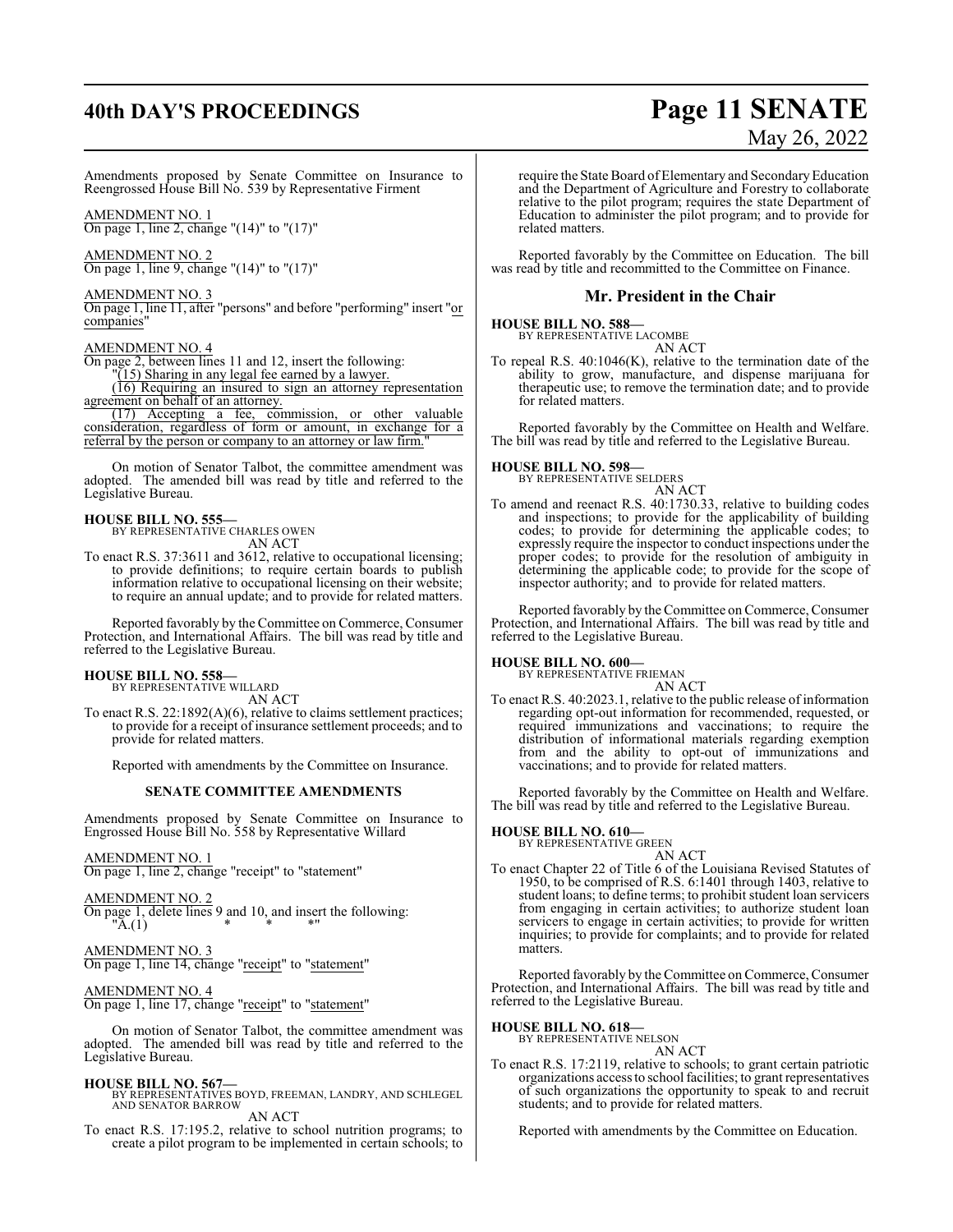Amendments proposed by Senate Committee on Insurance to Reengrossed House Bill No. 539 by Representative Firment

AMENDMENT NO. 1
On page 1, line 2, change "(14)" to "(17)"

AMENDMENT NO. 2
On page 1, line 9, change "(14)" to "(17)"

AMENDMENT NO. 3
On page 1, line 11, after "persons" and before "performing" insert "or companies"

AMENDMENT NO. 4
On page 2, between lines 11 and 12, insert the following:
"(15) Sharing in any legal fee earned by a lawyer.
(16) Requiring an insured to sign an attorney representation agreement on behalf of an attorney.
(17) Accepting a fee, commission, or other valuable consideration, regardless of form or amount, in exchange for a referral by the person or company to an attorney or law firm."

On motion of Senator Talbot, the committee amendment was adopted. The amended bill was read by title and referred to the Legislative Bureau.

**HOUSE BILL NO. 555—**
BY REPRESENTATIVE CHARLES OWEN
AN ACT
To enact R.S. 37:3611 and 3612, relative to occupational licensing; to provide definitions; to require certain boards to publish information relative to occupational licensing on their website; to require an annual update; and to provide for related matters.

Reported favorably by the Committee on Commerce, Consumer Protection, and International Affairs. The bill was read by title and referred to the Legislative Bureau.

**HOUSE BILL NO. 558—**
BY REPRESENTATIVE WILLARD
AN ACT
To enact R.S. 22:1892(A)(6), relative to claims settlement practices; to provide for a receipt of insurance settlement proceeds; and to provide for related matters.

Reported with amendments by the Committee on Insurance.

**SENATE COMMITTEE AMENDMENTS**

Amendments proposed by Senate Committee on Insurance to Engrossed House Bill No. 558 by Representative Willard

AMENDMENT NO. 1
On page 1, line 2, change "receipt" to "statement"

AMENDMENT NO. 2
On page 1, delete lines 9 and 10, and insert the following:
"A.(1) * * *"

AMENDMENT NO. 3
On page 1, line 14, change "receipt" to "statement"

AMENDMENT NO. 4
On page 1, line 17, change "receipt" to "statement"

On motion of Senator Talbot, the committee amendment was adopted. The amended bill was read by title and referred to the Legislative Bureau.

**HOUSE BILL NO. 567—**
BY REPRESENTATIVES BOYD, FREEMAN, LANDRY, AND SCHLEGEL AND SENATOR BARROW
AN ACT
To enact R.S. 17:195.2, relative to school nutrition programs; to create a pilot program to be implemented in certain schools; to require the State Board of Elementary and Secondary Education and the Department of Agriculture and Forestry to collaborate relative to the pilot program; requires the state Department of Education to administer the pilot program; and to provide for related matters.

Reported favorably by the Committee on Education. The bill was read by title and recommitted to the Committee on Finance.

## Mr. President in the Chair

**HOUSE BILL NO. 588—**
BY REPRESENTATIVE LACOMBE
AN ACT
To repeal R.S. 40:1046(K), relative to the termination date of the ability to grow, manufacture, and dispense marijuana for therapeutic use; to remove the termination date; and to provide for related matters.

Reported favorably by the Committee on Health and Welfare. The bill was read by title and referred to the Legislative Bureau.

**HOUSE BILL NO. 598—**
BY REPRESENTATIVE SELDERS
AN ACT
To amend and reenact R.S. 40:1730.33, relative to building codes and inspections; to provide for the applicability of building codes; to provide for determining the applicable codes; to expressly require the inspector to conduct inspections under the proper codes; to provide for the resolution of ambiguity in determining the applicable code; to provide for the scope of inspector authority; and to provide for related matters.

Reported favorably by the Committee on Commerce, Consumer Protection, and International Affairs. The bill was read by title and referred to the Legislative Bureau.

**HOUSE BILL NO. 600—**
BY REPRESENTATIVE FRIEMAN
AN ACT
To enact R.S. 40:2023.1, relative to the public release of information regarding opt-out information for recommended, requested, or required immunizations and vaccinations; to require the distribution of informational materials regarding exemption from and the ability to opt-out of immunizations and vaccinations; and to provide for related matters.

Reported favorably by the Committee on Health and Welfare. The bill was read by title and referred to the Legislative Bureau.

**HOUSE BILL NO. 610—**
BY REPRESENTATIVE GREEN
AN ACT
To enact Chapter 22 of Title 6 of the Louisiana Revised Statutes of 1950, to be comprised of R.S. 6:1401 through 1403, relative to student loans; to define terms; to prohibit student loan servicers from engaging in certain activities; to authorize student loan servicers to engage in certain activities; to provide for written inquiries; to provide for complaints; and to provide for related matters.

Reported favorably by the Committee on Commerce, Consumer Protection, and International Affairs. The bill was read by title and referred to the Legislative Bureau.

**HOUSE BILL NO. 618—**
BY REPRESENTATIVE NELSON
AN ACT
To enact R.S. 17:2119, relative to schools; to grant certain patriotic organizations access to school facilities; to grant representatives of such organizations the opportunity to speak to and recruit students; and to provide for related matters.

Reported with amendments by the Committee on Education.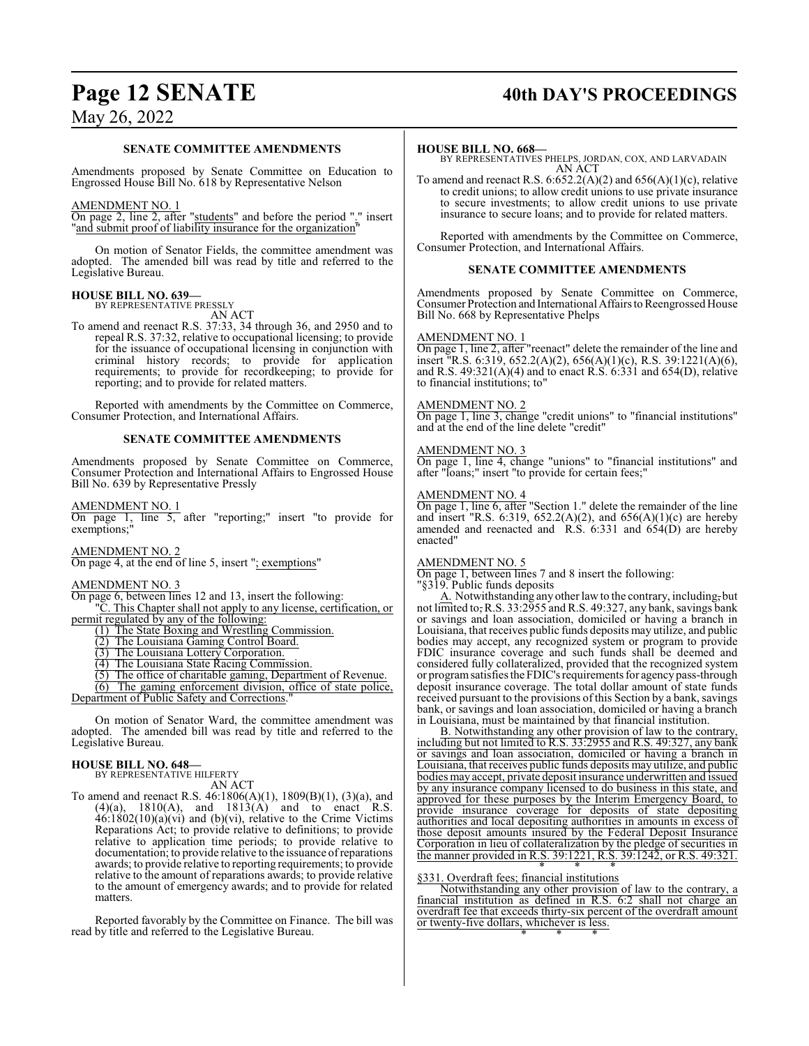**SENATE COMMITTEE AMENDMENTS**

Amendments proposed by Senate Committee on Education to Engrossed House Bill No. 618 by Representative Nelson

AMENDMENT NO. 1

On page 2, line 2, after "students" and before the period "." insert "and submit proof of liability insurance for the organization"

On motion of Senator Fields, the committee amendment was adopted. The amended bill was read by title and referred to the Legislative Bureau.

**HOUSE BILL NO. 639—**
BY REPRESENTATIVE PRESSLY

AN ACT

To amend and reenact R.S. 37:33, 34 through 36, and 2950 and to repeal R.S. 37:32, relative to occupational licensing; to provide for the issuance of occupational licensing in conjunction with criminal history records; to provide for application requirements; to provide for recordkeeping; to provide for reporting; and to provide for related matters.

Reported with amendments by the Committee on Commerce, Consumer Protection, and International Affairs.

**SENATE COMMITTEE AMENDMENTS**

Amendments proposed by Senate Committee on Commerce, Consumer Protection and International Affairs to Engrossed House Bill No. 639 by Representative Pressly

AMENDMENT NO. 1

On page 1, line 5, after "reporting;" insert "to provide for exemptions;"

AMENDMENT NO. 2

On page 4, at the end of line 5, insert "; exemptions"

AMENDMENT NO. 3

On page 6, between lines 12 and 13, insert the following:

"C. This Chapter shall not apply to any license, certification, or permit regulated by any of the following:

(1) The State Boxing and Wrestling Commission.

(2) The Louisiana Gaming Control Board.

(3) The Louisiana Lottery Corporation.

(4) The Louisiana State Racing Commission.

(5) The office of charitable gaming, Department of Revenue.

(6) The gaming enforcement division, office of state police, Department of Public Safety and Corrections."

On motion of Senator Ward, the committee amendment was adopted. The amended bill was read by title and referred to the Legislative Bureau.

**HOUSE BILL NO. 648—**
BY REPRESENTATIVE HILFERTY

AN ACT

To amend and reenact R.S. 46:1806(A)(1), 1809(B)(1), (3)(a), and (4)(a), 1810(A), and 1813(A) and to enact R.S. 46:1802(10)(a)(vi) and (b)(vi), relative to the Crime Victims Reparations Act; to provide relative to definitions; to provide relative to application time periods; to provide relative to documentation; to provide relative to the issuance of reparations awards; to provide relative to reporting requirements; to provide relative to the amount of reparations awards; to provide relative to the amount of emergency awards; and to provide for related matters.

Reported favorably by the Committee on Finance. The bill was read by title and referred to the Legislative Bureau.

**HOUSE BILL NO. 668—**
BY REPRESENTATIVES PHELPS, JORDAN, COX, AND LARVADAIN

AN ACT

To amend and reenact R.S. 6:652.2(A)(2) and 656(A)(1)(c), relative to credit unions; to allow credit unions to use private insurance to secure investments; to allow credit unions to use private insurance to secure loans; and to provide for related matters.

Reported with amendments by the Committee on Commerce, Consumer Protection, and International Affairs.

**SENATE COMMITTEE AMENDMENTS**

Amendments proposed by Senate Committee on Commerce, Consumer Protection and International Affairs to Reengrossed House Bill No. 668 by Representative Phelps

AMENDMENT NO. 1

On page 1, line 2, after "reenact" delete the remainder of the line and insert "R.S. 6:319, 652.2(A)(2), 656(A)(1)(c), R.S. 39:1221(A)(6), and R.S. 49:321(A)(4) and to enact R.S. 6:331 and 654(D), relative to financial institutions; to"

AMENDMENT NO. 2

On page 1, line 3, change "credit unions" to "financial institutions" and at the end of the line delete "credit"

AMENDMENT NO. 3

On page 1, line 4, change "unions" to "financial institutions" and after "loans;" insert "to provide for certain fees;"

AMENDMENT NO. 4

On page 1, line 6, after "Section 1." delete the remainder of the line and insert "R.S. 6:319, 652.2(A)(2), and 656(A)(1)(c) are hereby amended and reenacted and R.S. 6:331 and 654(D) are hereby enacted"

AMENDMENT NO. 5

On page 1, between lines 7 and 8 insert the following:

"§319. Public funds deposits

A. Notwithstanding any other law to the contrary, including, but not limited to, R.S. 33:2955 and R.S. 49:327, any bank, savings bank or savings and loan association, domiciled or having a branch in Louisiana, that receives public funds deposits may utilize, and public bodies may accept, any recognized system or program to provide FDIC insurance coverage and such funds shall be deemed and considered fully collateralized, provided that the recognized system or program satisfies the FDIC's requirements for agency pass-through deposit insurance coverage. The total dollar amount of state funds received pursuant to the provisions of this Section by a bank, savings bank, or savings and loan association, domiciled or having a branch in Louisiana, must be maintained by that financial institution.

B. Notwithstanding any other provision of law to the contrary, including but not limited to R.S. 33:2955 and R.S. 49:327, any bank or savings and loan association, domiciled or having a branch in Louisiana, that receives public funds deposits may utilize, and public bodies may accept, private deposit insurance underwritten and issued by any insurance company licensed to do business in this state, and approved for these purposes by the Interim Emergency Board, to provide insurance coverage for deposits of state depositing authorities and local depositing authorities in amounts in excess of those deposit amounts insured by the Federal Deposit Insurance Corporation in lieu of collateralization by the pledge of securities in the manner provided in R.S. 39:1221, R.S. 39:1242, or R.S. 49:321.

\* \* \*

§331. Overdraft fees; financial institutions

Notwithstanding any other provision of law to the contrary, a financial institution as defined in R.S. 6:2 shall not charge an overdraft fee that exceeds thirty-six percent of the overdraft amount or twenty-five dollars, whichever is less.

\* \* \*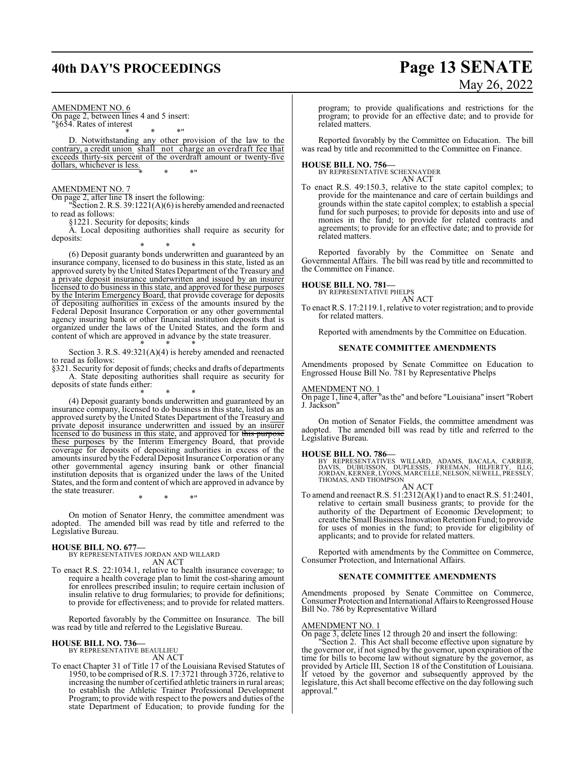AMENDMENT NO. 6

On page 2, between lines 4 and 5 insert:

"§654. Rates of interest

\* \* \*

D. Notwithstanding any other provision of the law to the contrary, a credit union shall not charge an overdraft fee that exceeds thirty-six percent of the overdraft amount or twenty-five dollars, whichever is less.

\* \* \*"

AMENDMENT NO. 7

On page 2, after line 18 insert the following:

"Section 2. R.S. 39:1221(A)(6) is hereby amended and reenacted to read as follows:

§1221. Security for deposits; kinds

A. Local depositing authorities shall require as security for deposits:

\* \* \*

(6) Deposit guaranty bonds underwritten and guaranteed by an insurance company, licensed to do business in this state, listed as an approved surety by the United States Department of the Treasury and a private deposit insurance underwritten and issued by an insurer licensed to do business in this state, and approved for these purposes by the Interim Emergency Board, that provide coverage for deposits of depositing authorities in excess of the amounts insured by the Federal Deposit Insurance Corporation or any other governmental agency insuring bank or other financial institution deposits that is organized under the laws of the United States, and the form and content of which are approved in advance by the state treasurer.

\* \* \*

Section 3. R.S. 49:321(A)(4) is hereby amended and reenacted to read as follows:

§321. Security for deposit of funds; checks and drafts of departments

A. State depositing authorities shall require as security for deposits of state funds either:

\* \* \*

(4) Deposit guaranty bonds underwritten and guaranteed by an insurance company, licensed to do business in this state, listed as an approved surety by the United States Department of the Treasury and private deposit insurance underwritten and issued by an insurer licensed to do business in this state, and approved for ~~this purpose~~ these purposes by the Interim Emergency Board, that provide coverage for deposits of depositing authorities in excess of the amounts insured by the Federal Deposit Insurance Corporation or any other governmental agency insuring bank or other financial institution deposits that is organized under the laws of the United States, and the form and content of which are approved in advance by the state treasurer.

\* \* \*"

On motion of Senator Henry, the committee amendment was adopted. The amended bill was read by title and referred to the Legislative Bureau.

**HOUSE BILL NO. 677—**
BY REPRESENTATIVES JORDAN AND WILLARD
AN ACT

To enact R.S. 22:1034.1, relative to health insurance coverage; to require a health coverage plan to limit the cost-sharing amount for enrollees prescribed insulin; to require certain inclusion of insulin relative to drug formularies; to provide for definitions; to provide for effectiveness; and to provide for related matters.

Reported favorably by the Committee on Insurance. The bill was read by title and referred to the Legislative Bureau.

**HOUSE BILL NO. 736—**
BY REPRESENTATIVE BEAULLIEU
AN ACT

To enact Chapter 31 of Title 17 of the Louisiana Revised Statutes of 1950, to be comprised of R.S. 17:3721 through 3726, relative to increasing the number of certified athletic trainers in rural areas; to establish the Athletic Trainer Professional Development Program; to provide with respect to the powers and duties of the state Department of Education; to provide funding for the program; to provide qualifications and restrictions for the program; to provide for an effective date; and to provide for related matters.

Reported favorably by the Committee on Education. The bill was read by title and recommitted to the Committee on Finance.

**HOUSE BILL NO. 756—**
BY REPRESENTATIVE SCHEXNAYDER
AN ACT

To enact R.S. 49:150.3, relative to the state capitol complex; to provide for the maintenance and care of certain buildings and grounds within the state capitol complex; to establish a special fund for such purposes; to provide for deposits into and use of monies in the fund; to provide for related contracts and agreements; to provide for an effective date; and to provide for related matters.

Reported favorably by the Committee on Senate and Governmental Affairs. The bill was read by title and recommitted to the Committee on Finance.

**HOUSE BILL NO. 781—**
BY REPRESENTATIVE PHELPS
AN ACT

To enact R.S. 17:2119.1, relative to voter registration; and to provide for related matters.

Reported with amendments by the Committee on Education.

**SENATE COMMITTEE AMENDMENTS**

Amendments proposed by Senate Committee on Education to Engrossed House Bill No. 781 by Representative Phelps

AMENDMENT NO. 1

On page 1, line 4, after "as the" and before "Louisiana" insert "Robert J. Jackson"

On motion of Senator Fields, the committee amendment was adopted. The amended bill was read by title and referred to the Legislative Bureau.

**HOUSE BILL NO. 786—**
BY REPRESENTATIVES WILLARD, ADAMS, BACALA, CARRIER, DAVIS, DUBUISSON, DUPLESSIS, FREEMAN, HILFERTY, ILLG, JORDAN, KERNER, LYONS, MARCELLE, NELSON, NEWELL, PRESSLY, THOMAS, AND THOMPSON
AN ACT

To amend and reenact R.S. 51:2312(A)(1) and to enact R.S. 51:2401, relative to certain small business grants; to provide for the authority of the Department of Economic Development; to create the Small Business Innovation Retention Fund; to provide for uses of monies in the fund; to provide for eligibility of applicants; and to provide for related matters.

Reported with amendments by the Committee on Commerce, Consumer Protection, and International Affairs.

**SENATE COMMITTEE AMENDMENTS**

Amendments proposed by Senate Committee on Commerce, Consumer Protection and International Affairs to Reengrossed House Bill No. 786 by Representative Willard

AMENDMENT NO. 1

On page 3, delete lines 12 through 20 and insert the following:

"Section 2. This Act shall become effective upon signature by the governor or, if not signed by the governor, upon expiration of the time for bills to become law without signature by the governor, as provided by Article III, Section 18 of the Constitution of Louisiana. If vetoed by the governor and subsequently approved by the legislature, this Act shall become effective on the day following such approval."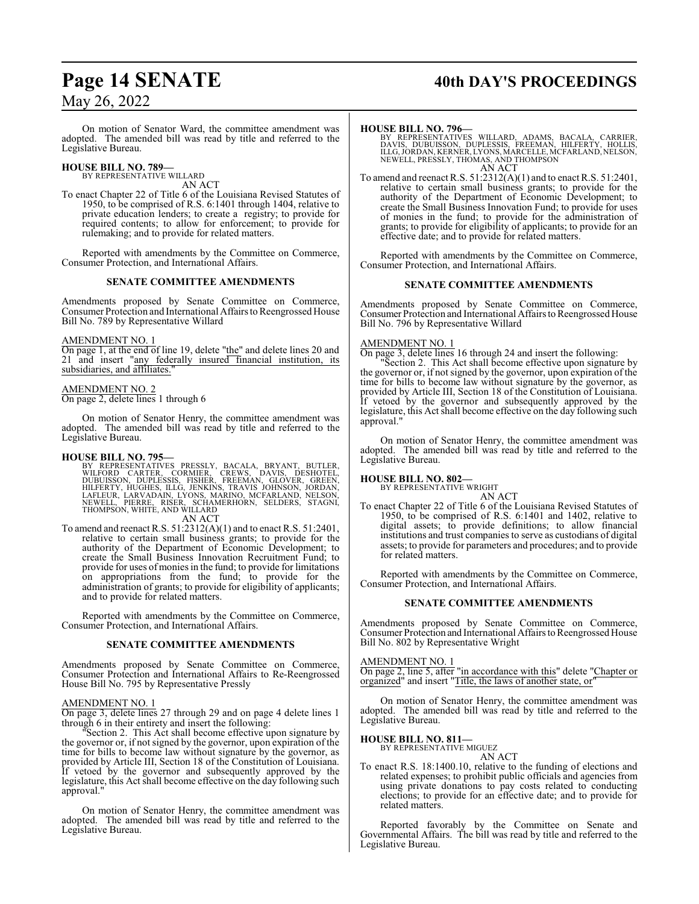On motion of Senator Ward, the committee amendment was adopted. The amended bill was read by title and referred to the Legislative Bureau.

**HOUSE BILL NO. 789—**
BY REPRESENTATIVE WILLARD
AN ACT

To enact Chapter 22 of Title 6 of the Louisiana Revised Statutes of 1950, to be comprised of R.S. 6:1401 through 1404, relative to private education lenders; to create a registry; to provide for required contents; to allow for enforcement; to provide for rulemaking; and to provide for related matters.

Reported with amendments by the Committee on Commerce, Consumer Protection, and International Affairs.

**SENATE COMMITTEE AMENDMENTS**

Amendments proposed by Senate Committee on Commerce, Consumer Protection and International Affairs to Reengrossed House Bill No. 789 by Representative Willard

AMENDMENT NO. 1
On page 1, at the end of line 19, delete "the" and delete lines 20 and 21 and insert "any federally insured financial institution, its subsidiaries, and affiliates."

AMENDMENT NO. 2
On page 2, delete lines 1 through 6

On motion of Senator Henry, the committee amendment was adopted. The amended bill was read by title and referred to the Legislative Bureau.

**HOUSE BILL NO. 795—**
BY REPRESENTATIVES PRESSLY, BACALA, BRYANT, BUTLER, WILFORD CARTER, CORMIER, CREWS, DAVIS, DESHOTEL, DUBUISSON, DUPLESSIS, FISHER, FREEMAN, GLOVER, GREEN, HILFERTY, HUGHES, ILLG, JENKINS, TRAVIS JOHNSON, JORDAN, LAFLEUR, LARVADAIN, LYONS, MARINO, MCFARLAND, NELSON, NEWELL, PIERRE, RISER, SCHAMERHORN, SELDERS, STAGNI, THOMPSON, WHITE, AND WILLARD
AN ACT

To amend and reenact R.S. 51:2312(A)(1) and to enact R.S. 51:2401, relative to certain small business grants; to provide for the authority of the Department of Economic Development; to create the Small Business Innovation Recruitment Fund; to provide for uses of monies in the fund; to provide for limitations on appropriations from the fund; to provide for the administration of grants; to provide for eligibility of applicants; and to provide for related matters.

Reported with amendments by the Committee on Commerce, Consumer Protection, and International Affairs.

**SENATE COMMITTEE AMENDMENTS**

Amendments proposed by Senate Committee on Commerce, Consumer Protection and International Affairs to Re-Reengrossed House Bill No. 795 by Representative Pressly

AMENDMENT NO. 1
On page 3, delete lines 27 through 29 and on page 4 delete lines 1 through 6 in their entirety and insert the following:

"Section 2. This Act shall become effective upon signature by the governor or, if not signed by the governor, upon expiration of the time for bills to become law without signature by the governor, as provided by Article III, Section 18 of the Constitution of Louisiana. If vetoed by the governor and subsequently approved by the legislature, this Act shall become effective on the day following such approval."

On motion of Senator Henry, the committee amendment was adopted. The amended bill was read by title and referred to the Legislative Bureau.

**HOUSE BILL NO. 796—**
BY REPRESENTATIVES WILLARD, ADAMS, BACALA, CARRIER, DAVIS, DUBUISSON, DUPLESSIS, FREEMAN, HILFERTY, HOLLIS, ILLG, JORDAN, KERNER, LYONS, MARCELLE, MCFARLAND, NELSON, NEWELL, PRESSLY, THOMAS, AND THOMPSON
AN ACT

To amend and reenact R.S. 51:2312(A)(1) and to enact R.S. 51:2401, relative to certain small business grants; to provide for the authority of the Department of Economic Development; to create the Small Business Innovation Fund; to provide for uses of monies in the fund; to provide for the administration of grants; to provide for eligibility of applicants; to provide for an effective date; and to provide for related matters.

Reported with amendments by the Committee on Commerce, Consumer Protection, and International Affairs.

**SENATE COMMITTEE AMENDMENTS**

Amendments proposed by Senate Committee on Commerce, Consumer Protection and International Affairs to Reengrossed House Bill No. 796 by Representative Willard

AMENDMENT NO. 1
On page 3, delete lines 16 through 24 and insert the following:

"Section 2. This Act shall become effective upon signature by the governor or, if not signed by the governor, upon expiration of the time for bills to become law without signature by the governor, as provided by Article III, Section 18 of the Constitution of Louisiana. If vetoed by the governor and subsequently approved by the legislature, this Act shall become effective on the day following such approval."

On motion of Senator Henry, the committee amendment was adopted. The amended bill was read by title and referred to the Legislative Bureau.

**HOUSE BILL NO. 802—**
BY REPRESENTATIVE WRIGHT
AN ACT

To enact Chapter 22 of Title 6 of the Louisiana Revised Statutes of 1950, to be comprised of R.S. 6:1401 and 1402, relative to digital assets; to provide definitions; to allow financial institutions and trust companies to serve as custodians of digital assets; to provide for parameters and procedures; and to provide for related matters.

Reported with amendments by the Committee on Commerce, Consumer Protection, and International Affairs.

**SENATE COMMITTEE AMENDMENTS**

Amendments proposed by Senate Committee on Commerce, Consumer Protection and International Affairs to Reengrossed House Bill No. 802 by Representative Wright

AMENDMENT NO. 1
On page 2, line 5, after "in accordance with this" delete "Chapter or organized" and insert "Title, the laws of another state, or"

On motion of Senator Henry, the committee amendment was adopted. The amended bill was read by title and referred to the Legislative Bureau.

**HOUSE BILL NO. 811—**
BY REPRESENTATIVE MIGUEZ
AN ACT

To enact R.S. 18:1400.10, relative to the funding of elections and related expenses; to prohibit public officials and agencies from using private donations to pay costs related to conducting elections; to provide for an effective date; and to provide for related matters.

Reported favorably by the Committee on Senate and Governmental Affairs. The bill was read by title and referred to the Legislative Bureau.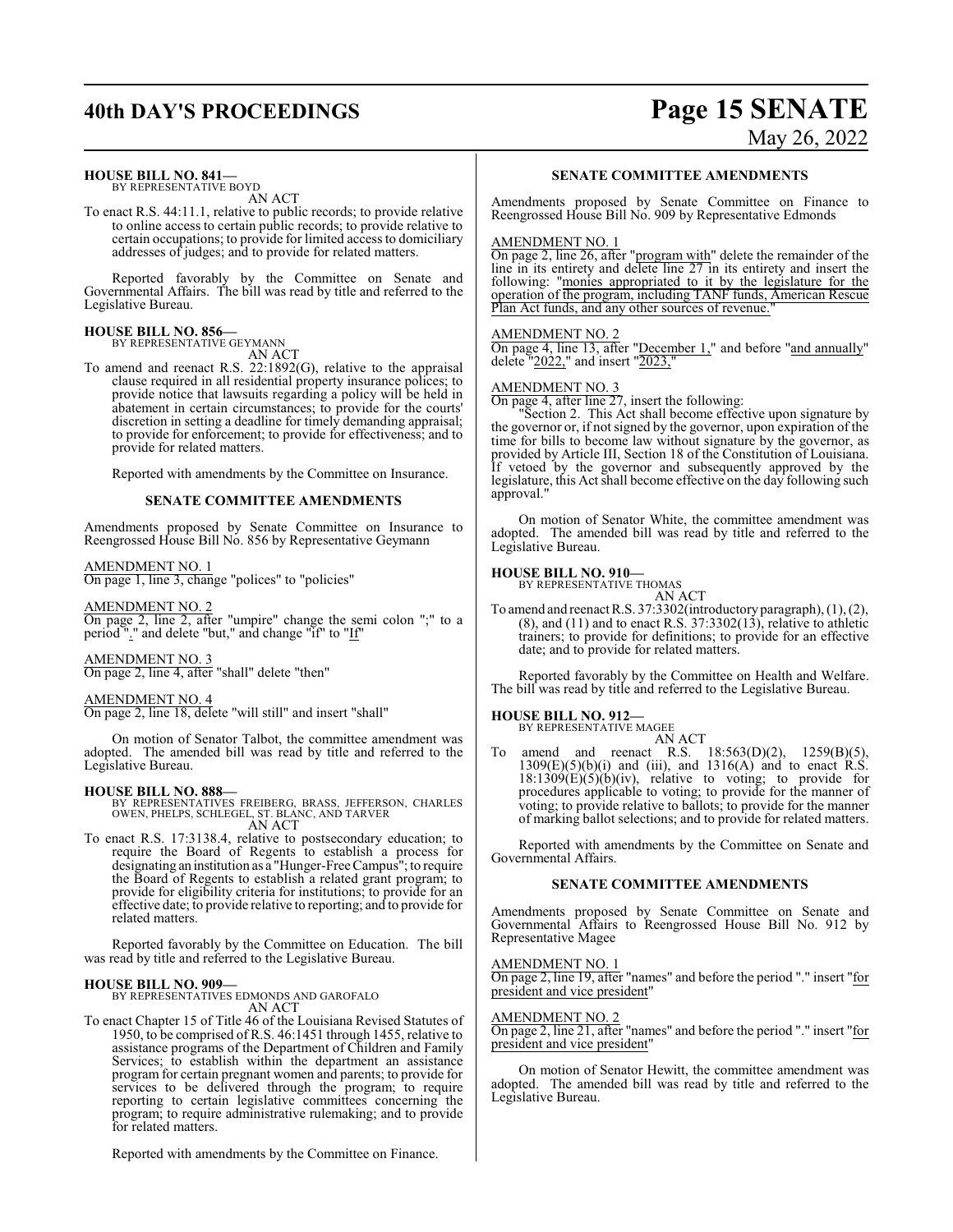**HOUSE BILL NO. 841—**
BY REPRESENTATIVE BOYD

AN ACT

To enact R.S. 44:11.1, relative to public records; to provide relative to online access to certain public records; to provide relative to certain occupations; to provide for limited access to domiciliary addresses of judges; and to provide for related matters.

Reported favorably by the Committee on Senate and Governmental Affairs. The bill was read by title and referred to the Legislative Bureau.

**HOUSE BILL NO. 856—**
BY REPRESENTATIVE GEYMANN

AN ACT

To amend and reenact R.S. 22:1892(G), relative to the appraisal clause required in all residential property insurance polices; to provide notice that lawsuits regarding a policy will be held in abatement in certain circumstances; to provide for the courts' discretion in setting a deadline for timely demanding appraisal; to provide for enforcement; to provide for effectiveness; and to provide for related matters.

Reported with amendments by the Committee on Insurance.

**SENATE COMMITTEE AMENDMENTS**

Amendments proposed by Senate Committee on Insurance to Reengrossed House Bill No. 856 by Representative Geymann

AMENDMENT NO. 1
On page 1, line 3, change "polices" to "policies"

AMENDMENT NO. 2
On page 2, line 2, after "umpire" change the semi colon ";" to a period "." and delete "but," and change "if" to "If"

AMENDMENT NO. 3
On page 2, line 4, after "shall" delete "then"

AMENDMENT NO. 4
On page 2, line 18, delete "will still" and insert "shall"

On motion of Senator Talbot, the committee amendment was adopted. The amended bill was read by title and referred to the Legislative Bureau.

**HOUSE BILL NO. 888—**
BY REPRESENTATIVES FREIBERG, BRASS, JEFFERSON, CHARLES OWEN, PHELPS, SCHLEGEL, ST. BLANC, AND TARVER

AN ACT

To enact R.S. 17:3138.4, relative to postsecondary education; to require the Board of Regents to establish a process for designating an institution as a "Hunger-Free Campus"; to require the Board of Regents to establish a related grant program; to provide for eligibility criteria for institutions; to provide for an effective date; to provide relative to reporting; and to provide for related matters.

Reported favorably by the Committee on Education. The bill was read by title and referred to the Legislative Bureau.

**HOUSE BILL NO. 909—**
BY REPRESENTATIVES EDMONDS AND GAROFALO

AN ACT

To enact Chapter 15 of Title 46 of the Louisiana Revised Statutes of 1950, to be comprised of R.S. 46:1451 through 1455, relative to assistance programs of the Department of Children and Family Services; to establish within the department an assistance program for certain pregnant women and parents; to provide for services to be delivered through the program; to require reporting to certain legislative committees concerning the program; to require administrative rulemaking; and to provide for related matters.

Reported with amendments by the Committee on Finance.

**SENATE COMMITTEE AMENDMENTS**

Amendments proposed by Senate Committee on Finance to Reengrossed House Bill No. 909 by Representative Edmonds

AMENDMENT NO. 1
On page 2, line 26, after "program with" delete the remainder of the line in its entirety and delete line 27 in its entirety and insert the following: "monies appropriated to it by the legislature for the operation of the program, including TANF funds, American Rescue Plan Act funds, and any other sources of revenue."

AMENDMENT NO. 2
On page 4, line 13, after "December 1," and before "and annually" delete "2022," and insert "2023,"

AMENDMENT NO. 3
On page 4, after line 27, insert the following:
"Section 2. This Act shall become effective upon signature by the governor or, if not signed by the governor, upon expiration of the time for bills to become law without signature by the governor, as provided by Article III, Section 18 of the Constitution of Louisiana. If vetoed by the governor and subsequently approved by the legislature, this Act shall become effective on the day following such approval."

On motion of Senator White, the committee amendment was adopted. The amended bill was read by title and referred to the Legislative Bureau.

**HOUSE BILL NO. 910—**
BY REPRESENTATIVE THOMAS

AN ACT

To amend and reenact R.S. 37:3302(introductory paragraph), (1), (2), (8), and (11) and to enact R.S. 37:3302(13), relative to athletic trainers; to provide for definitions; to provide for an effective date; and to provide for related matters.

Reported favorably by the Committee on Health and Welfare. The bill was read by title and referred to the Legislative Bureau.

**HOUSE BILL NO. 912—**
BY REPRESENTATIVE MAGEE

AN ACT

To amend and reenact R.S. 18:563(D)(2), 1259(B)(5), 1309(E)(5)(b)(i) and (iii), and 1316(A) and to enact R.S. 18:1309(E)(5)(b)(iv), relative to voting; to provide for procedures applicable to voting; to provide for the manner of voting; to provide relative to ballots; to provide for the manner of marking ballot selections; and to provide for related matters.

Reported with amendments by the Committee on Senate and Governmental Affairs.

**SENATE COMMITTEE AMENDMENTS**

Amendments proposed by Senate Committee on Senate and Governmental Affairs to Reengrossed House Bill No. 912 by Representative Magee

AMENDMENT NO. 1
On page 2, line 19, after "names" and before the period "." insert "for president and vice president"

AMENDMENT NO. 2
On page 2, line 21, after "names" and before the period "." insert "for president and vice president"

On motion of Senator Hewitt, the committee amendment was adopted. The amended bill was read by title and referred to the Legislative Bureau.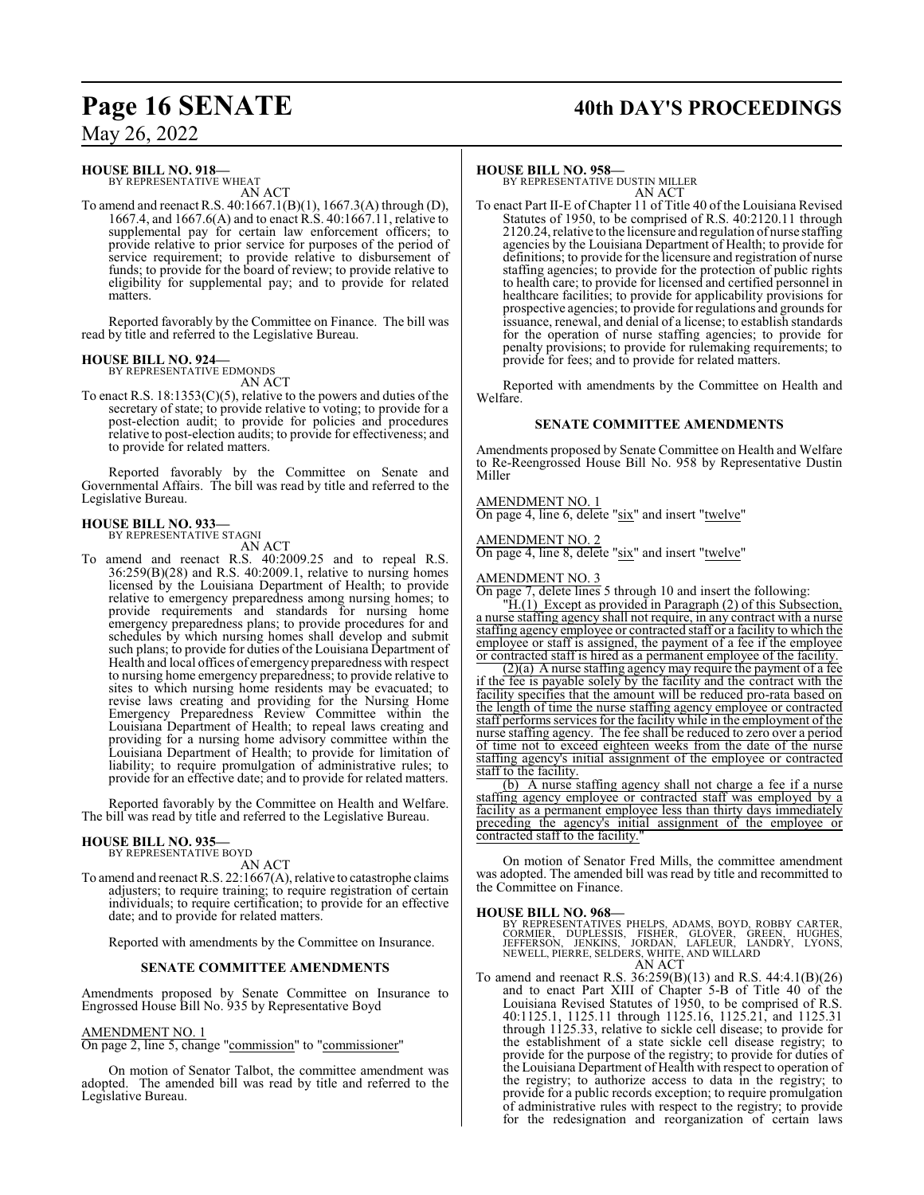**HOUSE BILL NO. 918—**
BY REPRESENTATIVE WHEAT
AN ACT

To amend and reenact R.S. 40:1667.1(B)(1), 1667.3(A) through (D), 1667.4, and 1667.6(A) and to enact R.S. 40:1667.11, relative to supplemental pay for certain law enforcement officers; to provide relative to prior service for purposes of the period of service requirement; to provide relative to disbursement of funds; to provide for the board of review; to provide relative to eligibility for supplemental pay; and to provide for related matters.

Reported favorably by the Committee on Finance. The bill was read by title and referred to the Legislative Bureau.

**HOUSE BILL NO. 924—**
BY REPRESENTATIVE EDMONDS
AN ACT

To enact R.S. 18:1353(C)(5), relative to the powers and duties of the secretary of state; to provide relative to voting; to provide for a post-election audit; to provide for policies and procedures relative to post-election audits; to provide for effectiveness; and to provide for related matters.

Reported favorably by the Committee on Senate and Governmental Affairs. The bill was read by title and referred to the Legislative Bureau.

**HOUSE BILL NO. 933—**
BY REPRESENTATIVE STAGNI
AN ACT

To amend and reenact R.S. 40:2009.25 and to repeal R.S. 36:259(B)(28) and R.S. 40:2009.1, relative to nursing homes licensed by the Louisiana Department of Health; to provide relative to emergency preparedness among nursing homes; to provide requirements and standards for nursing home emergency preparedness plans; to provide procedures for and schedules by which nursing homes shall develop and submit such plans; to provide for duties of the Louisiana Department of Health and local offices of emergency preparedness with respect to nursing home emergency preparedness; to provide relative to sites to which nursing home residents may be evacuated; to revise laws creating and providing for the Nursing Home Emergency Preparedness Review Committee within the Louisiana Department of Health; to repeal laws creating and providing for a nursing home advisory committee within the Louisiana Department of Health; to provide for limitation of liability; to require promulgation of administrative rules; to provide for an effective date; and to provide for related matters.

Reported favorably by the Committee on Health and Welfare. The bill was read by title and referred to the Legislative Bureau.

**HOUSE BILL NO. 935—**
BY REPRESENTATIVE BOYD
AN ACT

To amend and reenact R.S. 22:1667(A), relative to catastrophe claims adjusters; to require training; to require registration of certain individuals; to require certification; to provide for an effective date; and to provide for related matters.

Reported with amendments by the Committee on Insurance.

**SENATE COMMITTEE AMENDMENTS**

Amendments proposed by Senate Committee on Insurance to Engrossed House Bill No. 935 by Representative Boyd

AMENDMENT NO. 1
On page 2, line 5, change "commission" to "commissioner"

On motion of Senator Talbot, the committee amendment was adopted. The amended bill was read by title and referred to the Legislative Bureau.

**HOUSE BILL NO. 958—**
BY REPRESENTATIVE DUSTIN MILLER
AN ACT

To enact Part II-E of Chapter 11 of Title 40 of the Louisiana Revised Statutes of 1950, to be comprised of R.S. 40:2120.11 through 2120.24, relative to the licensure and regulation of nurse staffing agencies by the Louisiana Department of Health; to provide for definitions; to provide for the licensure and registration of nurse staffing agencies; to provide for the protection of public rights to health care; to provide for licensed and certified personnel in healthcare facilities; to provide for applicability provisions for prospective agencies; to provide for regulations and grounds for issuance, renewal, and denial of a license; to establish standards for the operation of nurse staffing agencies; to provide for penalty provisions; to provide for rulemaking requirements; to provide for fees; and to provide for related matters.

Reported with amendments by the Committee on Health and Welfare.

**SENATE COMMITTEE AMENDMENTS**

Amendments proposed by Senate Committee on Health and Welfare to Re-Reengrossed House Bill No. 958 by Representative Dustin Miller

AMENDMENT NO. 1
On page 4, line 6, delete "six" and insert "twelve"

AMENDMENT NO. 2
On page 4, line 8, delete "six" and insert "twelve"

AMENDMENT NO. 3
On page 7, delete lines 5 through 10 and insert the following:

"H.(1) Except as provided in Paragraph (2) of this Subsection, a nurse staffing agency shall not require, in any contract with a nurse staffing agency employee or contracted staff or a facility to which the employee or staff is assigned, the payment of a fee if the employee or contracted staff is hired as a permanent employee of the facility.

(2)(a) A nurse staffing agency may require the payment of a fee if the fee is payable solely by the facility and the contract with the facility specifies that the amount will be reduced pro-rata based on the length of time the nurse staffing agency employee or contracted staff performs services for the facility while in the employment of the nurse staffing agency. The fee shall be reduced to zero over a period of time not to exceed eighteen weeks from the date of the nurse staffing agency's initial assignment of the employee or contracted staff to the facility.

(b) A nurse staffing agency shall not charge a fee if a nurse staffing agency employee or contracted staff was employed by a facility as a permanent employee less than thirty days immediately preceding the agency's initial assignment of the employee or contracted staff to the facility."

On motion of Senator Fred Mills, the committee amendment was adopted. The amended bill was read by title and recommitted to the Committee on Finance.

**HOUSE BILL NO. 968—**
BY REPRESENTATIVES PHELPS, ADAMS, BOYD, ROBBY CARTER, CORMIER, DUPLESSIS, FISHER, GLOVER, GREEN, HUGHES, JEFFERSON, JENKINS, JORDAN, LAFLEUR, LANDRY, LYONS, NEWELL, PIERRE, SELDERS, WHITE, AND WILLARD
AN ACT

To amend and reenact R.S. 36:259(B)(13) and R.S. 44:4.1(B)(26) and to enact Part XIII of Chapter 5-B of Title 40 of the Louisiana Revised Statutes of 1950, to be comprised of R.S. 40:1125.1, 1125.11 through 1125.16, 1125.21, and 1125.31 through 1125.33, relative to sickle cell disease; to provide for the establishment of a state sickle cell disease registry; to provide for the purpose of the registry; to provide for duties of the Louisiana Department of Health with respect to operation of the registry; to authorize access to data in the registry; to provide for a public records exception; to require promulgation of administrative rules with respect to the registry; to provide for the redesignation and reorganization of certain laws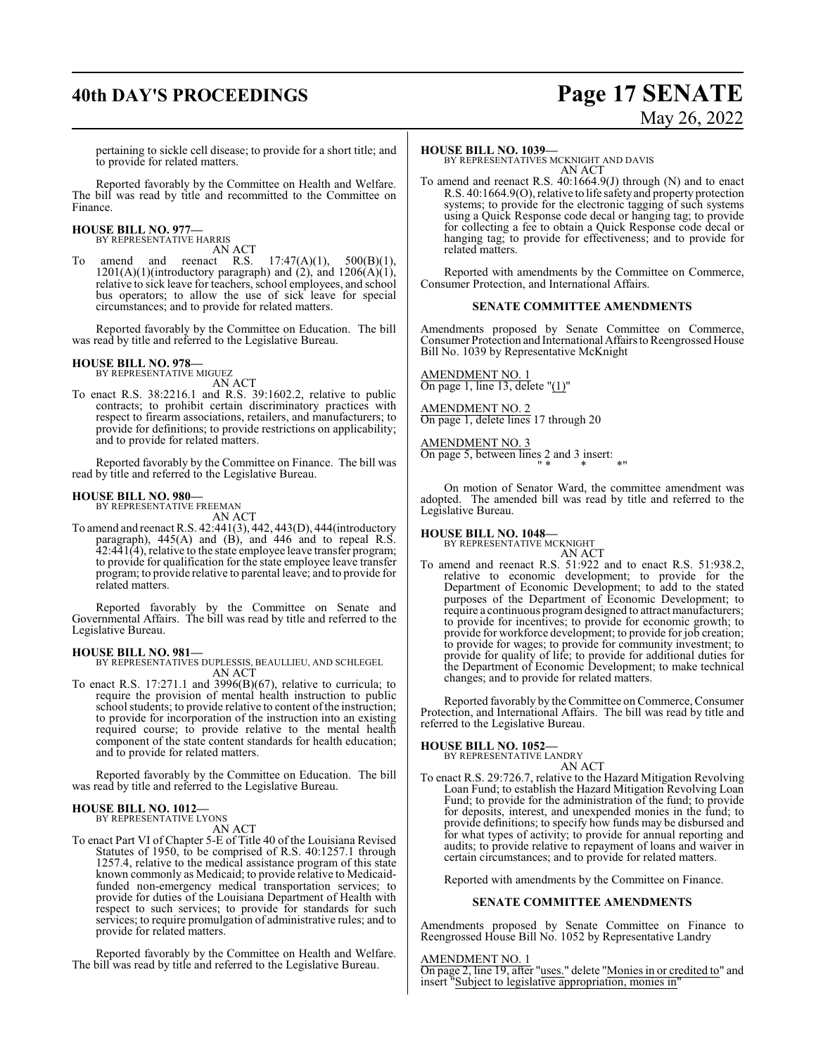pertaining to sickle cell disease; to provide for a short title; and to provide for related matters.

Reported favorably by the Committee on Health and Welfare. The bill was read by title and recommitted to the Committee on Finance.

**HOUSE BILL NO. 977—**
BY REPRESENTATIVE HARRIS
AN ACT

To amend and reenact R.S. 17:47(A)(1), 500(B)(1), 1201(A)(1)(introductory paragraph) and (2), and 1206(A)(1), relative to sick leave for teachers, school employees, and school bus operators; to allow the use of sick leave for special circumstances; and to provide for related matters.

Reported favorably by the Committee on Education. The bill was read by title and referred to the Legislative Bureau.

**HOUSE BILL NO. 978—**
BY REPRESENTATIVE MIGUEZ
AN ACT

To enact R.S. 38:2216.1 and R.S. 39:1602.2, relative to public contracts; to prohibit certain discriminatory practices with respect to firearm associations, retailers, and manufacturers; to provide for definitions; to provide restrictions on applicability; and to provide for related matters.

Reported favorably by the Committee on Finance. The bill was read by title and referred to the Legislative Bureau.

**HOUSE BILL NO. 980—**
BY REPRESENTATIVE FREEMAN
AN ACT

To amend and reenact R.S. 42:441(3), 442, 443(D), 444(introductory paragraph), 445(A) and (B), and 446 and to repeal R.S. 42:441(4), relative to the state employee leave transfer program; to provide for qualification for the state employee leave transfer program; to provide relative to parental leave; and to provide for related matters.

Reported favorably by the Committee on Senate and Governmental Affairs. The bill was read by title and referred to the Legislative Bureau.

**HOUSE BILL NO. 981—**
BY REPRESENTATIVES DUPLESSIS, BEAULLIEU, AND SCHLEGEL
AN ACT

To enact R.S. 17:271.1 and 3996(B)(67), relative to curricula; to require the provision of mental health instruction to public school students; to provide relative to content of the instruction; to provide for incorporation of the instruction into an existing required course; to provide relative to the mental health component of the state content standards for health education; and to provide for related matters.

Reported favorably by the Committee on Education. The bill was read by title and referred to the Legislative Bureau.

**HOUSE BILL NO. 1012—**
BY REPRESENTATIVE LYONS
AN ACT

To enact Part VI of Chapter 5-E of Title 40 of the Louisiana Revised Statutes of 1950, to be comprised of R.S. 40:1257.1 through 1257.4, relative to the medical assistance program of this state known commonly as Medicaid; to provide relative to Medicaid-funded non-emergency medical transportation services; to provide for duties of the Louisiana Department of Health with respect to such services; to provide for standards for such services; to require promulgation of administrative rules; and to provide for related matters.

Reported favorably by the Committee on Health and Welfare. The bill was read by title and referred to the Legislative Bureau.

**HOUSE BILL NO. 1039—**
BY REPRESENTATIVES MCKNIGHT AND DAVIS
AN ACT

To amend and reenact R.S. 40:1664.9(J) through (N) and to enact R.S. 40:1664.9(O), relative to life safety and property protection systems; to provide for the electronic tagging of such systems using a Quick Response code decal or hanging tag; to provide for collecting a fee to obtain a Quick Response code decal or hanging tag; to provide for effectiveness; and to provide for related matters.

Reported with amendments by the Committee on Commerce, Consumer Protection, and International Affairs.

**SENATE COMMITTEE AMENDMENTS**

Amendments proposed by Senate Committee on Commerce, Consumer Protection and International Affairs to Reengrossed House Bill No. 1039 by Representative McKnight

AMENDMENT NO. 1
On page 1, line 13, delete "(1)"

AMENDMENT NO. 2
On page 1, delete lines 17 through 20

AMENDMENT NO. 3
On page 5, between lines 2 and 3 insert:
" * * *"

On motion of Senator Ward, the committee amendment was adopted. The amended bill was read by title and referred to the Legislative Bureau.

**HOUSE BILL NO. 1048—**
BY REPRESENTATIVE MCKNIGHT
AN ACT

To amend and reenact R.S. 51:922 and to enact R.S. 51:938.2, relative to economic development; to provide for the Department of Economic Development; to add to the stated purposes of the Department of Economic Development; to require a continuous program designed to attract manufacturers; to provide for incentives; to provide for economic growth; to provide for workforce development; to provide for job creation; to provide for wages; to provide for community investment; to provide for quality of life; to provide for additional duties for the Department of Economic Development; to make technical changes; and to provide for related matters.

Reported favorably by the Committee on Commerce, Consumer Protection, and International Affairs. The bill was read by title and referred to the Legislative Bureau.

**HOUSE BILL NO. 1052—**
BY REPRESENTATIVE LANDRY
AN ACT

To enact R.S. 29:726.7, relative to the Hazard Mitigation Revolving Loan Fund; to establish the Hazard Mitigation Revolving Loan Fund; to provide for the administration of the fund; to provide for deposits, interest, and unexpended monies in the fund; to provide definitions; to specify how funds may be disbursed and for what types of activity; to provide for annual reporting and audits; to provide relative to repayment of loans and waiver in certain circumstances; and to provide for related matters.

Reported with amendments by the Committee on Finance.

**SENATE COMMITTEE AMENDMENTS**

Amendments proposed by Senate Committee on Finance to Reengrossed House Bill No. 1052 by Representative Landry

AMENDMENT NO. 1
On page 2, line 19, after "uses." delete "Monies in or credited to" and insert "Subject to legislative appropriation, monies in"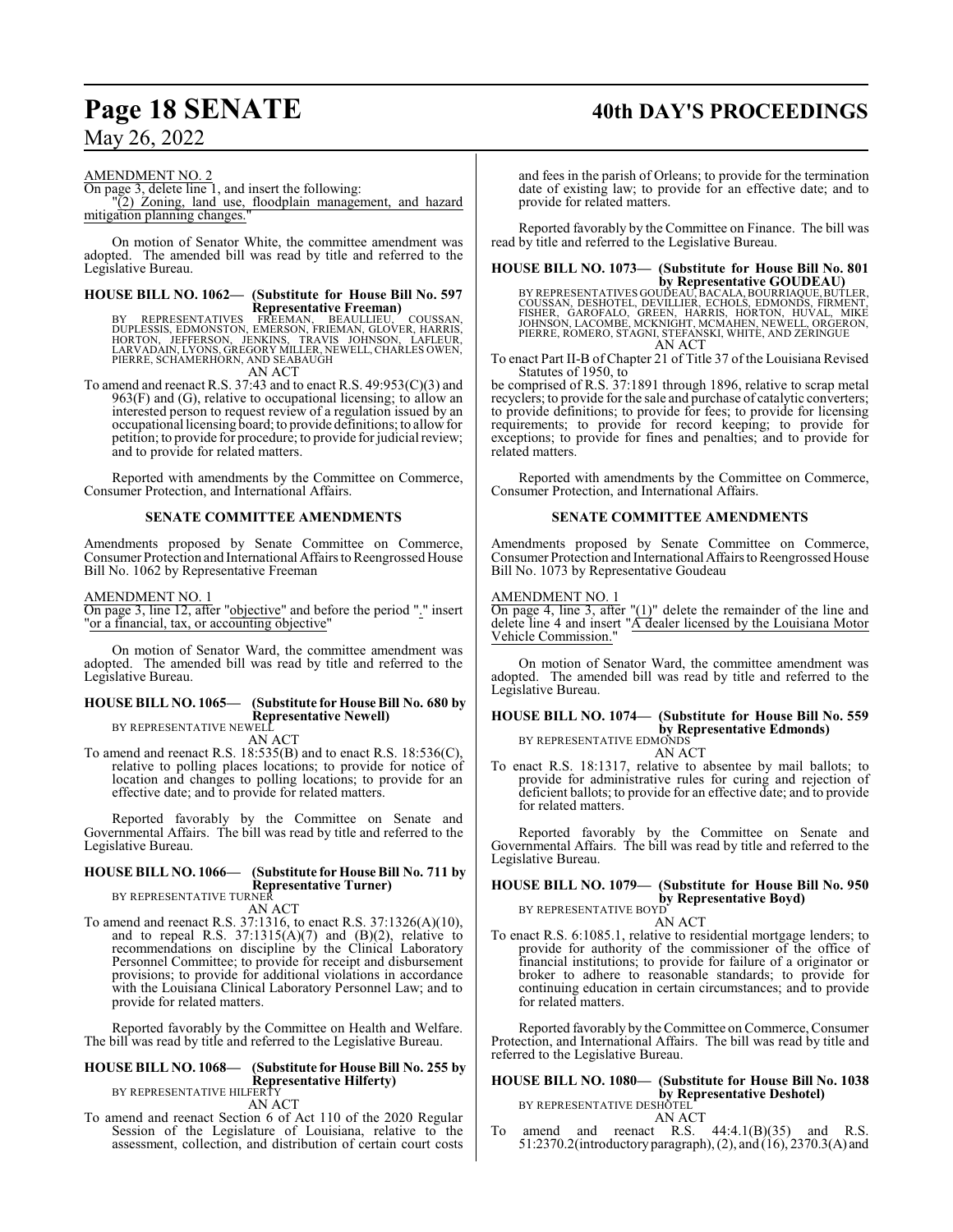AMENDMENT NO. 2

On page 3, delete line 1, and insert the following:

"(2) Zoning, land use, floodplain management, and hazard mitigation planning changes."

On motion of Senator White, the committee amendment was adopted. The amended bill was read by title and referred to the Legislative Bureau.

**HOUSE BILL NO. 1062— (Substitute for House Bill No. 597 Representative Freeman)**

BY REPRESENTATIVES FREEMAN, BEAULLIEU, COUSSAN, DUPLESSIS, EDMONSTON, EMERSON, FRIEMAN, GLOVER, HARRIS, HORTON, JEFFERSON, JENKINS, TRAVIS JOHNSON, LAFLEUR, LARVADAIN, LYONS, GREGORY MILLER, NEWELL, CHARLES OWEN, PIERRE, SCHAMERHORN, AND SEABAUGH

AN ACT

To amend and reenact R.S. 37:43 and to enact R.S. 49:953(C)(3) and 963(F) and (G), relative to occupational licensing; to allow an interested person to request review of a regulation issued by an occupational licensing board; to provide definitions; to allow for petition; to provide for procedure; to provide for judicial review; and to provide for related matters.

Reported with amendments by the Committee on Commerce, Consumer Protection, and International Affairs.

**SENATE COMMITTEE AMENDMENTS**

Amendments proposed by Senate Committee on Commerce, Consumer Protection and International Affairs to Reengrossed House Bill No. 1062 by Representative Freeman

AMENDMENT NO. 1

On page 3, line 12, after "objective" and before the period "." insert "or a financial, tax, or accounting objective"

On motion of Senator Ward, the committee amendment was adopted. The amended bill was read by title and referred to the Legislative Bureau.

**HOUSE BILL NO. 1065— (Substitute for House Bill No. 680 by Representative Newell)**

BY REPRESENTATIVE NEWELL

AN ACT

To amend and reenact R.S. 18:535(B) and to enact R.S. 18:536(C), relative to polling places locations; to provide for notice of location and changes to polling locations; to provide for an effective date; and to provide for related matters.

Reported favorably by the Committee on Senate and Governmental Affairs. The bill was read by title and referred to the Legislative Bureau.

**HOUSE BILL NO. 1066— (Substitute for House Bill No. 711 by Representative Turner)**

BY REPRESENTATIVE TURNER

AN ACT

To amend and reenact R.S. 37:1316, to enact R.S. 37:1326(A)(10), and to repeal R.S. 37:1315(A)(7) and (B)(2), relative to recommendations on discipline by the Clinical Laboratory Personnel Committee; to provide for receipt and disbursement provisions; to provide for additional violations in accordance with the Louisiana Clinical Laboratory Personnel Law; and to provide for related matters.

Reported favorably by the Committee on Health and Welfare. The bill was read by title and referred to the Legislative Bureau.

**HOUSE BILL NO. 1068— (Substitute for House Bill No. 255 by Representative Hilferty)**

BY REPRESENTATIVE HILFERTY

AN ACT

To amend and reenact Section 6 of Act 110 of the 2020 Regular Session of the Legislature of Louisiana, relative to the assessment, collection, and distribution of certain court costs and fees in the parish of Orleans; to provide for the termination date of existing law; to provide for an effective date; and to provide for related matters.

Reported favorably by the Committee on Finance. The bill was read by title and referred to the Legislative Bureau.

**HOUSE BILL NO. 1073— (Substitute for House Bill No. 801 by Representative GOUDEAU)**

BY REPRESENTATIVES GOUDEAU, BACALA, BOURRIAQUE, BUTLER, COUSSAN, DESHOTEL, DEVILLIER, ECHOLS, EDMONDS, FIRMENT, FISHER, GAROFALO, GREEN, HARRIS, HORTON, HUVAL, MIKE JOHNSON, LACOMBE, MCKNIGHT, MCMAHEN, NEWELL, ORGERON, PIERRE, ROMERO, STAGNI, STEFANSKI, WHITE, AND ZERINGUE

AN ACT

To enact Part II-B of Chapter 21 of Title 37 of the Louisiana Revised Statutes of 1950, to be comprised of R.S. 37:1891 through 1896, relative to scrap metal recyclers; to provide for the sale and purchase of catalytic converters; to provide definitions; to provide for fees; to provide for licensing requirements; to provide for record keeping; to provide for exceptions; to provide for fines and penalties; and to provide for related matters.

Reported with amendments by the Committee on Commerce, Consumer Protection, and International Affairs.

**SENATE COMMITTEE AMENDMENTS**

Amendments proposed by Senate Committee on Commerce, Consumer Protection and International Affairs to Reengrossed House Bill No. 1073 by Representative Goudeau

AMENDMENT NO. 1

On page 4, line 3, after "(1)" delete the remainder of the line and delete line 4 and insert "A dealer licensed by the Louisiana Motor Vehicle Commission."

On motion of Senator Ward, the committee amendment was adopted. The amended bill was read by title and referred to the Legislative Bureau.

**HOUSE BILL NO. 1074— (Substitute for House Bill No. 559 by Representative Edmonds)**

BY REPRESENTATIVE EDMONDS

AN ACT

To enact R.S. 18:1317, relative to absentee by mail ballots; to provide for administrative rules for curing and rejection of deficient ballots; to provide for an effective date; and to provide for related matters.

Reported favorably by the Committee on Senate and Governmental Affairs. The bill was read by title and referred to the Legislative Bureau.

**HOUSE BILL NO. 1079— (Substitute for House Bill No. 950 by Representative Boyd)**

BY REPRESENTATIVE BOYD

AN ACT

To enact R.S. 6:1085.1, relative to residential mortgage lenders; to provide for authority of the commissioner of the office of financial institutions; to provide for failure of a originator or broker to adhere to reasonable standards; to provide for continuing education in certain circumstances; and to provide for related matters.

Reported favorably by the Committee on Commerce, Consumer Protection, and International Affairs. The bill was read by title and referred to the Legislative Bureau.

**HOUSE BILL NO. 1080— (Substitute for House Bill No. 1038 by Representative Deshotel)**

BY REPRESENTATIVE DESHOTEL

AN ACT

To amend and reenact R.S. 44:4.1(B)(35) and R.S. 51:2370.2(introductory paragraph), (2), and (16), 2370.3(A) and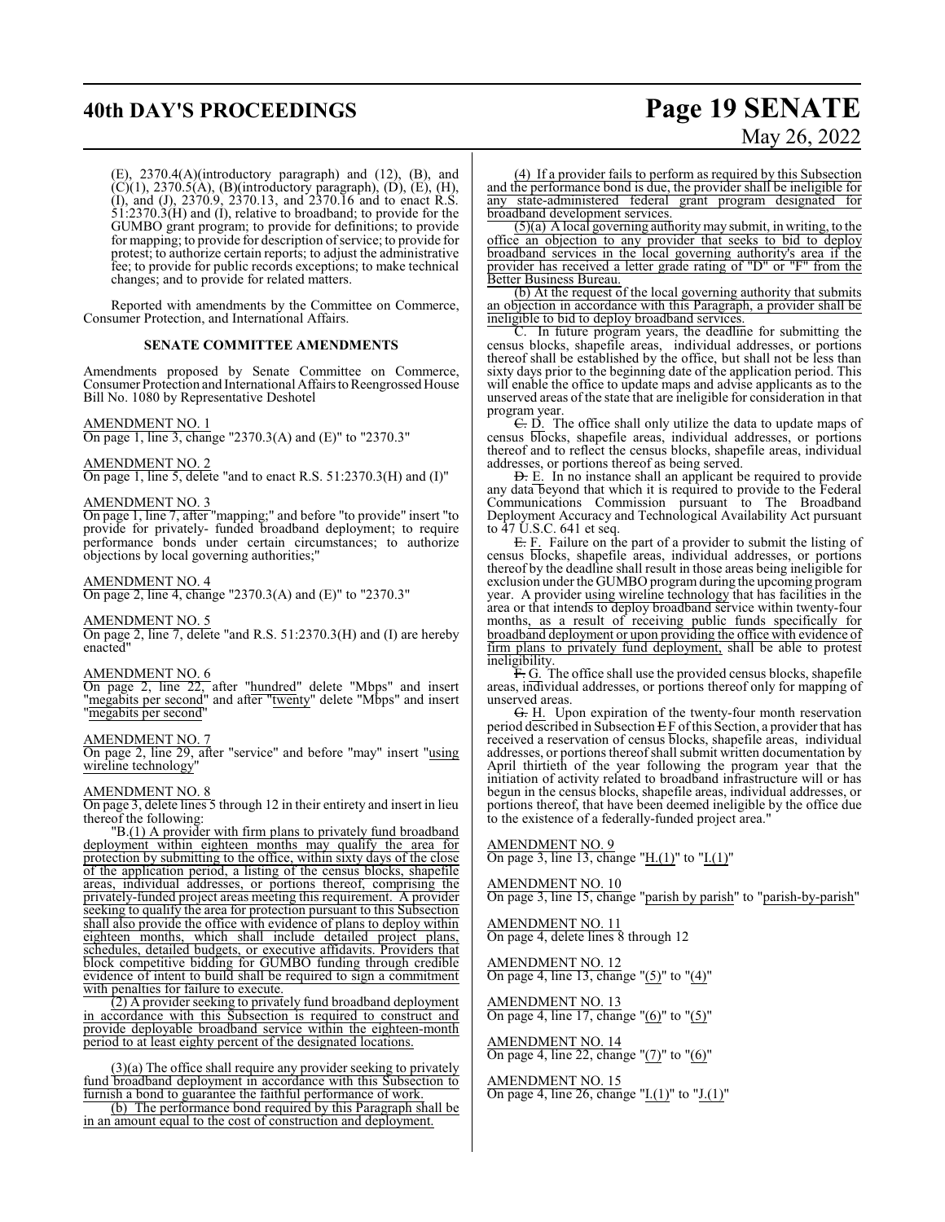(E), 2370.4(A)(introductory paragraph) and (12), (B), and (C)(1), 2370.5(A), (B)(introductory paragraph), (D), (E), (H), (I), and (J), 2370.9, 2370.13, and 2370.16 and to enact R.S. 51:2370.3(H) and (I), relative to broadband; to provide for the GUMBO grant program; to provide for definitions; to provide for mapping; to provide for description of service; to provide for protest; to authorize certain reports; to adjust the administrative fee; to provide for public records exceptions; to make technical changes; and to provide for related matters.

Reported with amendments by the Committee on Commerce, Consumer Protection, and International Affairs.

## SENATE COMMITTEE AMENDMENTS

Amendments proposed by Senate Committee on Commerce, Consumer Protection and International Affairs to Reengrossed House Bill No. 1080 by Representative Deshotel

AMENDMENT NO. 1
On page 1, line 3, change "2370.3(A) and (E)" to "2370.3"

AMENDMENT NO. 2
On page 1, line 5, delete "and to enact R.S. 51:2370.3(H) and (I)"

AMENDMENT NO. 3
On page 1, line 7, after "mapping;" and before "to provide" insert "to provide for privately- funded broadband deployment; to require performance bonds under certain circumstances; to authorize objections by local governing authorities;"

AMENDMENT NO. 4
On page 2, line 4, change "2370.3(A) and (E)" to "2370.3"

AMENDMENT NO. 5
On page 2, line 7, delete "and R.S. 51:2370.3(H) and (I) are hereby enacted"

AMENDMENT NO. 6
On page 2, line 22, after "hundred" delete "Mbps" and insert "megabits per second" and after "twenty" delete "Mbps" and insert "megabits per second"

AMENDMENT NO. 7
On page 2, line 29, after "service" and before "may" insert "using wireline technology"

AMENDMENT NO. 8
On page 3, delete lines 5 through 12 in their entirety and insert in lieu thereof the following:

"B.(1) A provider with firm plans to privately fund broadband deployment within eighteen months may qualify the area for protection by submitting to the office, within sixty days of the close of the application period, a listing of the census blocks, shapefile areas, individual addresses, or portions thereof, comprising the privately-funded project areas meeting this requirement. A provider seeking to qualify the area for protection pursuant to this Subsection shall also provide the office with evidence of plans to deploy within eighteen months, which shall include detailed project plans, schedules, detailed budgets, or executive affidavits. Providers that block competitive bidding for GUMBO funding through credible evidence of intent to build shall be required to sign a commitment with penalties for failure to execute.

(2) A provider seeking to privately fund broadband deployment in accordance with this Subsection is required to construct and provide deployable broadband service within the eighteen-month period to at least eighty percent of the designated locations.

(3)(a) The office shall require any provider seeking to privately fund broadband deployment in accordance with this Subsection to furnish a bond to guarantee the faithful performance of work.

(b) The performance bond required by this Paragraph shall be in an amount equal to the cost of construction and deployment.

(4) If a provider fails to perform as required by this Subsection and the performance bond is due, the provider shall be ineligible for any state-administered federal grant program designated for broadband development services.

(5)(a) A local governing authority may submit, in writing, to the office an objection to any provider that seeks to bid to deploy broadband services in the local governing authority's area if the provider has received a letter grade rating of "D" or "F" from the Better Business Bureau.

(b) At the request of the local governing authority that submits an objection in accordance with this Paragraph, a provider shall be ineligible to bid to deploy broadband services.

C. In future program years, the deadline for submitting the census blocks, shapefile areas, individual addresses, or portions thereof shall be established by the office, but shall not be less than sixty days prior to the beginning date of the application period. This will enable the office to update maps and advise applicants as to the unserved areas of the state that are ineligible for consideration in that program year.

~~C.~~ D. The office shall only utilize the data to update maps of census blocks, shapefile areas, individual addresses, or portions thereof and to reflect the census blocks, shapefile areas, individual addresses, or portions thereof as being served.

~~D.~~ E. In no instance shall an applicant be required to provide any data beyond that which it is required to provide to the Federal Communications Commission pursuant to The Broadband Deployment Accuracy and Technological Availability Act pursuant to 47 U.S.C. 641 et seq.

~~E.~~ F. Failure on the part of a provider to submit the listing of census blocks, shapefile areas, individual addresses, or portions thereof by the deadline shall result in those areas being ineligible for exclusion under the GUMBO program during the upcoming program year. A provider using wireline technology that has facilities in the area or that intends to deploy broadband service within twenty-four months, as a result of receiving public funds specifically for broadband deployment or upon providing the office with evidence of firm plans to privately fund deployment, shall be able to protest ineligibility.

~~F.~~ G. The office shall use the provided census blocks, shapefile areas, individual addresses, or portions thereof only for mapping of unserved areas.

~~G.~~ H. Upon expiration of the twenty-four month reservation period described in Subsection ~~E~~ F of this Section, a provider that has received a reservation of census blocks, shapefile areas, individual addresses, or portions thereof shall submit written documentation by April thirtieth of the year following the program year that the initiation of activity related to broadband infrastructure will or has begun in the census blocks, shapefile areas, individual addresses, or portions thereof, that have been deemed ineligible by the office due to the existence of a federally-funded project area."

AMENDMENT NO. 9
On page 3, line 13, change "H.(1)" to "I.(1)"

AMENDMENT NO. 10
On page 3, line 15, change "parish by parish" to "parish-by-parish"

AMENDMENT NO. 11
On page 4, delete lines 8 through 12

AMENDMENT NO. 12
On page 4, line 13, change "(5)" to "(4)"

AMENDMENT NO. 13
On page 4, line 17, change "(6)" to "(5)"

AMENDMENT NO. 14
On page 4, line 22, change "(7)" to "(6)"

AMENDMENT NO. 15
On page 4, line 26, change "I.(1)" to "J.(1)"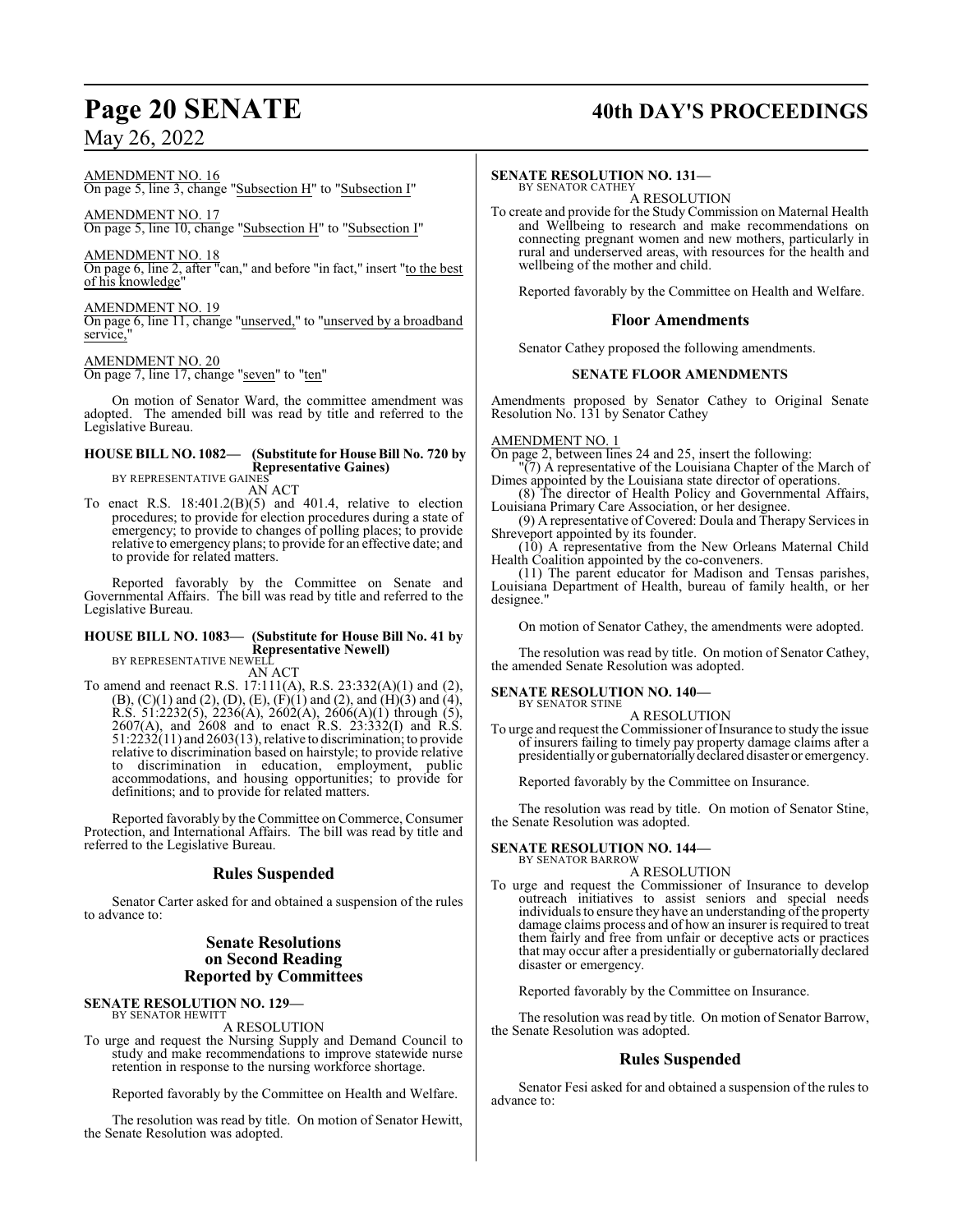AMENDMENT NO. 16
On page 5, line 3, change "Subsection H" to "Subsection I"

AMENDMENT NO. 17
On page 5, line 10, change "Subsection H" to "Subsection I"

AMENDMENT NO. 18
On page 6, line 2, after "can," and before "in fact," insert "to the best of his knowledge"

AMENDMENT NO. 19
On page 6, line 11, change "unserved," to "unserved by a broadband service,"

AMENDMENT NO. 20
On page 7, line 17, change "seven" to "ten"

On motion of Senator Ward, the committee amendment was adopted. The amended bill was read by title and referred to the Legislative Bureau.

**HOUSE BILL NO. 1082— (Substitute for House Bill No. 720 by Representative Gaines)**
BY REPRESENTATIVE GAINES

AN ACT

To enact R.S. 18:401.2(B)(5) and 401.4, relative to election procedures; to provide for election procedures during a state of emergency; to provide to changes of polling places; to provide relative to emergency plans; to provide for an effective date; and to provide for related matters.

Reported favorably by the Committee on Senate and Governmental Affairs. The bill was read by title and referred to the Legislative Bureau.

**HOUSE BILL NO. 1083— (Substitute for House Bill No. 41 by Representative Newell)**
BY REPRESENTATIVE NEWELL

AN ACT

To amend and reenact R.S. 17:111(A), R.S. 23:332(A)(1) and (2), (B), (C)(1) and (2), (D), (E), (F)(1) and (2), and (H)(3) and (4), R.S. 51:2232(5), 2236(A), 2602(A), 2606(A)(1) through (5), 2607(A), and 2608 and to enact R.S. 23:332(I) and R.S. 51:2232(11) and 2603(13), relative to discrimination; to provide relative to discrimination based on hairstyle; to provide relative to discrimination in education, employment, public accommodations, and housing opportunities; to provide for definitions; and to provide for related matters.

Reported favorably by the Committee on Commerce, Consumer Protection, and International Affairs. The bill was read by title and referred to the Legislative Bureau.

## Rules Suspended

Senator Carter asked for and obtained a suspension of the rules to advance to:

## Senate Resolutions on Second Reading Reported by Committees

**SENATE RESOLUTION NO. 129—**
BY SENATOR HEWITT

A RESOLUTION

To urge and request the Nursing Supply and Demand Council to study and make recommendations to improve statewide nurse retention in response to the nursing workforce shortage.

Reported favorably by the Committee on Health and Welfare.

The resolution was read by title. On motion of Senator Hewitt, the Senate Resolution was adopted.

**SENATE RESOLUTION NO. 131—**
BY SENATOR CATHEY

A RESOLUTION

To create and provide for the Study Commission on Maternal Health and Wellbeing to research and make recommendations on connecting pregnant women and new mothers, particularly in rural and underserved areas, with resources for the health and wellbeing of the mother and child.

Reported favorably by the Committee on Health and Welfare.

## Floor Amendments

Senator Cathey proposed the following amendments.

### SENATE FLOOR AMENDMENTS

Amendments proposed by Senator Cathey to Original Senate Resolution No. 131 by Senator Cathey

AMENDMENT NO. 1
On page 2, between lines 24 and 25, insert the following:
"(7) A representative of the Louisiana Chapter of the March of Dimes appointed by the Louisiana state director of operations.
(8) The director of Health Policy and Governmental Affairs, Louisiana Primary Care Association, or her designee.
(9) A representative of Covered: Doula and Therapy Services in Shreveport appointed by its founder.
(10) A representative from the New Orleans Maternal Child Health Coalition appointed by the co-conveners.
(11) The parent educator for Madison and Tensas parishes, Louisiana Department of Health, bureau of family health, or her designee."

On motion of Senator Cathey, the amendments were adopted.

The resolution was read by title. On motion of Senator Cathey, the amended Senate Resolution was adopted.

**SENATE RESOLUTION NO. 140—**
BY SENATOR STINE

A RESOLUTION

To urge and request the Commissioner of Insurance to study the issue of insurers failing to timely pay property damage claims after a presidentially or gubernatorially declared disaster or emergency.

Reported favorably by the Committee on Insurance.

The resolution was read by title. On motion of Senator Stine, the Senate Resolution was adopted.

**SENATE RESOLUTION NO. 144—**
BY SENATOR BARROW

A RESOLUTION

To urge and request the Commissioner of Insurance to develop outreach initiatives to assist seniors and special needs individuals to ensure they have an understanding of the property damage claims process and of how an insurer is required to treat them fairly and free from unfair or deceptive acts or practices that may occur after a presidentially or gubernatorially declared disaster or emergency.

Reported favorably by the Committee on Insurance.

The resolution was read by title. On motion of Senator Barrow, the Senate Resolution was adopted.

## Rules Suspended

Senator Fesi asked for and obtained a suspension of the rules to advance to: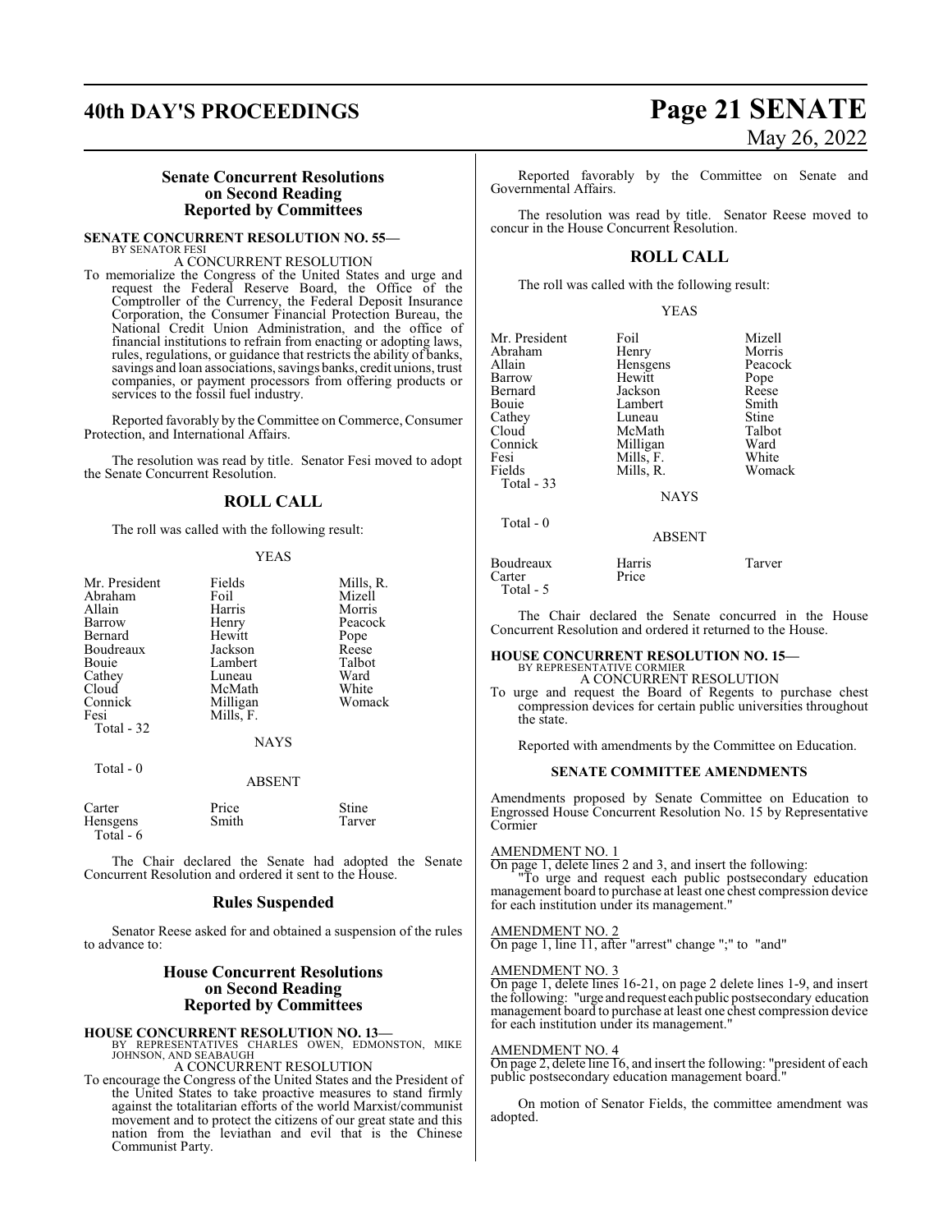### Senate Concurrent Resolutions on Second Reading Reported by Committees

**SENATE CONCURRENT RESOLUTION NO. 55—**
BY SENATOR FESI

A CONCURRENT RESOLUTION

To memorialize the Congress of the United States and urge and request the Federal Reserve Board, the Office of the Comptroller of the Currency, the Federal Deposit Insurance Corporation, the Consumer Financial Protection Bureau, the National Credit Union Administration, and the office of financial institutions to refrain from enacting or adopting laws, rules, regulations, or guidance that restricts the ability of banks, savings and loan associations, savings banks, credit unions, trust companies, or payment processors from offering products or services to the fossil fuel industry.

Reported favorably by the Committee on Commerce, Consumer Protection, and International Affairs.

The resolution was read by title. Senator Fesi moved to adopt the Senate Concurrent Resolution.

## ROLL CALL

The roll was called with the following result:

YEAS

| | | |
|---|---|---|
| Mr. President | Fields | Mills, R. |
| Abraham | Foil | Mizell |
| Allain | Harris | Morris |
| Barrow | Henry | Peacock |
| Bernard | Hewitt | Pope |
| Boudreaux | Jackson | Reese |
| Bouie | Lambert | Talbot |
| Cathey | Luneau | Ward |
| Cloud | McMath | White |
| Connick | Milligan | Womack |
| Fesi | Mills, F. | |

Total - 32

NAYS

Total - 0

ABSENT

| | | |
|---|---|---|
| Carter | Price | Stine |
| Hensgens | Smith | Tarver |

Total - 6

The Chair declared the Senate had adopted the Senate Concurrent Resolution and ordered it sent to the House.

## Rules Suspended

Senator Reese asked for and obtained a suspension of the rules to advance to:

### House Concurrent Resolutions on Second Reading Reported by Committees

**HOUSE CONCURRENT RESOLUTION NO. 13—**
BY REPRESENTATIVES CHARLES OWEN, EDMONSTON, MIKE JOHNSON, AND SEABAUGH

A CONCURRENT RESOLUTION

To encourage the Congress of the United States and the President of the United States to take proactive measures to stand firmly against the totalitarian efforts of the world Marxist/communist movement and to protect the citizens of our great state and this nation from the leviathan and evil that is the Chinese Communist Party.

Reported favorably by the Committee on Senate and Governmental Affairs.

The resolution was read by title. Senator Reese moved to concur in the House Concurrent Resolution.

## ROLL CALL

The roll was called with the following result:

YEAS

| | | |
|---|---|---|
| Mr. President | Foil | Mizell |
| Abraham | Henry | Morris |
| Allain | Hensgens | Peacock |
| Barrow | Hewitt | Pope |
| Bernard | Jackson | Reese |
| Bouie | Lambert | Smith |
| Cathey | Luneau | Stine |
| Cloud | McMath | Talbot |
| Connick | Milligan | Ward |
| Fesi | Mills, F. | White |
| Fields | Mills, R. | Womack |

Total - 33

NAYS

Total - 0

ABSENT

| | | |
|---|---|---|
| Boudreaux | Harris | Tarver |
| Carter | Price | |

Total - 5

The Chair declared the Senate concurred in the House Concurrent Resolution and ordered it returned to the House.

**HOUSE CONCURRENT RESOLUTION NO. 15—**
BY REPRESENTATIVE CORMIER

A CONCURRENT RESOLUTION

To urge and request the Board of Regents to purchase chest compression devices for certain public universities throughout the state.

Reported with amendments by the Committee on Education.

#### SENATE COMMITTEE AMENDMENTS

Amendments proposed by Senate Committee on Education to Engrossed House Concurrent Resolution No. 15 by Representative Cormier

AMENDMENT NO. 1

On page 1, delete lines 2 and 3, and insert the following:

"To urge and request each public postsecondary education management board to purchase at least one chest compression device for each institution under its management."

AMENDMENT NO. 2

On page 1, line 11, after "arrest" change ";" to "and"

AMENDMENT NO. 3

On page 1, delete lines 16-21, on page 2 delete lines 1-9, and insert the following: "urge and request each public postsecondary education management board to purchase at least one chest compression device for each institution under its management."

AMENDMENT NO. 4

On page 2, delete line 16, and insert the following: "president of each public postsecondary education management board."

On motion of Senator Fields, the committee amendment was adopted.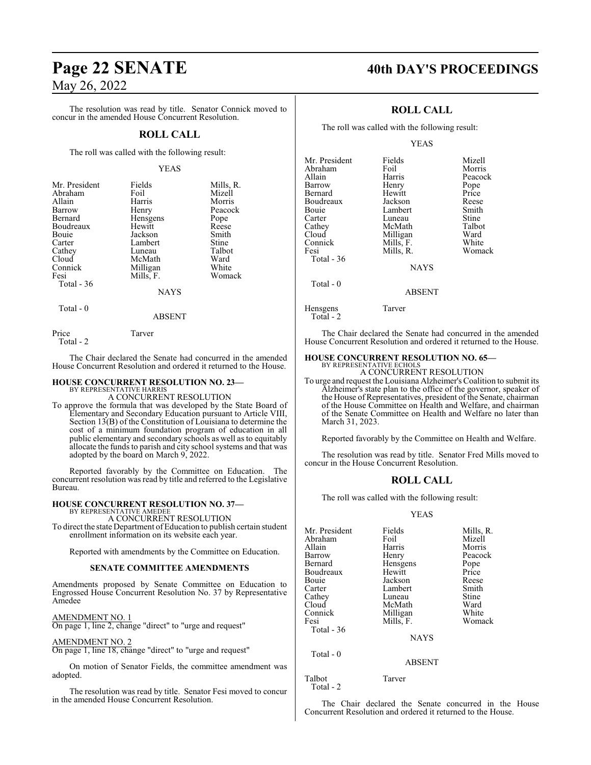The resolution was read by title. Senator Connick moved to concur in the amended House Concurrent Resolution.

## ROLL CALL

The roll was called with the following result:

YEAS

| | | |
|---|---|---|
| Mr. President | Fields | Mills, R. |
| Abraham | Foil | Mizell |
| Allain | Harris | Morris |
| Barrow | Henry | Peacock |
| Bernard | Hensgens | Pope |
| Boudreaux | Hewitt | Reese |
| Bouie | Jackson | Smith |
| Carter | Lambert | Stine |
| Cathey | Luneau | Talbot |
| Cloud | McMath | Ward |
| Connick | Milligan | White |
| Fesi | Mills, F. | Womack |

Total - 36

NAYS

Total - 0

ABSENT

Price Tarver
Total - 2

The Chair declared the Senate had concurred in the amended House Concurrent Resolution and ordered it returned to the House.

**HOUSE CONCURRENT RESOLUTION NO. 23—**
BY REPRESENTATIVE HARRIS
A CONCURRENT RESOLUTION

To approve the formula that was developed by the State Board of Elementary and Secondary Education pursuant to Article VIII, Section 13(B) of the Constitution of Louisiana to determine the cost of a minimum foundation program of education in all public elementary and secondary schools as well as to equitably allocate the funds to parish and city school systems and that was adopted by the board on March 9, 2022.

Reported favorably by the Committee on Education. The concurrent resolution was read by title and referred to the Legislative Bureau.

**HOUSE CONCURRENT RESOLUTION NO. 37—**
BY REPRESENTATIVE AMEDEE
A CONCURRENT RESOLUTION

To direct the state Department of Education to publish certain student enrollment information on its website each year.

Reported with amendments by the Committee on Education.

### SENATE COMMITTEE AMENDMENTS

Amendments proposed by Senate Committee on Education to Engrossed House Concurrent Resolution No. 37 by Representative Amedee

AMENDMENT NO. 1
On page 1, line 2, change "direct" to "urge and request"

AMENDMENT NO. 2
On page 1, line 18, change "direct" to "urge and request"

On motion of Senator Fields, the committee amendment was adopted.

The resolution was read by title. Senator Fesi moved to concur in the amended House Concurrent Resolution.

## ROLL CALL

The roll was called with the following result:

YEAS

| | | |
|---|---|---|
| Mr. President | Fields | Mizell |
| Abraham | Foil | Morris |
| Allain | Harris | Peacock |
| Barrow | Henry | Pope |
| Bernard | Hewitt | Price |
| Boudreaux | Jackson | Reese |
| Bouie | Lambert | Smith |
| Carter | Luneau | Stine |
| Cathey | McMath | Talbot |
| Cloud | Milligan | Ward |
| Connick | Mills, F. | White |
| Fesi | Mills, R. | Womack |

Total - 36

NAYS

Total - 0

ABSENT

Hensgens Tarver
Total - 2

The Chair declared the Senate had concurred in the amended House Concurrent Resolution and ordered it returned to the House.

**HOUSE CONCURRENT RESOLUTION NO. 65—**
BY REPRESENTATIVE ECHOLS
A CONCURRENT RESOLUTION

To urge and request the Louisiana Alzheimer's Coalition to submit its Alzheimer's state plan to the office of the governor, speaker of the House of Representatives, president of the Senate, chairman of the House Committee on Health and Welfare, and chairman of the Senate Committee on Health and Welfare no later than March 31, 2023.

Reported favorably by the Committee on Health and Welfare.

The resolution was read by title. Senator Fred Mills moved to concur in the House Concurrent Resolution.

## ROLL CALL

The roll was called with the following result:

YEAS

| | | |
|---|---|---|
| Mr. President | Fields | Mills, R. |
| Abraham | Foil | Mizell |
| Allain | Harris | Morris |
| Barrow | Henry | Peacock |
| Bernard | Hensgens | Pope |
| Boudreaux | Hewitt | Price |
| Bouie | Jackson | Reese |
| Carter | Lambert | Smith |
| Cathey | Luneau | Stine |
| Cloud | McMath | Ward |
| Connick | Milligan | White |
| Fesi | Mills, F. | Womack |

Total - 36

NAYS

Total - 0

ABSENT

Talbot Tarver
Total - 2

The Chair declared the Senate concurred in the House Concurrent Resolution and ordered it returned to the House.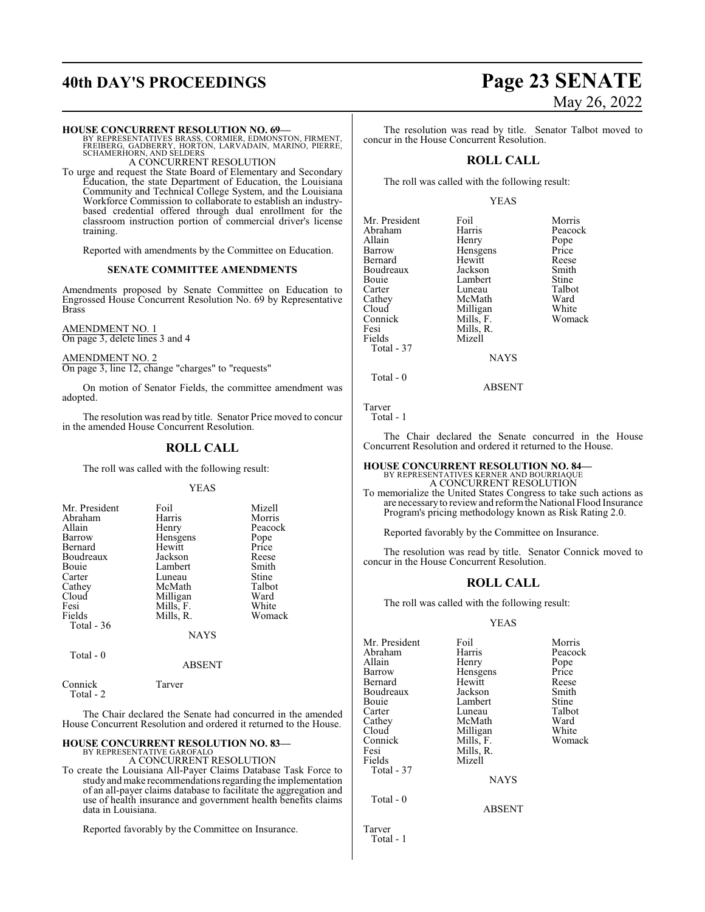**HOUSE CONCURRENT RESOLUTION NO. 69—**
BY REPRESENTATIVES BRASS, CORMIER, EDMONSTON, FIRMENT, FREIBERG, GADBERRY, HORTON, LARVADAIN, MARINO, PIERRE, SCHAMERHORN, AND SELDERS

A CONCURRENT RESOLUTION

To urge and request the State Board of Elementary and Secondary Education, the state Department of Education, the Louisiana Community and Technical College System, and the Louisiana Workforce Commission to collaborate to establish an industry-based credential offered through dual enrollment for the classroom instruction portion of commercial driver's license training.

Reported with amendments by the Committee on Education.

**SENATE COMMITTEE AMENDMENTS**

Amendments proposed by Senate Committee on Education to Engrossed House Concurrent Resolution No. 69 by Representative Brass

AMENDMENT NO. 1
On page 3, delete lines 3 and 4

AMENDMENT NO. 2
On page 3, line 12, change "charges" to "requests"

On motion of Senator Fields, the committee amendment was adopted.

The resolution was read by title. Senator Price moved to concur in the amended House Concurrent Resolution.

## ROLL CALL

The roll was called with the following result:

YEAS

| | | |
|---|---|---|
| Mr. President | Foil | Mizell |
| Abraham | Harris | Morris |
| Allain | Henry | Peacock |
| Barrow | Hensgens | Pope |
| Bernard | Hewitt | Price |
| Boudreaux | Jackson | Reese |
| Bouie | Lambert | Smith |
| Carter | Luneau | Stine |
| Cathey | McMath | Talbot |
| Cloud | Milligan | Ward |
| Fesi | Mills, F. | White |
| Fields | Mills, R. | Womack |

Total - 36

NAYS

Total - 0

ABSENT

Connick Tarver

Total - 2

The Chair declared the Senate had concurred in the amended House Concurrent Resolution and ordered it returned to the House.

**HOUSE CONCURRENT RESOLUTION NO. 83—**
BY REPRESENTATIVE GAROFALO

A CONCURRENT RESOLUTION

To create the Louisiana All-Payer Claims Database Task Force to study and make recommendations regarding the implementation of an all-payer claims database to facilitate the aggregation and use of health insurance and government health benefits claims data in Louisiana.

Reported favorably by the Committee on Insurance.

The resolution was read by title. Senator Talbot moved to concur in the House Concurrent Resolution.

## ROLL CALL

The roll was called with the following result:

YEAS

| | | |
|---|---|---|
| Mr. President | Foil | Morris |
| Abraham | Harris | Peacock |
| Allain | Henry | Pope |
| Barrow | Hensgens | Price |
| Bernard | Hewitt | Reese |
| Boudreaux | Jackson | Smith |
| Bouie | Lambert | Stine |
| Carter | Luneau | Talbot |
| Cathey | McMath | Ward |
| Cloud | Milligan | White |
| Connick | Mills, F. | Womack |
| Fesi | Mills, R. | |
| Fields | Mizell | |

Total - 37

NAYS

Total - 0

ABSENT

Tarver

Total - 1

The Chair declared the Senate concurred in the House Concurrent Resolution and ordered it returned to the House.

**HOUSE CONCURRENT RESOLUTION NO. 84—**
BY REPRESENTATIVES KERNER AND BOURRIAQUE

A CONCURRENT RESOLUTION

To memorialize the United States Congress to take such actions as are necessary to review and reform the National Flood Insurance Program's pricing methodology known as Risk Rating 2.0.

Reported favorably by the Committee on Insurance.

The resolution was read by title. Senator Connick moved to concur in the House Concurrent Resolution.

## ROLL CALL

The roll was called with the following result:

YEAS

| | | |
|---|---|---|
| Mr. President | Foil | Morris |
| Abraham | Harris | Peacock |
| Allain | Henry | Pope |
| Barrow | Hensgens | Price |
| Bernard | Hewitt | Reese |
| Boudreaux | Jackson | Smith |
| Bouie | Lambert | Stine |
| Carter | Luneau | Talbot |
| Cathey | McMath | Ward |
| Cloud | Milligan | White |
| Connick | Mills, F. | Womack |
| Fesi | Mills, R. | |
| Fields | Mizell | |

Total - 37

NAYS

Total - 0

ABSENT

Tarver

Total - 1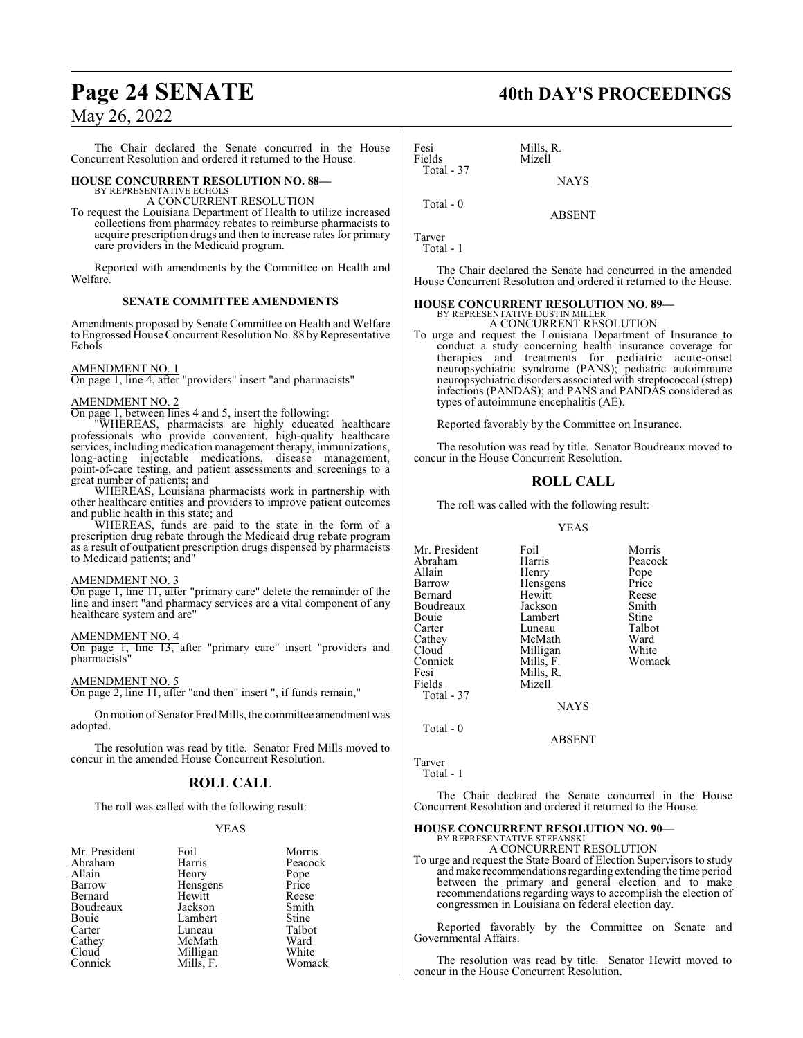The Chair declared the Senate concurred in the House Concurrent Resolution and ordered it returned to the House.

**HOUSE CONCURRENT RESOLUTION NO. 88—**
BY REPRESENTATIVE ECHOLS
A CONCURRENT RESOLUTION

To request the Louisiana Department of Health to utilize increased collections from pharmacy rebates to reimburse pharmacists to acquire prescription drugs and then to increase rates for primary care providers in the Medicaid program.

Reported with amendments by the Committee on Health and Welfare.

**SENATE COMMITTEE AMENDMENTS**

Amendments proposed by Senate Committee on Health and Welfare to Engrossed House Concurrent Resolution No. 88 by Representative Echols

AMENDMENT NO. 1
On page 1, line 4, after "providers" insert "and pharmacists"

AMENDMENT NO. 2
On page 1, between lines 4 and 5, insert the following:

"WHEREAS, pharmacists are highly educated healthcare professionals who provide convenient, high-quality healthcare services, including medication management therapy, immunizations, long-acting injectable medications, disease management, point-of-care testing, and patient assessments and screenings to a great number of patients; and

WHEREAS, Louisiana pharmacists work in partnership with other healthcare entities and providers to improve patient outcomes and public health in this state; and

WHEREAS, funds are paid to the state in the form of a prescription drug rebate through the Medicaid drug rebate program as a result of outpatient prescription drugs dispensed by pharmacists to Medicaid patients; and"

AMENDMENT NO. 3
On page 1, line 11, after "primary care" delete the remainder of the line and insert "and pharmacy services are a vital component of any healthcare system and are"

AMENDMENT NO. 4
On page 1, line 13, after "primary care" insert "providers and pharmacists"

AMENDMENT NO. 5
On page 2, line 11, after "and then" insert ", if funds remain,"

On motion of Senator Fred Mills, the committee amendment was adopted.

The resolution was read by title. Senator Fred Mills moved to concur in the amended House Concurrent Resolution.

## ROLL CALL

The roll was called with the following result:

YEAS

| | | |
|---|---|---|
| Mr. President | Foil | Morris |
| Abraham | Harris | Peacock |
| Allain | Henry | Pope |
| Barrow | Hensgens | Price |
| Bernard | Hewitt | Reese |
| Boudreaux | Jackson | Smith |
| Bouie | Lambert | Stine |
| Carter | Luneau | Talbot |
| Cathey | McMath | Ward |
| Cloud | Milligan | White |
| Connick | Mills, F. | Womack |
| Fesi | Mills, R. | |
| Fields | Mizell | |

Total - 37

NAYS

Total - 0

ABSENT

Tarver

Total - 1

The Chair declared the Senate had concurred in the amended House Concurrent Resolution and ordered it returned to the House.

**HOUSE CONCURRENT RESOLUTION NO. 89—**
BY REPRESENTATIVE DUSTIN MILLER
A CONCURRENT RESOLUTION

To urge and request the Louisiana Department of Insurance to conduct a study concerning health insurance coverage for therapies and treatments for pediatric acute-onset neuropsychiatric syndrome (PANS); pediatric autoimmune neuropsychiatric disorders associated with streptococcal (strep) infections (PANDAS); and PANS and PANDAS considered as types of autoimmune encephalitis (AE).

Reported favorably by the Committee on Insurance.

The resolution was read by title. Senator Boudreaux moved to concur in the House Concurrent Resolution.

## ROLL CALL

The roll was called with the following result:

YEAS

| | | |
|---|---|---|
| Mr. President | Foil | Morris |
| Abraham | Harris | Peacock |
| Allain | Henry | Pope |
| Barrow | Hensgens | Price |
| Bernard | Hewitt | Reese |
| Boudreaux | Jackson | Smith |
| Bouie | Lambert | Stine |
| Carter | Luneau | Talbot |
| Cathey | McMath | Ward |
| Cloud | Milligan | White |
| Connick | Mills, F. | Womack |
| Fesi | Mills, R. | |
| Fields | Mizell | |

Total - 37

NAYS

Total - 0

ABSENT

Tarver

Total - 1

The Chair declared the Senate concurred in the House Concurrent Resolution and ordered it returned to the House.

**HOUSE CONCURRENT RESOLUTION NO. 90—**
BY REPRESENTATIVE STEFANSKI
A CONCURRENT RESOLUTION

To urge and request the State Board of Election Supervisors to study and make recommendations regarding extending the time period between the primary and general election and to make recommendations regarding ways to accomplish the election of congressmen in Louisiana on federal election day.

Reported favorably by the Committee on Senate and Governmental Affairs.

The resolution was read by title. Senator Hewitt moved to concur in the House Concurrent Resolution.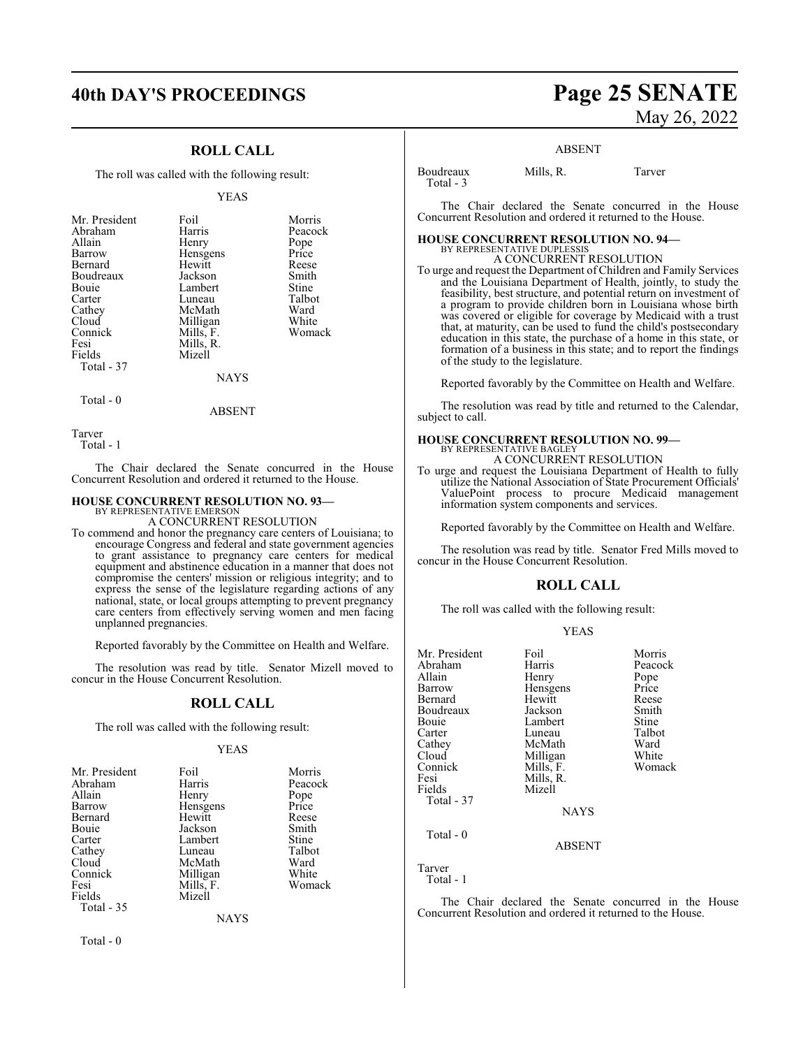## ROLL CALL

The roll was called with the following result:

YEAS

| | | |
|---|---|---|
| Mr. President | Foil | Morris |
| Abraham | Harris | Peacock |
| Allain | Henry | Pope |
| Barrow | Hensgens | Price |
| Bernard | Hewitt | Reese |
| Boudreaux | Jackson | Smith |
| Bouie | Lambert | Stine |
| Carter | Luneau | Talbot |
| Cathey | McMath | Ward |
| Cloud | Milligan | White |
| Connick | Mills, F. | Womack |
| Fesi | Mills, R. | |
| Fields | Mizell | |

Total - 37

NAYS

Total - 0

ABSENT

Tarver

Total - 1

The Chair declared the Senate concurred in the House Concurrent Resolution and ordered it returned to the House.

**HOUSE CONCURRENT RESOLUTION NO. 93—**
BY REPRESENTATIVE EMERSON
A CONCURRENT RESOLUTION

To commend and honor the pregnancy care centers of Louisiana; to encourage Congress and federal and state government agencies to grant assistance to pregnancy care centers for medical equipment and abstinence education in a manner that does not compromise the centers' mission or religious integrity; and to express the sense of the legislature regarding actions of any national, state, or local groups attempting to prevent pregnancy care centers from effectively serving women and men facing unplanned pregnancies.

Reported favorably by the Committee on Health and Welfare.

The resolution was read by title. Senator Mizell moved to concur in the House Concurrent Resolution.

## ROLL CALL

The roll was called with the following result:

YEAS

| | | |
|---|---|---|
| Mr. President | Foil | Morris |
| Abraham | Harris | Peacock |
| Allain | Henry | Pope |
| Barrow | Hensgens | Price |
| Bernard | Hewitt | Reese |
| Bouie | Jackson | Smith |
| Carter | Lambert | Stine |
| Cathey | Luneau | Talbot |
| Cloud | McMath | Ward |
| Connick | Milligan | White |
| Fesi | Mills, F. | Womack |
| Fields | Mizell | |

Total - 35

NAYS

Total - 0

ABSENT

| | | |
|---|---|---|
| Boudreaux | Mills, R. | Tarver |

Total - 3

The Chair declared the Senate concurred in the House Concurrent Resolution and ordered it returned to the House.

**HOUSE CONCURRENT RESOLUTION NO. 94—**
BY REPRESENTATIVE DUPLESSIS
A CONCURRENT RESOLUTION

To urge and request the Department of Children and Family Services and the Louisiana Department of Health, jointly, to study the feasibility, best structure, and potential return on investment of a program to provide children born in Louisiana whose birth was covered or eligible for coverage by Medicaid with a trust that, at maturity, can be used to fund the child's postsecondary education in this state, the purchase of a home in this state, or formation of a business in this state; and to report the findings of the study to the legislature.

Reported favorably by the Committee on Health and Welfare.

The resolution was read by title and returned to the Calendar, subject to call.

**HOUSE CONCURRENT RESOLUTION NO. 99—**
BY REPRESENTATIVE BAGLEY
A CONCURRENT RESOLUTION

To urge and request the Louisiana Department of Health to fully utilize the National Association of State Procurement Officials' ValuePoint process to procure Medicaid management information system components and services.

Reported favorably by the Committee on Health and Welfare.

The resolution was read by title. Senator Fred Mills moved to concur in the House Concurrent Resolution.

## ROLL CALL

The roll was called with the following result:

YEAS

| | | |
|---|---|---|
| Mr. President | Foil | Morris |
| Abraham | Harris | Peacock |
| Allain | Henry | Pope |
| Barrow | Hensgens | Price |
| Bernard | Hewitt | Reese |
| Boudreaux | Jackson | Smith |
| Bouie | Lambert | Stine |
| Carter | Luneau | Talbot |
| Cathey | McMath | Ward |
| Cloud | Milligan | White |
| Connick | Mills, F. | Womack |
| Fesi | Mills, R. | |
| Fields | Mizell | |

Total - 37

NAYS

Total - 0

ABSENT

Tarver

Total - 1

The Chair declared the Senate concurred in the House Concurrent Resolution and ordered it returned to the House.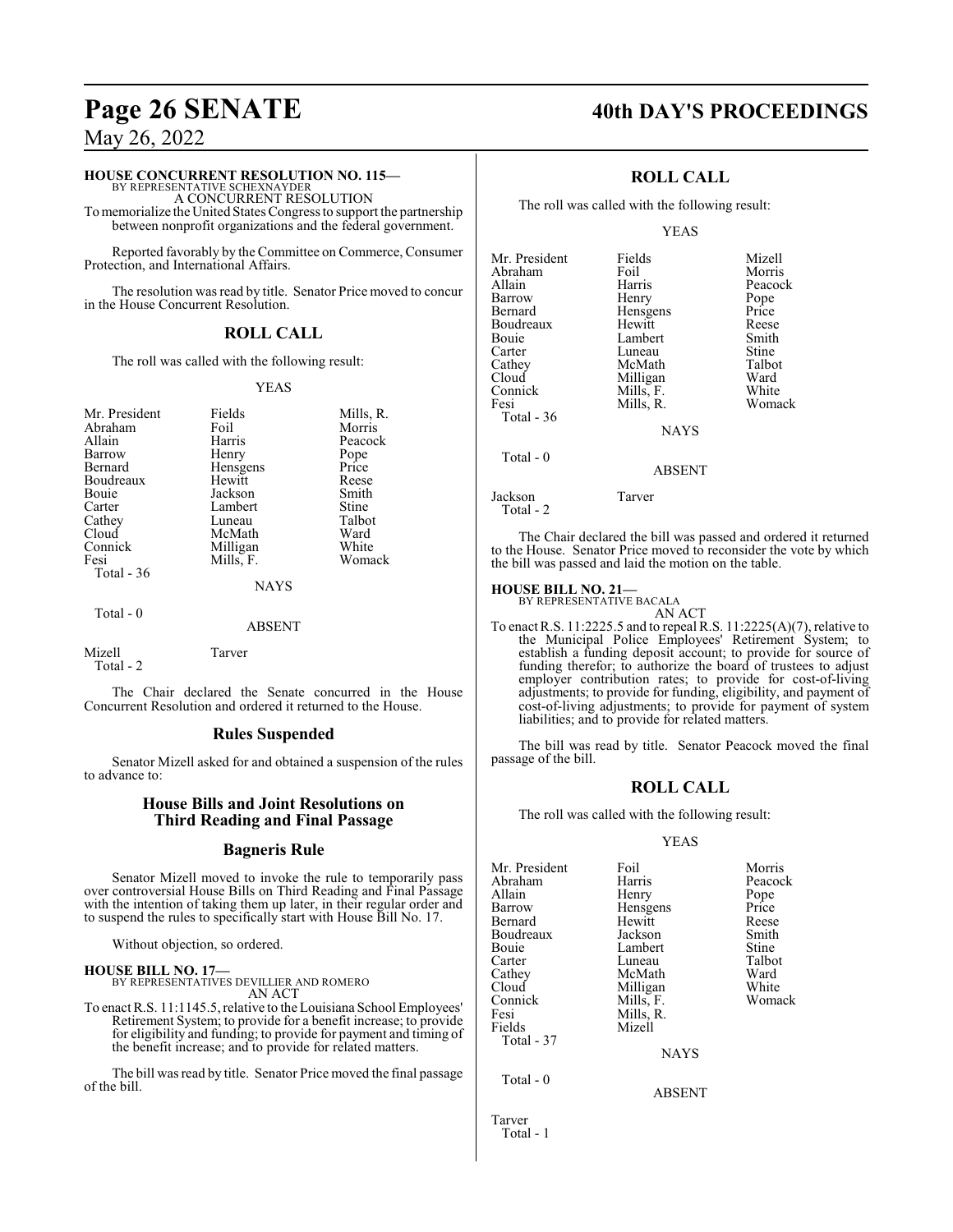**HOUSE CONCURRENT RESOLUTION NO. 115—**
BY REPRESENTATIVE SCHEXNAYDER

A CONCURRENT RESOLUTION

To memorialize the United States Congress to support the partnership between nonprofit organizations and the federal government.

Reported favorably by the Committee on Commerce, Consumer Protection, and International Affairs.

The resolution was read by title. Senator Price moved to concur in the House Concurrent Resolution.

## ROLL CALL

The roll was called with the following result:

YEAS

| | | |
|---|---|---|
| Mr. President | Fields | Mills, R. |
| Abraham | Foil | Morris |
| Allain | Harris | Peacock |
| Barrow | Henry | Pope |
| Bernard | Hensgens | Price |
| Boudreaux | Hewitt | Reese |
| Bouie | Jackson | Smith |
| Carter | Lambert | Stine |
| Cathey | Luneau | Talbot |
| Cloud | McMath | Ward |
| Connick | Milligan | White |
| Fesi | Mills, F. | Womack |

Total - 36

NAYS

Total - 0

ABSENT

Mizell Tarver

Total - 2

The Chair declared the Senate concurred in the House Concurrent Resolution and ordered it returned to the House.

## Rules Suspended

Senator Mizell asked for and obtained a suspension of the rules to advance to:

## House Bills and Joint Resolutions on Third Reading and Final Passage

## Bagneris Rule

Senator Mizell moved to invoke the rule to temporarily pass over controversial House Bills on Third Reading and Final Passage with the intention of taking them up later, in their regular order and to suspend the rules to specifically start with House Bill No. 17.

Without objection, so ordered.

**HOUSE BILL NO. 17—**
BY REPRESENTATIVES DEVILLIER AND ROMERO

AN ACT

To enact R.S. 11:1145.5, relative to the Louisiana School Employees' Retirement System; to provide for a benefit increase; to provide for eligibility and funding; to provide for payment and timing of the benefit increase; and to provide for related matters.

The bill was read by title. Senator Price moved the final passage of the bill.

## ROLL CALL

The roll was called with the following result:

YEAS

| | | |
|---|---|---|
| Mr. President | Fields | Mizell |
| Abraham | Foil | Morris |
| Allain | Harris | Peacock |
| Barrow | Henry | Pope |
| Bernard | Hensgens | Price |
| Boudreaux | Hewitt | Reese |
| Bouie | Lambert | Smith |
| Carter | Luneau | Stine |
| Cathey | McMath | Talbot |
| Cloud | Milligan | Ward |
| Connick | Mills, F. | White |
| Fesi | Mills, R. | Womack |

Total - 36

NAYS

Total - 0

ABSENT

Jackson Tarver

Total - 2

The Chair declared the bill was passed and ordered it returned to the House. Senator Price moved to reconsider the vote by which the bill was passed and laid the motion on the table.

**HOUSE BILL NO. 21—**
BY REPRESENTATIVE BACALA

AN ACT

To enact R.S. 11:2225.5 and to repeal R.S. 11:2225(A)(7), relative to the Municipal Police Employees' Retirement System; to establish a funding deposit account; to provide for source of funding therefor; to authorize the board of trustees to adjust employer contribution rates; to provide for cost-of-living adjustments; to provide for funding, eligibility, and payment of cost-of-living adjustments; to provide for payment of system liabilities; and to provide for related matters.

The bill was read by title. Senator Peacock moved the final passage of the bill.

## ROLL CALL

The roll was called with the following result:

YEAS

| | | |
|---|---|---|
| Mr. President | Foil | Morris |
| Abraham | Harris | Peacock |
| Allain | Henry | Pope |
| Barrow | Hensgens | Price |
| Bernard | Hewitt | Reese |
| Boudreaux | Jackson | Smith |
| Bouie | Lambert | Stine |
| Carter | Luneau | Talbot |
| Cathey | McMath | Ward |
| Cloud | Milligan | White |
| Connick | Mills, F. | Womack |
| Fesi | Mills, R. | |
| Fields | Mizell | |

Total - 37

NAYS

Total - 0

ABSENT

Tarver

Total - 1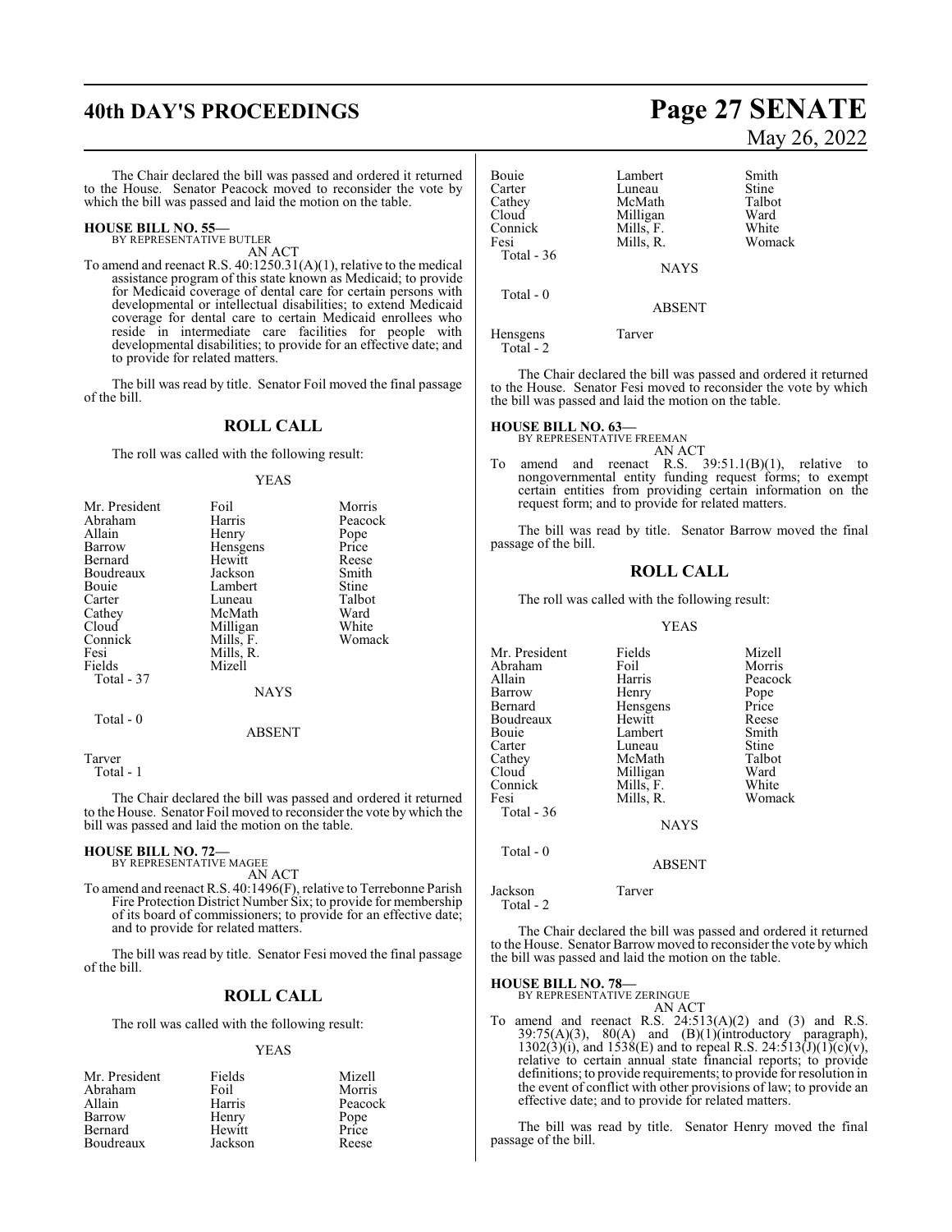The Chair declared the bill was passed and ordered it returned to the House. Senator Peacock moved to reconsider the vote by which the bill was passed and laid the motion on the table.

**HOUSE BILL NO. 55—**
BY REPRESENTATIVE BUTLER

AN ACT

To amend and reenact R.S. 40:1250.31(A)(1), relative to the medical assistance program of this state known as Medicaid; to provide for Medicaid coverage of dental care for certain persons with developmental or intellectual disabilities; to extend Medicaid coverage for dental care to certain Medicaid enrollees who reside in intermediate care facilities for people with developmental disabilities; to provide for an effective date; and to provide for related matters.

The bill was read by title. Senator Foil moved the final passage of the bill.

## ROLL CALL

The roll was called with the following result:

YEAS

| | | |
|---|---|---|
| Mr. President | Foil | Morris |
| Abraham | Harris | Peacock |
| Allain | Henry | Pope |
| Barrow | Hensgens | Price |
| Bernard | Hewitt | Reese |
| Boudreaux | Jackson | Smith |
| Bouie | Lambert | Stine |
| Carter | Luneau | Talbot |
| Cathey | McMath | Ward |
| Cloud | Milligan | White |
| Connick | Mills, F. | Womack |
| Fesi | Mills, R. | |
| Fields | Mizell | |

Total - 37

NAYS

Total - 0

ABSENT

Tarver

Total - 1

The Chair declared the bill was passed and ordered it returned to the House. Senator Foil moved to reconsider the vote by which the bill was passed and laid the motion on the table.

**HOUSE BILL NO. 72—**
BY REPRESENTATIVE MAGEE

AN ACT

To amend and reenact R.S. 40:1496(F), relative to Terrebonne Parish Fire Protection District Number Six; to provide for membership of its board of commissioners; to provide for an effective date; and to provide for related matters.

The bill was read by title. Senator Fesi moved the final passage of the bill.

## ROLL CALL

The roll was called with the following result:

YEAS

| | | |
|---|---|---|
| Mr. President | Fields | Mizell |
| Abraham | Foil | Morris |
| Allain | Harris | Peacock |
| Barrow | Henry | Pope |
| Bernard | Hewitt | Price |
| Boudreaux | Jackson | Reese |
| Bouie | Lambert | Smith |
| Carter | Luneau | Stine |
| Cathey | McMath | Talbot |
| Cloud | Milligan | Ward |
| Connick | Mills, F. | White |
| Fesi | Mills, R. | Womack |

Total - 36

NAYS

Total - 0

ABSENT

Hensgens Tarver

Total - 2

The Chair declared the bill was passed and ordered it returned to the House. Senator Fesi moved to reconsider the vote by which the bill was passed and laid the motion on the table.

**HOUSE BILL NO. 63—**
BY REPRESENTATIVE FREEMAN

AN ACT

To amend and reenact R.S. 39:51.1(B)(1), relative to nongovernmental entity funding request forms; to exempt certain entities from providing certain information on the request form; and to provide for related matters.

The bill was read by title. Senator Barrow moved the final passage of the bill.

## ROLL CALL

The roll was called with the following result:

YEAS

| | | |
|---|---|---|
| Mr. President | Fields | Mizell |
| Abraham | Foil | Morris |
| Allain | Harris | Peacock |
| Barrow | Henry | Pope |
| Bernard | Hensgens | Price |
| Boudreaux | Hewitt | Reese |
| Bouie | Lambert | Smith |
| Carter | Luneau | Stine |
| Cathey | McMath | Talbot |
| Cloud | Milligan | Ward |
| Connick | Mills, F. | White |
| Fesi | Mills, R. | Womack |

Total - 36

NAYS

Total - 0

ABSENT

Jackson Tarver

Total - 2

The Chair declared the bill was passed and ordered it returned to the House. Senator Barrow moved to reconsider the vote by which the bill was passed and laid the motion on the table.

**HOUSE BILL NO. 78—**
BY REPRESENTATIVE ZERINGUE

AN ACT

To amend and reenact R.S. 24:513(A)(2) and (3) and R.S. 39:75(A)(3), 80(A) and (B)(1)(introductory paragraph), 1302(3)(i), and 1538(E) and to repeal R.S. 24:513(J)(1)(c)(v), relative to certain annual state financial reports; to provide definitions; to provide requirements; to provide for resolution in the event of conflict with other provisions of law; to provide an effective date; and to provide for related matters.

The bill was read by title. Senator Henry moved the final passage of the bill.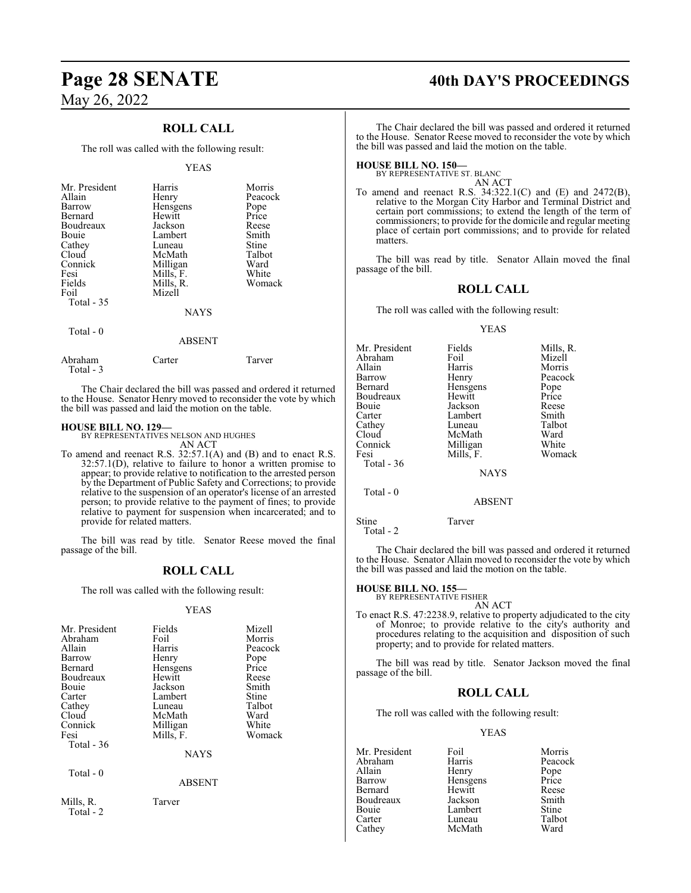## ROLL CALL

The roll was called with the following result:

YEAS

| | | |
|---|---|---|
| Mr. President | Harris | Morris |
| Allain | Henry | Peacock |
| Barrow | Hensgens | Pope |
| Bernard | Hewitt | Price |
| Boudreaux | Jackson | Reese |
| Bouie | Lambert | Smith |
| Cathey | Luneau | Stine |
| Cloud | McMath | Talbot |
| Connick | Milligan | Ward |
| Fesi | Mills, F. | White |
| Fields | Mills, R. | Womack |
| Foil | Mizell | |
| Total - 35 | | |

NAYS

Total - 0

ABSENT

| | | |
|---|---|---|
| Abraham | Carter | Tarver |
| Total - 3 | | |

The Chair declared the bill was passed and ordered it returned to the House. Senator Henry moved to reconsider the vote by which the bill was passed and laid the motion on the table.

**HOUSE BILL NO. 129—**
BY REPRESENTATIVES NELSON AND HUGHES
AN ACT
To amend and reenact R.S. 32:57.1(A) and (B) and to enact R.S. 32:57.1(D), relative to failure to honor a written promise to appear; to provide relative to notification to the arrested person by the Department of Public Safety and Corrections; to provide relative to the suspension of an operator's license of an arrested person; to provide relative to the payment of fines; to provide relative to payment for suspension when incarcerated; and to provide for related matters.

The bill was read by title. Senator Reese moved the final passage of the bill.

## ROLL CALL

The roll was called with the following result:

YEAS

| | | |
|---|---|---|
| Mr. President | Fields | Mizell |
| Abraham | Foil | Morris |
| Allain | Harris | Peacock |
| Barrow | Henry | Pope |
| Bernard | Hensgens | Price |
| Boudreaux | Hewitt | Reese |
| Bouie | Jackson | Smith |
| Carter | Lambert | Stine |
| Cathey | Luneau | Talbot |
| Cloud | McMath | Ward |
| Connick | Milligan | White |
| Fesi | Mills, F. | Womack |
| Total - 36 | | |

NAYS

Total - 0

ABSENT

| | |
|---|---|
| Mills, R. | Tarver |
| Total - 2 | |

The Chair declared the bill was passed and ordered it returned to the House. Senator Reese moved to reconsider the vote by which the bill was passed and laid the motion on the table.

**HOUSE BILL NO. 150—**
BY REPRESENTATIVE ST. BLANC
AN ACT
To amend and reenact R.S. 34:322.1(C) and (E) and 2472(B), relative to the Morgan City Harbor and Terminal District and certain port commissions; to extend the length of the term of commissioners; to provide for the domicile and regular meeting place of certain port commissions; and to provide for related matters.

The bill was read by title. Senator Allain moved the final passage of the bill.

## ROLL CALL

The roll was called with the following result:

YEAS

| | | |
|---|---|---|
| Mr. President | Fields | Mills, R. |
| Abraham | Foil | Mizell |
| Allain | Harris | Morris |
| Barrow | Henry | Peacock |
| Bernard | Hensgens | Pope |
| Boudreaux | Hewitt | Price |
| Bouie | Jackson | Reese |
| Carter | Lambert | Smith |
| Cathey | Luneau | Talbot |
| Cloud | McMath | Ward |
| Connick | Milligan | White |
| Fesi | Mills, F. | Womack |
| Total - 36 | | |

NAYS

Total - 0

ABSENT

| | |
|---|---|
| Stine | Tarver |
| Total - 2 | |

The Chair declared the bill was passed and ordered it returned to the House. Senator Allain moved to reconsider the vote by which the bill was passed and laid the motion on the table.

**HOUSE BILL NO. 155—**
BY REPRESENTATIVE FISHER
AN ACT
To enact R.S. 47:2238.9, relative to property adjudicated to the city of Monroe; to provide relative to the city's authority and procedures relating to the acquisition and disposition of such property; and to provide for related matters.

The bill was read by title. Senator Jackson moved the final passage of the bill.

## ROLL CALL

The roll was called with the following result:

YEAS

| | | |
|---|---|---|
| Mr. President | Foil | Morris |
| Abraham | Harris | Peacock |
| Allain | Henry | Pope |
| Barrow | Hensgens | Price |
| Bernard | Hewitt | Reese |
| Boudreaux | Jackson | Smith |
| Bouie | Lambert | Stine |
| Carter | Luneau | Talbot |
| Cathey | McMath | Ward |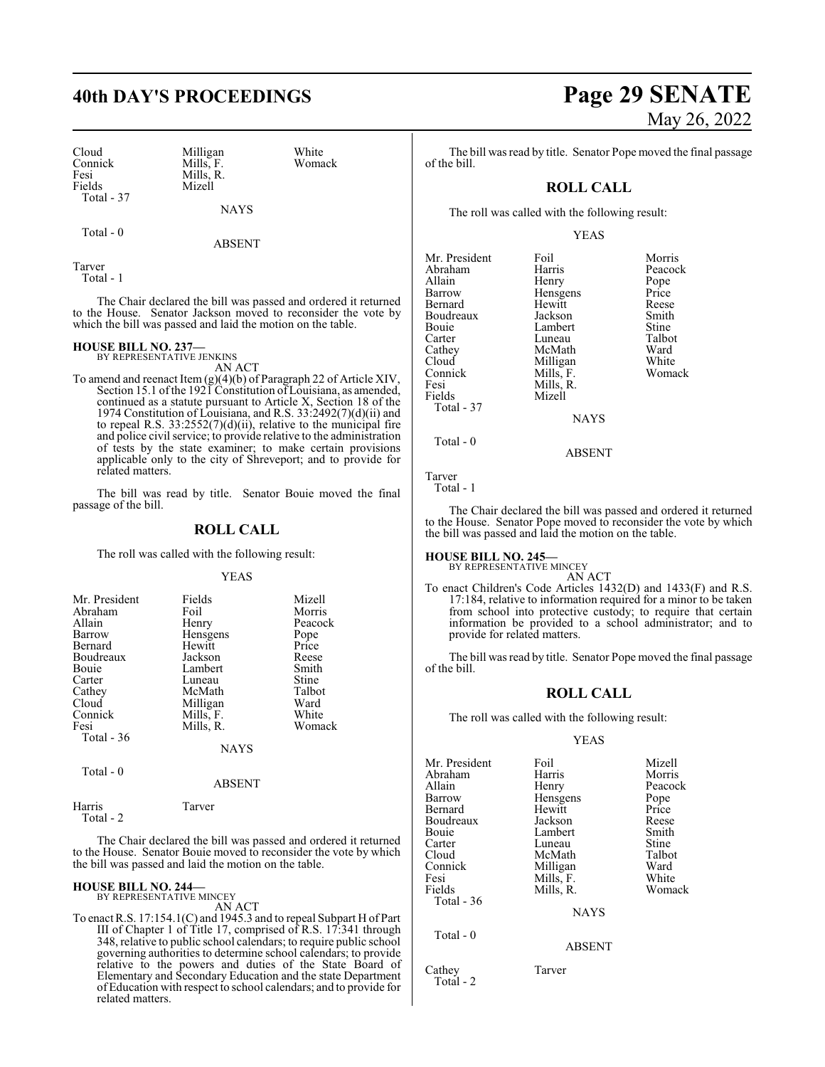| Cloud | Milligan | White |
|---|---|---|
| Connick | Mills, F. | Womack |
| Fesi | Mills, R. | |
| Fields | Mizell | |
| Total - 37 | | |

NAYS

Total - 0

ABSENT

Tarver
Total - 1

The Chair declared the bill was passed and ordered it returned to the House. Senator Jackson moved to reconsider the vote by which the bill was passed and laid the motion on the table.

**HOUSE BILL NO. 237—**
BY REPRESENTATIVE JENKINS
AN ACT

To amend and reenact Item (g)(4)(b) of Paragraph 22 of Article XIV, Section 15.1 of the 1921 Constitution of Louisiana, as amended, continued as a statute pursuant to Article X, Section 18 of the 1974 Constitution of Louisiana, and R.S. 33:2492(7)(d)(ii) and to repeal R.S. 33:2552(7)(d)(ii), relative to the municipal fire and police civil service; to provide relative to the administration of tests by the state examiner; to make certain provisions applicable only to the city of Shreveport; and to provide for related matters.

The bill was read by title. Senator Bouie moved the final passage of the bill.

## ROLL CALL

The roll was called with the following result:

YEAS

| Mr. President | Fields | Mizell |
|---|---|---|
| Abraham | Foil | Morris |
| Allain | Henry | Peacock |
| Barrow | Hensgens | Pope |
| Bernard | Hewitt | Price |
| Boudreaux | Jackson | Reese |
| Bouie | Lambert | Smith |
| Carter | Luneau | Stine |
| Cathey | McMath | Talbot |
| Cloud | Milligan | Ward |
| Connick | Mills, F. | White |
| Fesi | Mills, R. | Womack |
| Total - 36 | | |

NAYS

Total - 0

ABSENT

Harris Tarver
Total - 2

The Chair declared the bill was passed and ordered it returned to the House. Senator Bouie moved to reconsider the vote by which the bill was passed and laid the motion on the table.

**HOUSE BILL NO. 244—**
BY REPRESENTATIVE MINCEY
AN ACT

To enact R.S. 17:154.1(C) and 1945.3 and to repeal Subpart H of Part III of Chapter 1 of Title 17, comprised of R.S. 17:341 through 348, relative to public school calendars; to require public school governing authorities to determine school calendars; to provide relative to the powers and duties of the State Board of Elementary and Secondary Education and the state Department of Education with respect to school calendars; and to provide for related matters.

The bill was read by title. Senator Pope moved the final passage of the bill.

## ROLL CALL

The roll was called with the following result:

YEAS

| Mr. President | Foil | Morris |
|---|---|---|
| Abraham | Harris | Peacock |
| Allain | Henry | Pope |
| Barrow | Hensgens | Price |
| Bernard | Hewitt | Reese |
| Boudreaux | Jackson | Smith |
| Bouie | Lambert | Stine |
| Carter | Luneau | Talbot |
| Cathey | McMath | Ward |
| Cloud | Milligan | White |
| Connick | Mills, F. | Womack |
| Fesi | Mills, R. | |
| Fields | Mizell | |
| Total - 37 | | |

NAYS

Total - 0

ABSENT

Tarver
Total - 1

The Chair declared the bill was passed and ordered it returned to the House. Senator Pope moved to reconsider the vote by which the bill was passed and laid the motion on the table.

**HOUSE BILL NO. 245—**
BY REPRESENTATIVE MINCEY
AN ACT

To enact Children's Code Articles 1432(D) and 1433(F) and R.S. 17:184, relative to information required for a minor to be taken from school into protective custody; to require that certain information be provided to a school administrator; and to provide for related matters.

The bill was read by title. Senator Pope moved the final passage of the bill.

## ROLL CALL

The roll was called with the following result:

YEAS

| Mr. President | Foil | Mizell |
|---|---|---|
| Abraham | Harris | Morris |
| Allain | Henry | Peacock |
| Barrow | Hensgens | Pope |
| Bernard | Hewitt | Price |
| Boudreaux | Jackson | Reese |
| Bouie | Lambert | Smith |
| Carter | Luneau | Stine |
| Cloud | McMath | Talbot |
| Connick | Milligan | Ward |
| Fesi | Mills, F. | White |
| Fields | Mills, R. | Womack |
| Total - 36 | | |

NAYS

Total - 0

ABSENT

Cathey Tarver
Total - 2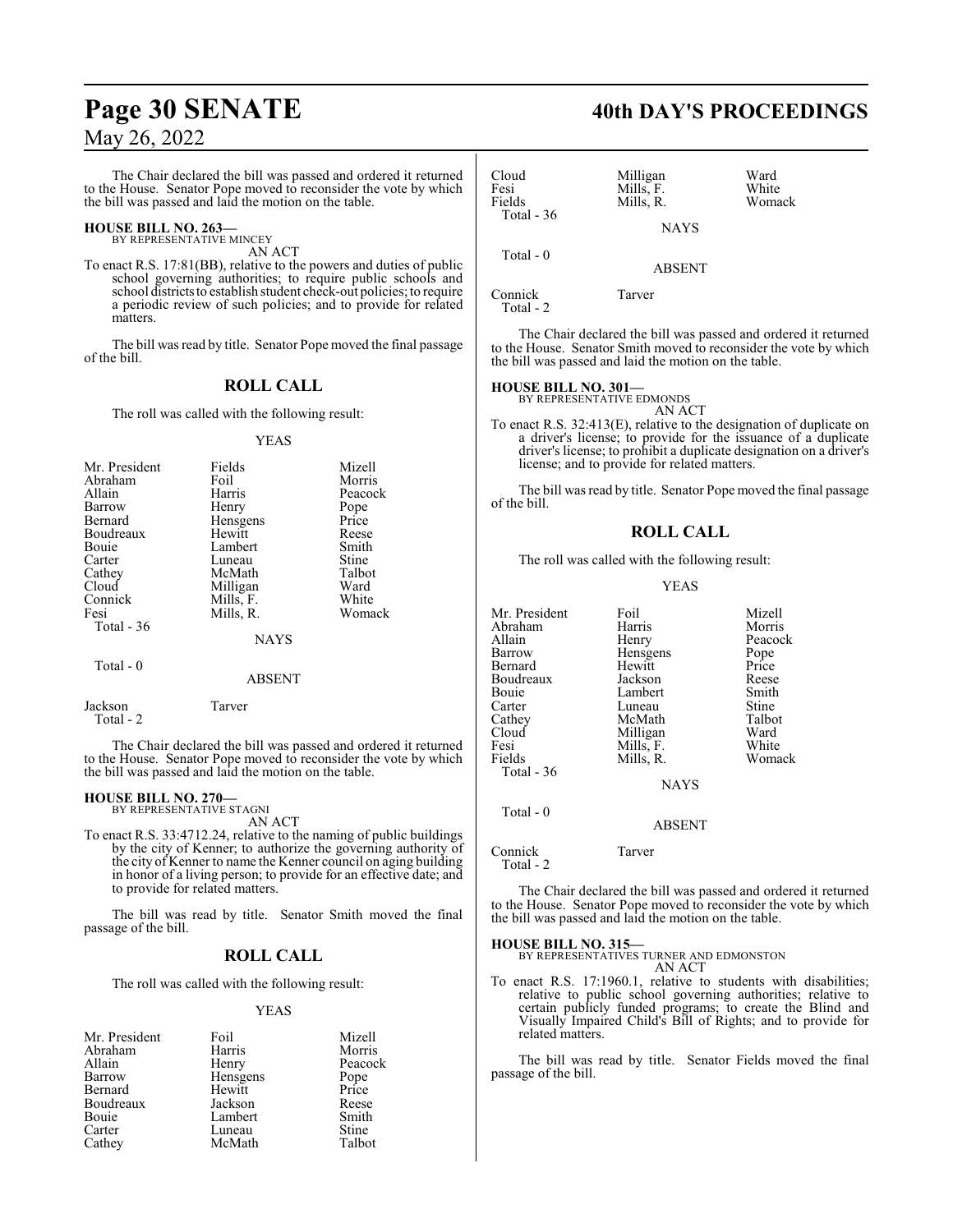The Chair declared the bill was passed and ordered it returned to the House. Senator Pope moved to reconsider the vote by which the bill was passed and laid the motion on the table.

**HOUSE BILL NO. 263—**
BY REPRESENTATIVE MINCEY
AN ACT

To enact R.S. 17:81(BB), relative to the powers and duties of public school governing authorities; to require public schools and school districts to establish student check-out policies; to require a periodic review of such policies; and to provide for related matters.

The bill was read by title. Senator Pope moved the final passage of the bill.

## ROLL CALL

The roll was called with the following result:

YEAS

| | | |
|---|---|---|
| Mr. President | Fields | Mizell |
| Abraham | Foil | Morris |
| Allain | Harris | Peacock |
| Barrow | Henry | Pope |
| Bernard | Hensgens | Price |
| Boudreaux | Hewitt | Reese |
| Bouie | Lambert | Smith |
| Carter | Luneau | Stine |
| Cathey | McMath | Talbot |
| Cloud | Milligan | Ward |
| Connick | Mills, F. | White |
| Fesi | Mills, R. | Womack |

Total - 36

NAYS

Total - 0

ABSENT

Jackson Tarver

Total - 2

The Chair declared the bill was passed and ordered it returned to the House. Senator Pope moved to reconsider the vote by which the bill was passed and laid the motion on the table.

**HOUSE BILL NO. 270—**
BY REPRESENTATIVE STAGNI
AN ACT

To enact R.S. 33:4712.24, relative to the naming of public buildings by the city of Kenner; to authorize the governing authority of the city of Kenner to name the Kenner council on aging building in honor of a living person; to provide for an effective date; and to provide for related matters.

The bill was read by title. Senator Smith moved the final passage of the bill.

## ROLL CALL

The roll was called with the following result:

YEAS

| | | |
|---|---|---|
| Mr. President | Foil | Mizell |
| Abraham | Harris | Morris |
| Allain | Henry | Peacock |
| Barrow | Hensgens | Pope |
| Bernard | Hewitt | Price |
| Boudreaux | Jackson | Reese |
| Bouie | Lambert | Smith |
| Carter | Luneau | Stine |
| Cathey | McMath | Talbot |
| Cloud | Milligan | Ward |
| Fesi | Mills, F. | White |
| Fields | Mills, R. | Womack |

Total - 36

NAYS

Total - 0

ABSENT

Connick Tarver

Total - 2

The Chair declared the bill was passed and ordered it returned to the House. Senator Smith moved to reconsider the vote by which the bill was passed and laid the motion on the table.

**HOUSE BILL NO. 301—**
BY REPRESENTATIVE EDMONDS
AN ACT

To enact R.S. 32:413(E), relative to the designation of duplicate on a driver's license; to provide for the issuance of a duplicate driver's license; to prohibit a duplicate designation on a driver's license; and to provide for related matters.

The bill was read by title. Senator Pope moved the final passage of the bill.

## ROLL CALL

The roll was called with the following result:

YEAS

| | | |
|---|---|---|
| Mr. President | Foil | Mizell |
| Abraham | Harris | Morris |
| Allain | Henry | Peacock |
| Barrow | Hensgens | Pope |
| Bernard | Hewitt | Price |
| Boudreaux | Jackson | Reese |
| Bouie | Lambert | Smith |
| Carter | Luneau | Stine |
| Cathey | McMath | Talbot |
| Cloud | Milligan | Ward |
| Fesi | Mills, F. | White |
| Fields | Mills, R. | Womack |

Total - 36

NAYS

Total - 0

ABSENT

Connick Tarver

Total - 2

The Chair declared the bill was passed and ordered it returned to the House. Senator Pope moved to reconsider the vote by which the bill was passed and laid the motion on the table.

**HOUSE BILL NO. 315—**
BY REPRESENTATIVES TURNER AND EDMONSTON
AN ACT

To enact R.S. 17:1960.1, relative to students with disabilities; relative to public school governing authorities; relative to certain publicly funded programs; to create the Blind and Visually Impaired Child's Bill of Rights; and to provide for related matters.

The bill was read by title. Senator Fields moved the final passage of the bill.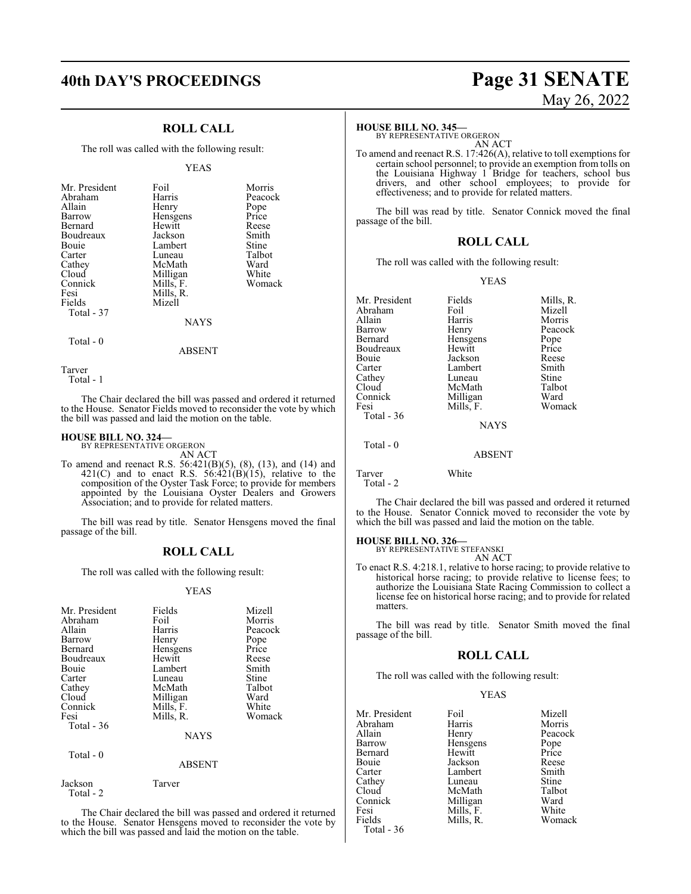## ROLL CALL

The roll was called with the following result:

YEAS

| | | |
|---|---|---|
| Mr. President | Foil | Morris |
| Abraham | Harris | Peacock |
| Allain | Henry | Pope |
| Barrow | Hensgens | Price |
| Bernard | Hewitt | Reese |
| Boudreaux | Jackson | Smith |
| Bouie | Lambert | Stine |
| Carter | Luneau | Talbot |
| Cathey | McMath | Ward |
| Cloud | Milligan | White |
| Connick | Mills, F. | Womack |
| Fesi | Mills, R. | |
| Fields | Mizell | |

Total - 37

NAYS

Total - 0

ABSENT

Tarver

Total - 1

The Chair declared the bill was passed and ordered it returned to the House. Senator Fields moved to reconsider the vote by which the bill was passed and laid the motion on the table.

**HOUSE BILL NO. 324—**
BY REPRESENTATIVE ORGERON

AN ACT

To amend and reenact R.S. 56:421(B)(5), (8), (13), and (14) and 421(C) and to enact R.S. 56:421(B)(15), relative to the composition of the Oyster Task Force; to provide for members appointed by the Louisiana Oyster Dealers and Growers Association; and to provide for related matters.

The bill was read by title. Senator Hensgens moved the final passage of the bill.

## ROLL CALL

The roll was called with the following result:

YEAS

| | | |
|---|---|---|
| Mr. President | Fields | Mizell |
| Abraham | Foil | Morris |
| Allain | Harris | Peacock |
| Barrow | Henry | Pope |
| Bernard | Hensgens | Price |
| Boudreaux | Hewitt | Reese |
| Bouie | Lambert | Smith |
| Carter | Luneau | Stine |
| Cathey | McMath | Talbot |
| Cloud | Milligan | Ward |
| Connick | Mills, F. | White |
| Fesi | Mills, R. | Womack |

Total - 36

NAYS

Total - 0

ABSENT

Jackson Tarver

Total - 2

The Chair declared the bill was passed and ordered it returned to the House. Senator Hensgens moved to reconsider the vote by which the bill was passed and laid the motion on the table.

**HOUSE BILL NO. 345—**
BY REPRESENTATIVE ORGERON

AN ACT

To amend and reenact R.S. 17:426(A), relative to toll exemptions for certain school personnel; to provide an exemption from tolls on the Louisiana Highway 1 Bridge for teachers, school bus drivers, and other school employees; to provide for effectiveness; and to provide for related matters.

The bill was read by title. Senator Connick moved the final passage of the bill.

## ROLL CALL

The roll was called with the following result:

YEAS

| | | |
|---|---|---|
| Mr. President | Fields | Mills, R. |
| Abraham | Foil | Mizell |
| Allain | Harris | Morris |
| Barrow | Henry | Peacock |
| Bernard | Hensgens | Pope |
| Boudreaux | Hewitt | Price |
| Bouie | Jackson | Reese |
| Carter | Lambert | Smith |
| Cathey | Luneau | Stine |
| Cloud | McMath | Talbot |
| Connick | Milligan | Ward |
| Fesi | Mills, F. | Womack |

Total - 36

NAYS

Total - 0

ABSENT

Tarver White

Total - 2

The Chair declared the bill was passed and ordered it returned to the House. Senator Connick moved to reconsider the vote by which the bill was passed and laid the motion on the table.

**HOUSE BILL NO. 326—**
BY REPRESENTATIVE STEFANSKI

AN ACT

To enact R.S. 4:218.1, relative to horse racing; to provide relative to historical horse racing; to provide relative to license fees; to authorize the Louisiana State Racing Commission to collect a license fee on historical horse racing; and to provide for related matters.

The bill was read by title. Senator Smith moved the final passage of the bill.

## ROLL CALL

The roll was called with the following result:

YEAS

| | | |
|---|---|---|
| Mr. President | Foil | Mizell |
| Abraham | Harris | Morris |
| Allain | Henry | Peacock |
| Barrow | Hensgens | Pope |
| Bernard | Hewitt | Price |
| Bouie | Jackson | Reese |
| Carter | Lambert | Smith |
| Cathey | Luneau | Stine |
| Cloud | McMath | Talbot |
| Connick | Milligan | Ward |
| Fesi | Mills, F. | White |
| Fields | Mills, R. | Womack |

Total - 36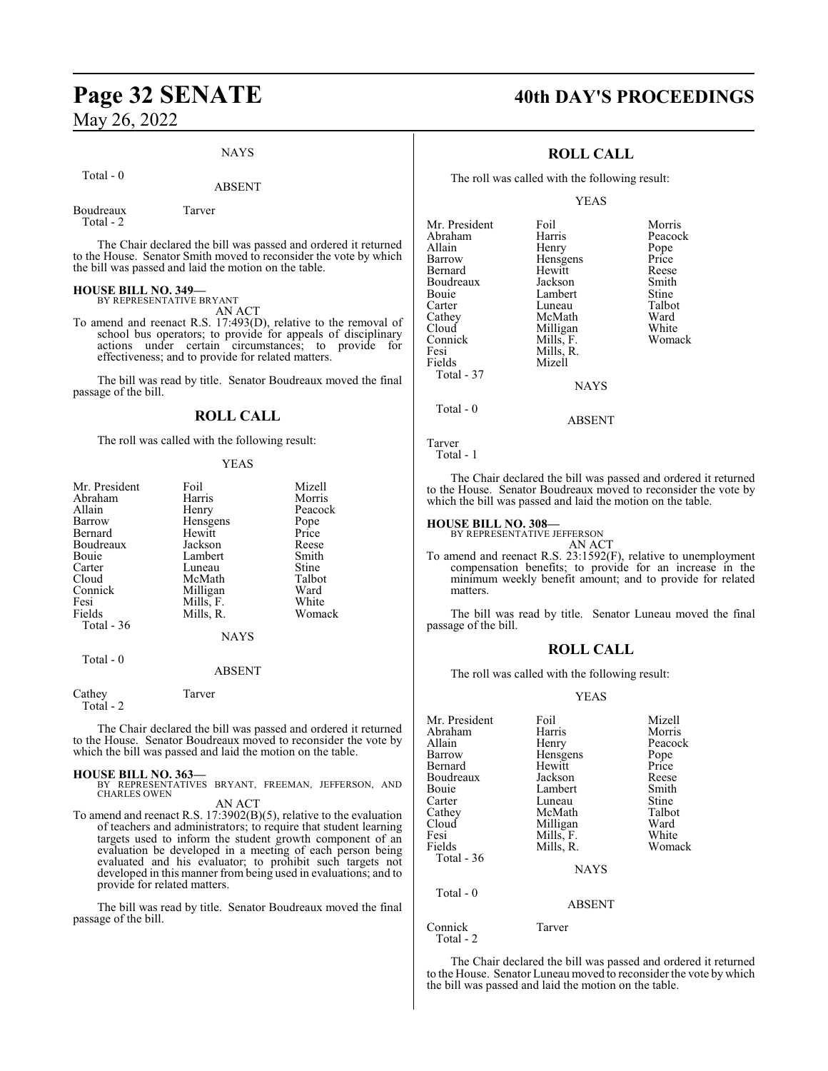NAYS

Total - 0

ABSENT

| | |
|---|---|
| Boudreaux | Tarver |
| Total - 2 | |

The Chair declared the bill was passed and ordered it returned to the House. Senator Smith moved to reconsider the vote by which the bill was passed and laid the motion on the table.

**HOUSE BILL NO. 349—**
BY REPRESENTATIVE BRYANT

AN ACT

To amend and reenact R.S. 17:493(D), relative to the removal of school bus operators; to provide for appeals of disciplinary actions under certain circumstances; to provide for effectiveness; and to provide for related matters.

The bill was read by title. Senator Boudreaux moved the final passage of the bill.

## ROLL CALL

The roll was called with the following result:

YEAS

| | | |
|---|---|---|
| Mr. President | Foil | Mizell |
| Abraham | Harris | Morris |
| Allain | Henry | Peacock |
| Barrow | Hensgens | Pope |
| Bernard | Hewitt | Price |
| Boudreaux | Jackson | Reese |
| Bouie | Lambert | Smith |
| Carter | Luneau | Stine |
| Cloud | McMath | Talbot |
| Connick | Milligan | Ward |
| Fesi | Mills, F. | White |
| Fields | Mills, R. | Womack |
| Total - 36 | | |

NAYS

Total - 0

ABSENT

| | |
|---|---|
| Cathey | Tarver |
| Total - 2 | |

The Chair declared the bill was passed and ordered it returned to the House. Senator Boudreaux moved to reconsider the vote by which the bill was passed and laid the motion on the table.

**HOUSE BILL NO. 363—**
BY REPRESENTATIVES BRYANT, FREEMAN, JEFFERSON, AND CHARLES OWEN

AN ACT

To amend and reenact R.S. 17:3902(B)(5), relative to the evaluation of teachers and administrators; to require that student learning targets used to inform the student growth component of an evaluation be developed in a meeting of each person being evaluated and his evaluator; to prohibit such targets not developed in this manner from being used in evaluations; and to provide for related matters.

The bill was read by title. Senator Boudreaux moved the final passage of the bill.

## ROLL CALL

The roll was called with the following result:

YEAS

| | | |
|---|---|---|
| Mr. President | Foil | Morris |
| Abraham | Harris | Peacock |
| Allain | Henry | Pope |
| Barrow | Hensgens | Price |
| Bernard | Hewitt | Reese |
| Boudreaux | Jackson | Smith |
| Bouie | Lambert | Stine |
| Carter | Luneau | Talbot |
| Cathey | McMath | Ward |
| Cloud | Milligan | White |
| Connick | Mills, F. | Womack |
| Fesi | Mills, R. | |
| Fields | Mizell | |
| Total - 37 | | |

NAYS

Total - 0

ABSENT

Tarver
Total - 1

The Chair declared the bill was passed and ordered it returned to the House. Senator Boudreaux moved to reconsider the vote by which the bill was passed and laid the motion on the table.

**HOUSE BILL NO. 308—**
BY REPRESENTATIVE JEFFERSON

AN ACT

To amend and reenact R.S. 23:1592(F), relative to unemployment compensation benefits; to provide for an increase in the minimum weekly benefit amount; and to provide for related matters.

The bill was read by title. Senator Luneau moved the final passage of the bill.

## ROLL CALL

The roll was called with the following result:

YEAS

| | | |
|---|---|---|
| Mr. President | Foil | Mizell |
| Abraham | Harris | Morris |
| Allain | Henry | Peacock |
| Barrow | Hensgens | Pope |
| Bernard | Hewitt | Price |
| Boudreaux | Jackson | Reese |
| Bouie | Lambert | Smith |
| Carter | Luneau | Stine |
| Cathey | McMath | Talbot |
| Cloud | Milligan | Ward |
| Fesi | Mills, F. | White |
| Fields | Mills, R. | Womack |
| Total - 36 | | |

NAYS

Total - 0

ABSENT

| | |
|---|---|
| Connick | Tarver |
| Total - 2 | |

The Chair declared the bill was passed and ordered it returned to the House. Senator Luneau moved to reconsider the vote by which the bill was passed and laid the motion on the table.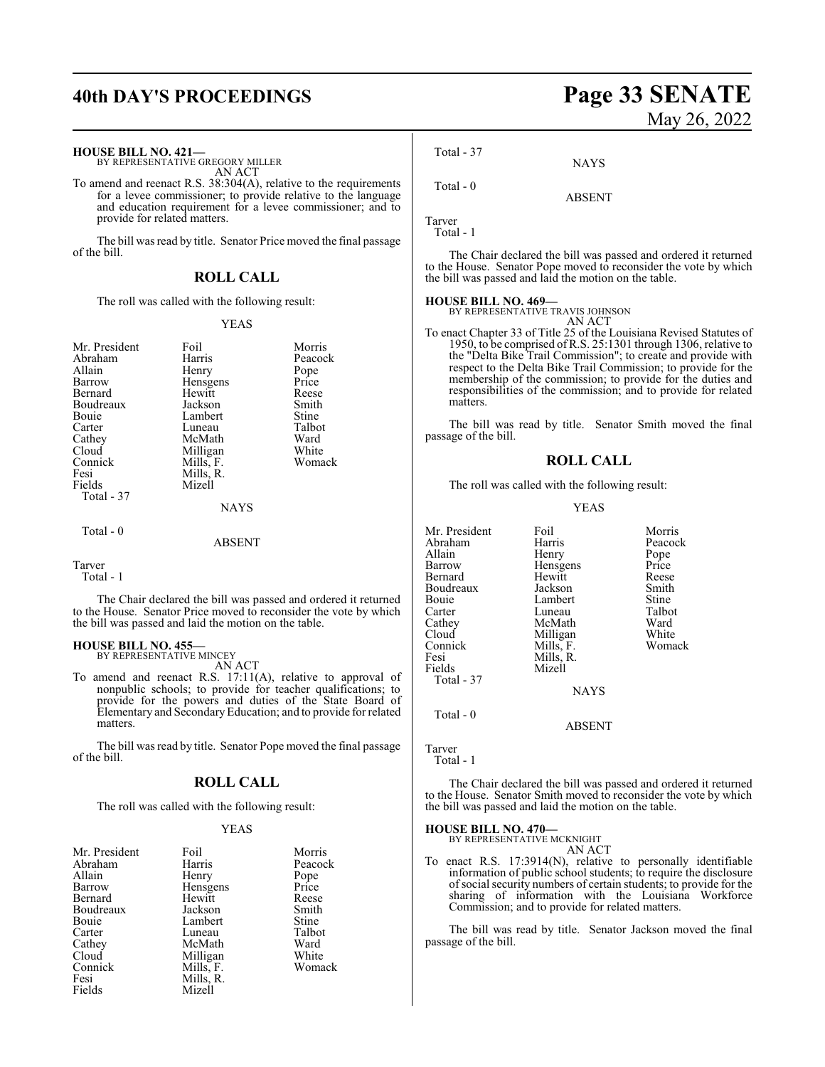**HOUSE BILL NO. 421—**
BY REPRESENTATIVE GREGORY MILLER
AN ACT

To amend and reenact R.S. 38:304(A), relative to the requirements for a levee commissioner; to provide relative to the language and education requirement for a levee commissioner; and to provide for related matters.

The bill was read by title. Senator Price moved the final passage of the bill.

## ROLL CALL

The roll was called with the following result:

YEAS

| | | |
|---|---|---|
| Mr. President | Foil | Morris |
| Abraham | Harris | Peacock |
| Allain | Henry | Pope |
| Barrow | Hensgens | Price |
| Bernard | Hewitt | Reese |
| Boudreaux | Jackson | Smith |
| Bouie | Lambert | Stine |
| Carter | Luneau | Talbot |
| Cathey | McMath | Ward |
| Cloud | Milligan | White |
| Connick | Mills, F. | Womack |
| Fesi | Mills, R. | |
| Fields | Mizell | |

Total - 37

NAYS

Total - 0

ABSENT

Tarver
Total - 1

The Chair declared the bill was passed and ordered it returned to the House. Senator Price moved to reconsider the vote by which the bill was passed and laid the motion on the table.

**HOUSE BILL NO. 455—**
BY REPRESENTATIVE MINCEY
AN ACT

To amend and reenact R.S. 17:11(A), relative to approval of nonpublic schools; to provide for teacher qualifications; to provide for the powers and duties of the State Board of Elementary and Secondary Education; and to provide for related matters.

The bill was read by title. Senator Pope moved the final passage of the bill.

## ROLL CALL

The roll was called with the following result:

YEAS

| | | |
|---|---|---|
| Mr. President | Foil | Morris |
| Abraham | Harris | Peacock |
| Allain | Henry | Pope |
| Barrow | Hensgens | Price |
| Bernard | Hewitt | Reese |
| Boudreaux | Jackson | Smith |
| Bouie | Lambert | Stine |
| Carter | Luneau | Talbot |
| Cathey | McMath | Ward |
| Cloud | Milligan | White |
| Connick | Mills, F. | Womack |
| Fesi | Mills, R. | |
| Fields | Mizell | |

Total - 37

NAYS

Total - 0

ABSENT

Tarver
Total - 1

The Chair declared the bill was passed and ordered it returned to the House. Senator Pope moved to reconsider the vote by which the bill was passed and laid the motion on the table.

**HOUSE BILL NO. 469—**
BY REPRESENTATIVE TRAVIS JOHNSON
AN ACT

To enact Chapter 33 of Title 25 of the Louisiana Revised Statutes of 1950, to be comprised of R.S. 25:1301 through 1306, relative to the "Delta Bike Trail Commission"; to create and provide with respect to the Delta Bike Trail Commission; to provide for the membership of the commission; to provide for the duties and responsibilities of the commission; and to provide for related matters.

The bill was read by title. Senator Smith moved the final passage of the bill.

## ROLL CALL

The roll was called with the following result:

YEAS

| | | |
|---|---|---|
| Mr. President | Foil | Morris |
| Abraham | Harris | Peacock |
| Allain | Henry | Pope |
| Barrow | Hensgens | Price |
| Bernard | Hewitt | Reese |
| Boudreaux | Jackson | Smith |
| Bouie | Lambert | Stine |
| Carter | Luneau | Talbot |
| Cathey | McMath | Ward |
| Cloud | Milligan | White |
| Connick | Mills, F. | Womack |
| Fesi | Mills, R. | |
| Fields | Mizell | |

Total - 37

NAYS

Total - 0

ABSENT

Tarver
Total - 1

The Chair declared the bill was passed and ordered it returned to the House. Senator Smith moved to reconsider the vote by which the bill was passed and laid the motion on the table.

**HOUSE BILL NO. 470—**
BY REPRESENTATIVE MCKNIGHT
AN ACT

To enact R.S. 17:3914(N), relative to personally identifiable information of public school students; to require the disclosure of social security numbers of certain students; to provide for the sharing of information with the Louisiana Workforce Commission; and to provide for related matters.

The bill was read by title. Senator Jackson moved the final passage of the bill.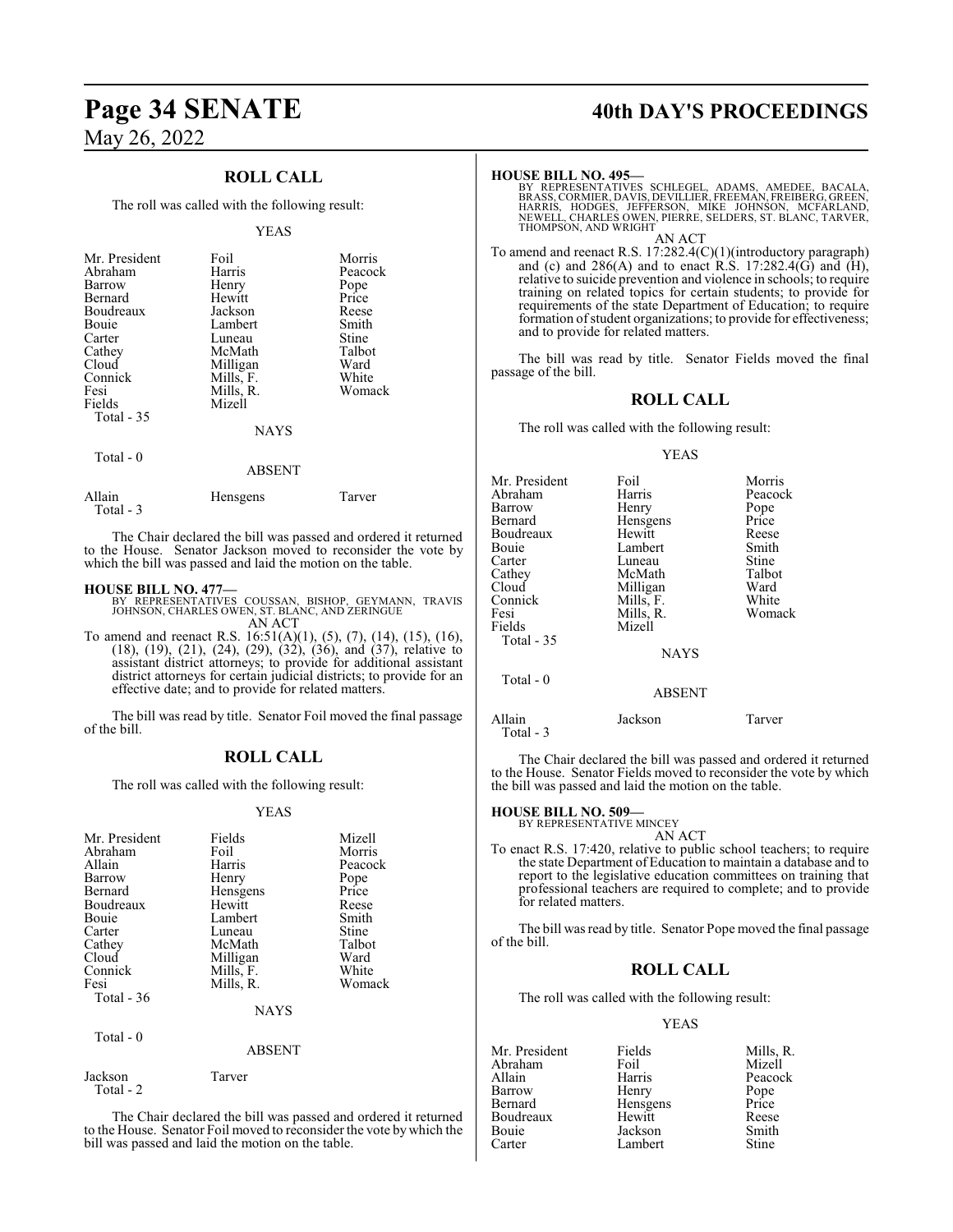## ROLL CALL

The roll was called with the following result:

YEAS

| | | |
|---|---|---|
| Mr. President | Foil | Morris |
| Abraham | Harris | Peacock |
| Barrow | Henry | Pope |
| Bernard | Hewitt | Price |
| Boudreaux | Jackson | Reese |
| Bouie | Lambert | Smith |
| Carter | Luneau | Stine |
| Cathey | McMath | Talbot |
| Cloud | Milligan | Ward |
| Connick | Mills, F. | White |
| Fesi | Mills, R. | Womack |
| Fields | Mizell | |
| Total - 35 | | |

NAYS

Total - 0

ABSENT

| | | |
|---|---|---|
| Allain | Hensgens | Tarver |
| Total - 3 | | |

The Chair declared the bill was passed and ordered it returned to the House. Senator Jackson moved to reconsider the vote by which the bill was passed and laid the motion on the table.

**HOUSE BILL NO. 477—**
BY REPRESENTATIVES COUSSAN, BISHOP, GEYMANN, TRAVIS JOHNSON, CHARLES OWEN, ST. BLANC, AND ZERINGUE
AN ACT
To amend and reenact R.S. 16:51(A)(1), (5), (7), (14), (15), (16), (18), (19), (21), (24), (29), (32), (36), and (37), relative to assistant district attorneys; to provide for additional assistant district attorneys for certain judicial districts; to provide for an effective date; and to provide for related matters.

The bill was read by title. Senator Foil moved the final passage of the bill.

## ROLL CALL

The roll was called with the following result:

YEAS

| | | |
|---|---|---|
| Mr. President | Fields | Mizell |
| Abraham | Foil | Morris |
| Allain | Harris | Peacock |
| Barrow | Henry | Pope |
| Bernard | Hensgens | Price |
| Boudreaux | Hewitt | Reese |
| Bouie | Lambert | Smith |
| Carter | Luneau | Stine |
| Cathey | McMath | Talbot |
| Cloud | Milligan | Ward |
| Connick | Mills, F. | White |
| Fesi | Mills, R. | Womack |
| Total - 36 | | |

NAYS

Total - 0

ABSENT

| | |
|---|---|
| Jackson | Tarver |
| Total - 2 | |

The Chair declared the bill was passed and ordered it returned to the House. Senator Foil moved to reconsider the vote by which the bill was passed and laid the motion on the table.

**HOUSE BILL NO. 495—**
BY REPRESENTATIVES SCHLEGEL, ADAMS, AMEDEE, BACALA, BRASS, CORMIER, DAVIS, DEVILLIER, FREEMAN, FREIBERG, GREEN, HARRIS, HODGES, JEFFERSON, MIKE JOHNSON, MCFARLAND, NEWELL, CHARLES OWEN, PIERRE, SELDERS, ST. BLANC, TARVER, THOMPSON, AND WRIGHT
AN ACT
To amend and reenact R.S. 17:282.4(C)(1)(introductory paragraph) and (c) and 286(A) and to enact R.S. 17:282.4(G) and (H), relative to suicide prevention and violence in schools; to require training on related topics for certain students; to provide for requirements of the state Department of Education; to require formation of student organizations; to provide for effectiveness; and to provide for related matters.

The bill was read by title. Senator Fields moved the final passage of the bill.

## ROLL CALL

The roll was called with the following result:

YEAS

| | | |
|---|---|---|
| Mr. President | Foil | Morris |
| Abraham | Harris | Peacock |
| Barrow | Henry | Pope |
| Bernard | Hensgens | Price |
| Boudreaux | Hewitt | Reese |
| Bouie | Lambert | Smith |
| Carter | Luneau | Stine |
| Cathey | McMath | Talbot |
| Cloud | Milligan | Ward |
| Connick | Mills, F. | White |
| Fesi | Mills, R. | Womack |
| Fields | Mizell | |
| Total - 35 | | |

NAYS

Total - 0

ABSENT

| | | |
|---|---|---|
| Allain | Jackson | Tarver |
| Total - 3 | | |

The Chair declared the bill was passed and ordered it returned to the House. Senator Fields moved to reconsider the vote by which the bill was passed and laid the motion on the table.

**HOUSE BILL NO. 509—**
BY REPRESENTATIVE MINCEY
AN ACT
To enact R.S. 17:420, relative to public school teachers; to require the state Department of Education to maintain a database and to report to the legislative education committees on training that professional teachers are required to complete; and to provide for related matters.

The bill was read by title. Senator Pope moved the final passage of the bill.

## ROLL CALL

The roll was called with the following result:

YEAS

| | | |
|---|---|---|
| Mr. President | Fields | Mills, R. |
| Abraham | Foil | Mizell |
| Allain | Harris | Peacock |
| Barrow | Henry | Pope |
| Bernard | Hensgens | Price |
| Boudreaux | Hewitt | Reese |
| Bouie | Jackson | Smith |
| Carter | Lambert | Stine |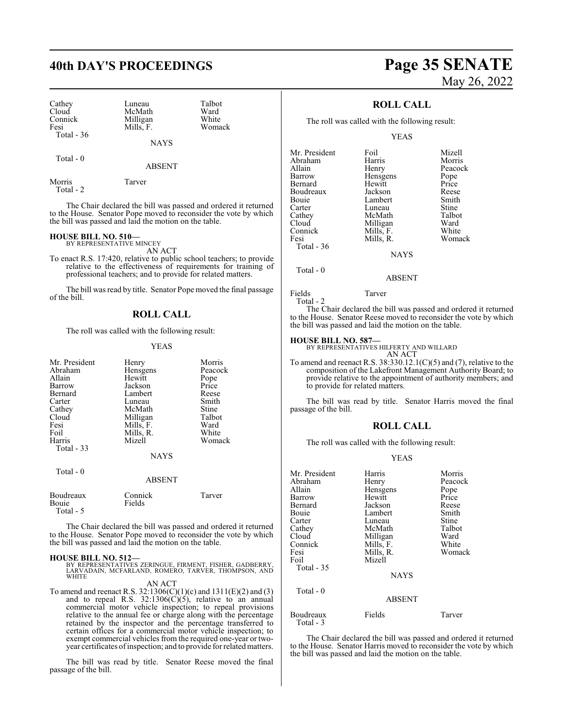| | | |
|---|---|---|
| Cathey | Luneau | Talbot |
| Cloud | McMath | Ward |
| Connick | Milligan | White |
| Fesi | Mills, F. | Womack |
| Total - 36 | | |

NAYS

Total - 0

ABSENT

| | |
|---|---|
| Morris | Tarver |
| Total - 2 | |

The Chair declared the bill was passed and ordered it returned to the House. Senator Pope moved to reconsider the vote by which the bill was passed and laid the motion on the table.

**HOUSE BILL NO. 510—**
BY REPRESENTATIVE MINCEY
AN ACT

To enact R.S. 17:420, relative to public school teachers; to provide relative to the effectiveness of requirements for training of professional teachers; and to provide for related matters.

The bill was read by title. Senator Pope moved the final passage of the bill.

## ROLL CALL

The roll was called with the following result:

YEAS

| | | |
|---|---|---|
| Mr. President | Henry | Morris |
| Abraham | Hensgens | Peacock |
| Allain | Hewitt | Pope |
| Barrow | Jackson | Price |
| Bernard | Lambert | Reese |
| Carter | Luneau | Smith |
| Cathey | McMath | Stine |
| Cloud | Milligan | Talbot |
| Fesi | Mills, F. | Ward |
| Foil | Mills, R. | White |
| Harris | Mizell | Womack |
| Total - 33 | | |

NAYS

Total - 0

ABSENT

| | | |
|---|---|---|
| Boudreaux | Connick | Tarver |
| Bouie | Fields | |
| Total - 5 | | |

The Chair declared the bill was passed and ordered it returned to the House. Senator Pope moved to reconsider the vote by which the bill was passed and laid the motion on the table.

**HOUSE BILL NO. 512—**
BY REPRESENTATIVES ZERINGUE, FIRMENT, FISHER, GADBERRY, LARVADAIN, MCFARLAND, ROMERO, TARVER, THOMPSON, AND WHITE
AN ACT

To amend and reenact R.S. 32:1306(C)(1)(c) and 1311(E)(2) and (3) and to repeal R.S. 32:1306(C)(5), relative to an annual commercial motor vehicle inspection; to repeal provisions relative to the annual fee or charge along with the percentage retained by the inspector and the percentage transferred to certain offices for a commercial motor vehicle inspection; to exempt commercial vehicles from the required one-year or two-year certificates of inspection; and to provide for related matters.

The bill was read by title. Senator Reese moved the final passage of the bill.

## ROLL CALL

The roll was called with the following result:

YEAS

| | | |
|---|---|---|
| Mr. President | Foil | Mizell |
| Abraham | Harris | Morris |
| Allain | Henry | Peacock |
| Barrow | Hensgens | Pope |
| Bernard | Hewitt | Price |
| Boudreaux | Jackson | Reese |
| Bouie | Lambert | Smith |
| Carter | Luneau | Stine |
| Cathey | McMath | Talbot |
| Cloud | Milligan | Ward |
| Connick | Mills, F. | White |
| Fesi | Mills, R. | Womack |
| Total - 36 | | |

NAYS

Total - 0

ABSENT

| | |
|---|---|
| Fields | Tarver |
| Total - 2 | |

The Chair declared the bill was passed and ordered it returned to the House. Senator Reese moved to reconsider the vote by which the bill was passed and laid the motion on the table.

**HOUSE BILL NO. 587—**
BY REPRESENTATIVES HILFERTY AND WILLARD
AN ACT

To amend and reenact R.S. 38:330.12.1(C)(5) and (7), relative to the composition of the Lakefront Management Authority Board; to provide relative to the appointment of authority members; and to provide for related matters.

The bill was read by title. Senator Harris moved the final passage of the bill.

## ROLL CALL

The roll was called with the following result:

YEAS

| | | |
|---|---|---|
| Mr. President | Harris | Morris |
| Abraham | Henry | Peacock |
| Allain | Hensgens | Pope |
| Barrow | Hewitt | Price |
| Bernard | Jackson | Reese |
| Bouie | Lambert | Smith |
| Carter | Luneau | Stine |
| Cathey | McMath | Talbot |
| Cloud | Milligan | Ward |
| Connick | Mills, F. | White |
| Fesi | Mills, R. | Womack |
| Foil | Mizell | |
| Total - 35 | | |

NAYS

Total - 0

ABSENT

| | | |
|---|---|---|
| Boudreaux | Fields | Tarver |
| Total - 3 | | |

The Chair declared the bill was passed and ordered it returned to the House. Senator Harris moved to reconsider the vote by which the bill was passed and laid the motion on the table.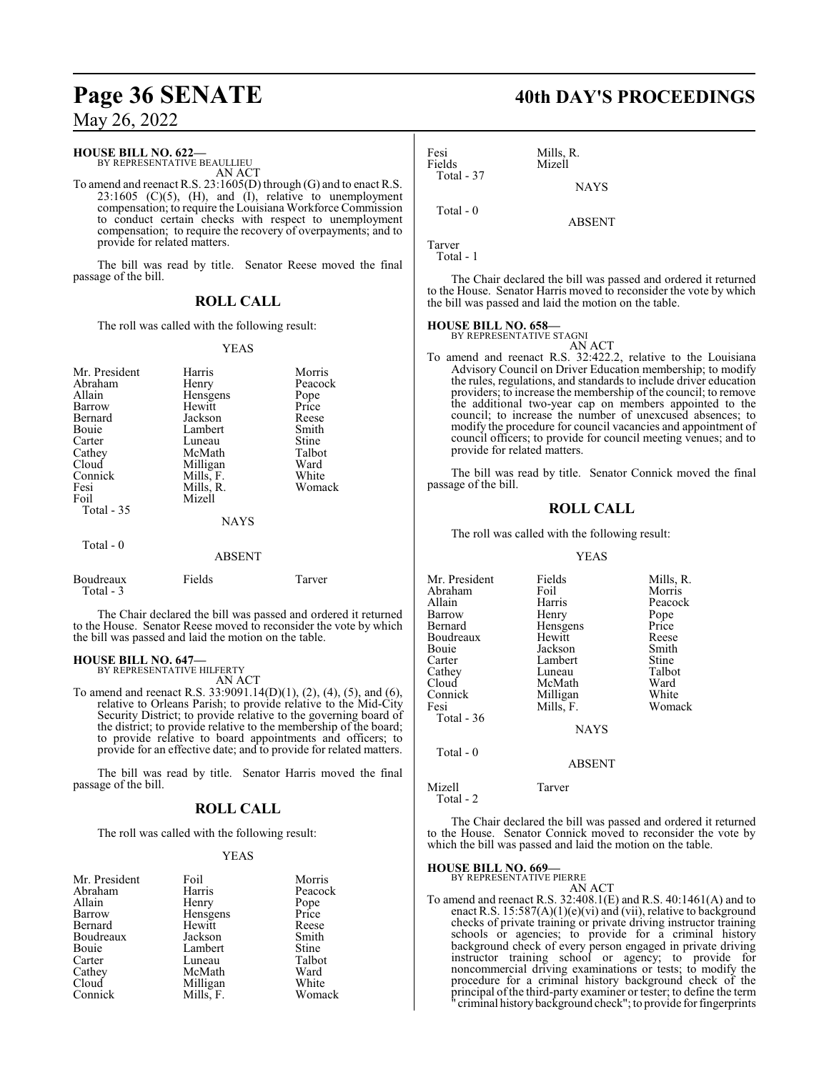**HOUSE BILL NO. 622—**
BY REPRESENTATIVE BEAULLIEU

AN ACT

To amend and reenact R.S. 23:1605(D) through (G) and to enact R.S. 23:1605 (C)(5), (H), and (I), relative to unemployment compensation; to require the Louisiana Workforce Commission to conduct certain checks with respect to unemployment compensation; to require the recovery of overpayments; and to provide for related matters.

The bill was read by title. Senator Reese moved the final passage of the bill.

## ROLL CALL

The roll was called with the following result:

YEAS

| | | |
|---|---|---|
| Mr. President | Harris | Morris |
| Abraham | Henry | Peacock |
| Allain | Hensgens | Pope |
| Barrow | Hewitt | Price |
| Bernard | Jackson | Reese |
| Bouie | Lambert | Smith |
| Carter | Luneau | Stine |
| Cathey | McMath | Talbot |
| Cloud | Milligan | Ward |
| Connick | Mills, F. | White |
| Fesi | Mills, R. | Womack |
| Foil | Mizell | |

Total - 35

NAYS

Total - 0

ABSENT

| | | |
|---|---|---|
| Boudreaux | Fields | Tarver |

Total - 3

The Chair declared the bill was passed and ordered it returned to the House. Senator Reese moved to reconsider the vote by which the bill was passed and laid the motion on the table.

**HOUSE BILL NO. 647—**
BY REPRESENTATIVE HILFERTY

AN ACT

To amend and reenact R.S. 33:9091.14(D)(1), (2), (4), (5), and (6), relative to Orleans Parish; to provide relative to the Mid-City Security District; to provide relative to the governing board of the district; to provide relative to the membership of the board; to provide relative to board appointments and officers; to provide for an effective date; and to provide for related matters.

The bill was read by title. Senator Harris moved the final passage of the bill.

## ROLL CALL

The roll was called with the following result:

YEAS

| | | |
|---|---|---|
| Mr. President | Foil | Morris |
| Abraham | Harris | Peacock |
| Allain | Henry | Pope |
| Barrow | Hensgens | Price |
| Bernard | Hewitt | Reese |
| Boudreaux | Jackson | Smith |
| Bouie | Lambert | Stine |
| Carter | Luneau | Talbot |
| Cathey | McMath | Ward |
| Cloud | Milligan | White |
| Connick | Mills, F. | Womack |
| Fesi | Mills, R. | |
| Fields | Mizell | |

Total - 37

NAYS

Total - 0

ABSENT

Tarver

Total - 1

The Chair declared the bill was passed and ordered it returned to the House. Senator Harris moved to reconsider the vote by which the bill was passed and laid the motion on the table.

**HOUSE BILL NO. 658—**
BY REPRESENTATIVE STAGNI

AN ACT

To amend and reenact R.S. 32:422.2, relative to the Louisiana Advisory Council on Driver Education membership; to modify the rules, regulations, and standards to include driver education providers; to increase the membership of the council; to remove the additional two-year cap on members appointed to the council; to increase the number of unexcused absences; to modify the procedure for council vacancies and appointment of council officers; to provide for council meeting venues; and to provide for related matters.

The bill was read by title. Senator Connick moved the final passage of the bill.

## ROLL CALL

The roll was called with the following result:

YEAS

| | | |
|---|---|---|
| Mr. President | Fields | Mills, R. |
| Abraham | Foil | Morris |
| Allain | Harris | Peacock |
| Barrow | Henry | Pope |
| Bernard | Hensgens | Price |
| Boudreaux | Hewitt | Reese |
| Bouie | Jackson | Smith |
| Carter | Lambert | Stine |
| Cathey | Luneau | Talbot |
| Cloud | McMath | Ward |
| Connick | Milligan | White |
| Fesi | Mills, F. | Womack |

Total - 36

NAYS

Total - 0

ABSENT

| | |
|---|---|
| Mizell | Tarver |

Total - 2

The Chair declared the bill was passed and ordered it returned to the House. Senator Connick moved to reconsider the vote by which the bill was passed and laid the motion on the table.

**HOUSE BILL NO. 669—**
BY REPRESENTATIVE PIERRE

AN ACT

To amend and reenact R.S. 32:408.1(E) and R.S. 40:1461(A) and to enact R.S. 15:587(A)(1)(e)(vi) and (vii), relative to background checks of private training or private driving instructor training schools or agencies; to provide for a criminal history background check of every person engaged in private driving instructor training school or agency; to provide for noncommercial driving examinations or tests; to modify the procedure for a criminal history background check of the principal of the third-party examiner or tester; to define the term " criminal history background check"; to provide for fingerprints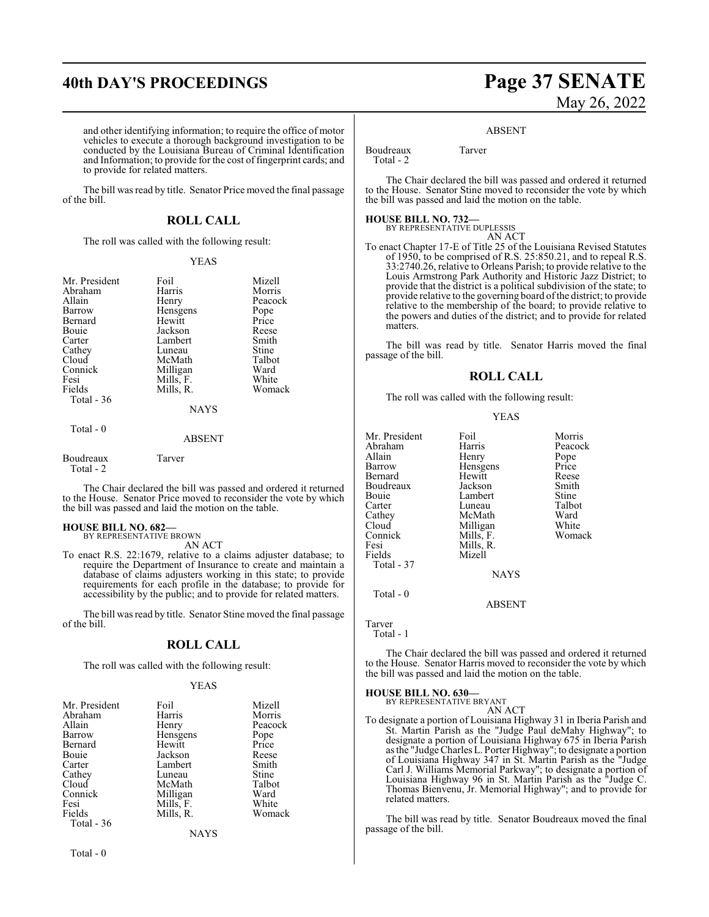and other identifying information; to require the office of motor vehicles to execute a thorough background investigation to be conducted by the Louisiana Bureau of Criminal Identification and Information; to provide for the cost of fingerprint cards; and to provide for related matters.

The bill was read by title. Senator Price moved the final passage of the bill.

## ROLL CALL

The roll was called with the following result:

YEAS

| | | |
|---|---|---|
| Mr. President | Foil | Mizell |
| Abraham | Harris | Morris |
| Allain | Henry | Peacock |
| Barrow | Hensgens | Pope |
| Bernard | Hewitt | Price |
| Bouie | Jackson | Reese |
| Carter | Lambert | Smith |
| Cathey | Luneau | Stine |
| Cloud | McMath | Talbot |
| Connick | Milligan | Ward |
| Fesi | Mills, F. | White |
| Fields | Mills, R. | Womack |
| Total - 36 | | |

NAYS

Total - 0

ABSENT

Boudreaux Tarver
Total - 2

The Chair declared the bill was passed and ordered it returned to the House. Senator Price moved to reconsider the vote by which the bill was passed and laid the motion on the table.

**HOUSE BILL NO. 682—**
BY REPRESENTATIVE BROWN
AN ACT

To enact R.S. 22:1679, relative to a claims adjuster database; to require the Department of Insurance to create and maintain a database of claims adjusters working in this state; to provide requirements for each profile in the database; to provide for accessibility by the public; and to provide for related matters.

The bill was read by title. Senator Stine moved the final passage of the bill.

## ROLL CALL

The roll was called with the following result:

YEAS

| | | |
|---|---|---|
| Mr. President | Foil | Mizell |
| Abraham | Harris | Morris |
| Allain | Henry | Peacock |
| Barrow | Hensgens | Pope |
| Bernard | Hewitt | Price |
| Bouie | Jackson | Reese |
| Carter | Lambert | Smith |
| Cathey | Luneau | Stine |
| Cloud | McMath | Talbot |
| Connick | Milligan | Ward |
| Fesi | Mills, F. | White |
| Fields | Mills, R. | Womack |
| Total - 36 | | |

NAYS

Total - 0

ABSENT

Boudreaux Tarver
Total - 2

The Chair declared the bill was passed and ordered it returned to the House. Senator Stine moved to reconsider the vote by which the bill was passed and laid the motion on the table.

**HOUSE BILL NO. 732—**
BY REPRESENTATIVE DUPLESSIS
AN ACT

To enact Chapter 17-E of Title 25 of the Louisiana Revised Statutes of 1950, to be comprised of R.S. 25:850.21, and to repeal R.S. 33:2740.26, relative to Orleans Parish; to provide relative to the Louis Armstrong Park Authority and Historic Jazz District; to provide that the district is a political subdivision of the state; to provide relative to the governing board of the district; to provide relative to the membership of the board; to provide relative to the powers and duties of the district; and to provide for related matters.

The bill was read by title. Senator Harris moved the final passage of the bill.

## ROLL CALL

The roll was called with the following result:

YEAS

| | | |
|---|---|---|
| Mr. President | Foil | Morris |
| Abraham | Harris | Peacock |
| Allain | Henry | Pope |
| Barrow | Hensgens | Price |
| Bernard | Hewitt | Reese |
| Boudreaux | Jackson | Smith |
| Bouie | Lambert | Stine |
| Carter | Luneau | Talbot |
| Cathey | McMath | Ward |
| Cloud | Milligan | White |
| Connick | Mills, F. | Womack |
| Fesi | Mills, R. | |
| Fields | Mizell | |
| Total - 37 | | |

NAYS

Total - 0

ABSENT

Tarver
Total - 1

The Chair declared the bill was passed and ordered it returned to the House. Senator Harris moved to reconsider the vote by which the bill was passed and laid the motion on the table.

**HOUSE BILL NO. 630—**
BY REPRESENTATIVE BRYANT
AN ACT

To designate a portion of Louisiana Highway 31 in Iberia Parish and St. Martin Parish as the "Judge Paul deMahy Highway"; to designate a portion of Louisiana Highway 675 in Iberia Parish as the "Judge Charles L. Porter Highway"; to designate a portion of Louisiana Highway 347 in St. Martin Parish as the "Judge Carl J. Williams Memorial Parkway"; to designate a portion of Louisiana Highway 96 in St. Martin Parish as the "Judge C. Thomas Bienvenu, Jr. Memorial Highway"; and to provide for related matters.

The bill was read by title. Senator Boudreaux moved the final passage of the bill.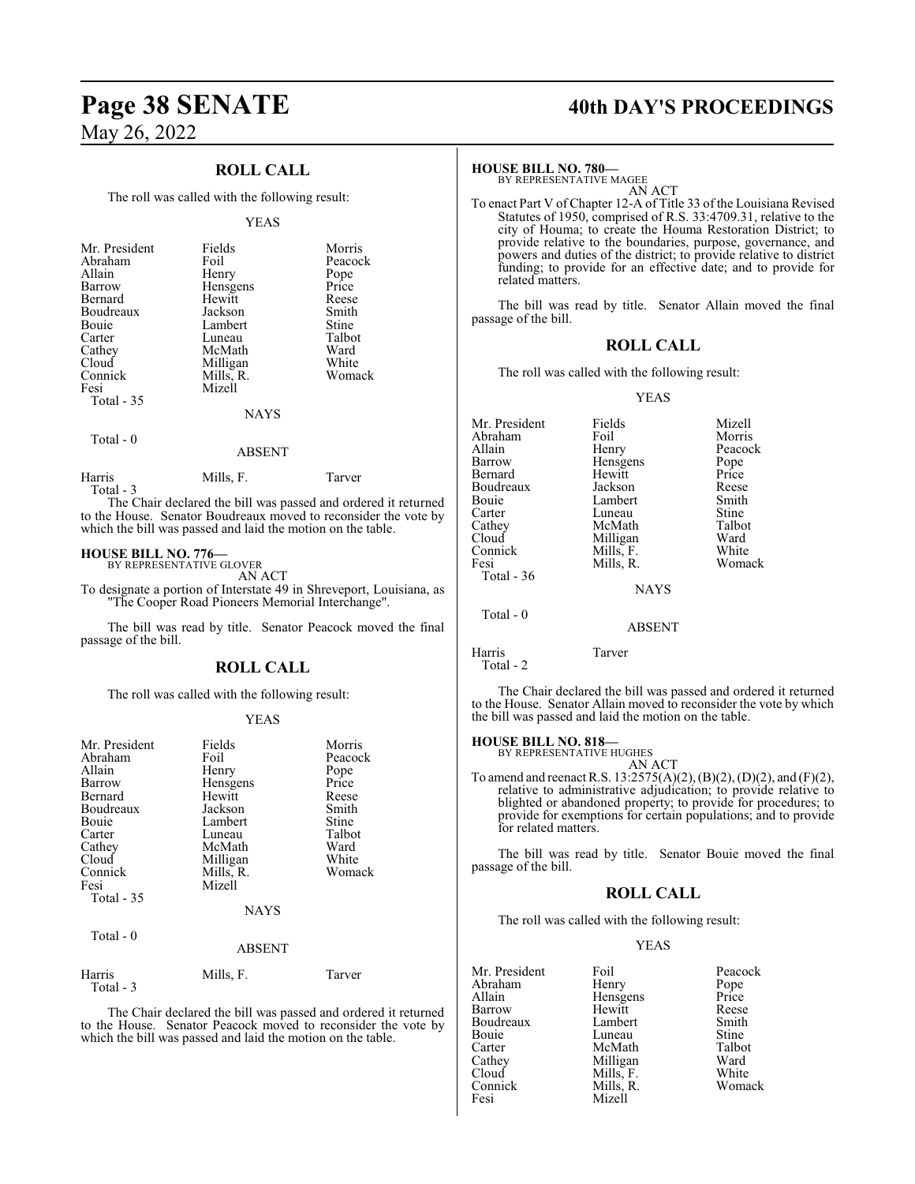## ROLL CALL

The roll was called with the following result:

YEAS

| | | |
|---|---|---|
| Mr. President | Fields | Morris |
| Abraham | Foil | Peacock |
| Allain | Henry | Pope |
| Barrow | Hensgens | Price |
| Bernard | Hewitt | Reese |
| Boudreaux | Jackson | Smith |
| Bouie | Lambert | Stine |
| Carter | Luneau | Talbot |
| Cathey | McMath | Ward |
| Cloud | Milligan | White |
| Connick | Mills, R. | Womack |
| Fesi | Mizell | |
| Total - 35 | | |

NAYS

Total - 0

ABSENT

| | | |
|---|---|---|
| Harris | Mills, F. | Tarver |
| Total - 3 | | |

The Chair declared the bill was passed and ordered it returned to the House. Senator Boudreaux moved to reconsider the vote by which the bill was passed and laid the motion on the table.

**HOUSE BILL NO. 776—**
BY REPRESENTATIVE GLOVER
AN ACT
To designate a portion of Interstate 49 in Shreveport, Louisiana, as "The Cooper Road Pioneers Memorial Interchange".

The bill was read by title. Senator Peacock moved the final passage of the bill.

## ROLL CALL

The roll was called with the following result:

YEAS

| | | |
|---|---|---|
| Mr. President | Fields | Morris |
| Abraham | Foil | Peacock |
| Allain | Henry | Pope |
| Barrow | Hensgens | Price |
| Bernard | Hewitt | Reese |
| Boudreaux | Jackson | Smith |
| Bouie | Lambert | Stine |
| Carter | Luneau | Talbot |
| Cathey | McMath | Ward |
| Cloud | Milligan | White |
| Connick | Mills, R. | Womack |
| Fesi | Mizell | |
| Total - 35 | | |

NAYS

Total - 0

ABSENT

| | | |
|---|---|---|
| Harris | Mills, F. | Tarver |
| Total - 3 | | |

The Chair declared the bill was passed and ordered it returned to the House. Senator Peacock moved to reconsider the vote by which the bill was passed and laid the motion on the table.

**HOUSE BILL NO. 780—**
BY REPRESENTATIVE MAGEE
AN ACT
To enact Part V of Chapter 12-A of Title 33 of the Louisiana Revised Statutes of 1950, comprised of R.S. 33:4709.31, relative to the city of Houma; to create the Houma Restoration District; to provide relative to the boundaries, purpose, governance, and powers and duties of the district; to provide relative to district funding; to provide for an effective date; and to provide for related matters.

The bill was read by title. Senator Allain moved the final passage of the bill.

## ROLL CALL

The roll was called with the following result:

YEAS

| | | |
|---|---|---|
| Mr. President | Fields | Mizell |
| Abraham | Foil | Morris |
| Allain | Henry | Peacock |
| Barrow | Hensgens | Pope |
| Bernard | Hewitt | Price |
| Boudreaux | Jackson | Reese |
| Bouie | Lambert | Smith |
| Carter | Luneau | Stine |
| Cathey | McMath | Talbot |
| Cloud | Milligan | Ward |
| Connick | Mills, F. | White |
| Fesi | Mills, R. | Womack |
| Total - 36 | | |

NAYS

Total - 0

ABSENT

| | |
|---|---|
| Harris | Tarver |
| Total - 2 | |

The Chair declared the bill was passed and ordered it returned to the House. Senator Allain moved to reconsider the vote by which the bill was passed and laid the motion on the table.

**HOUSE BILL NO. 818—**
BY REPRESENTATIVE HUGHES
AN ACT
To amend and reenact R.S. 13:2575(A)(2), (B)(2), (D)(2), and (F)(2), relative to administrative adjudication; to provide relative to blighted or abandoned property; to provide for procedures; to provide for exemptions for certain populations; and to provide for related matters.

The bill was read by title. Senator Bouie moved the final passage of the bill.

## ROLL CALL

The roll was called with the following result:

YEAS

| | | |
|---|---|---|
| Mr. President | Foil | Peacock |
| Abraham | Henry | Pope |
| Allain | Hensgens | Price |
| Barrow | Hewitt | Reese |
| Boudreaux | Lambert | Smith |
| Bouie | Luneau | Stine |
| Carter | McMath | Talbot |
| Cathey | Milligan | Ward |
| Cloud | Mills, F. | White |
| Connick | Mills, R. | Womack |
| Fesi | Mizell | |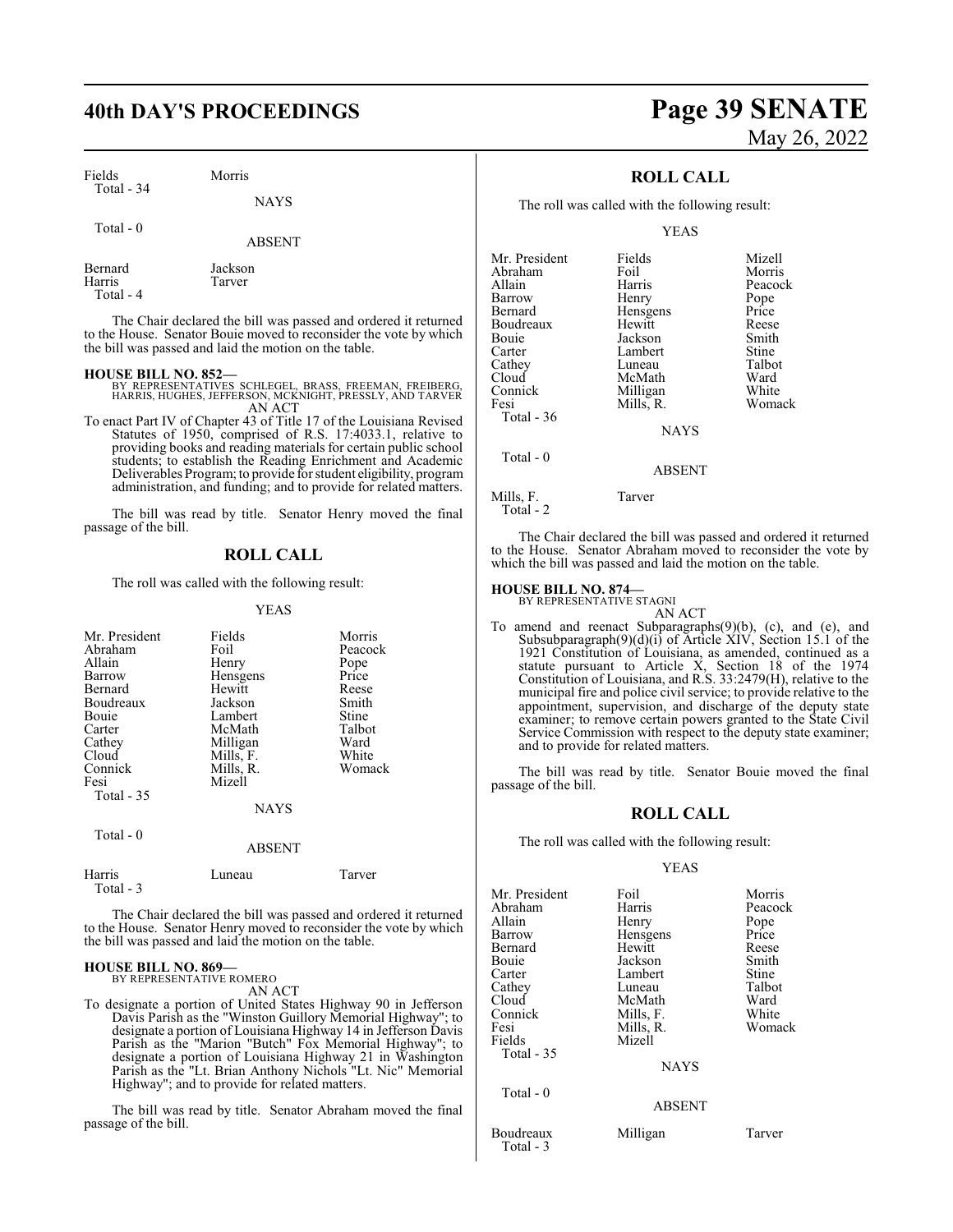| Fields | Morris | |
|---|---|---|
| Total - 34 | | |

NAYS

Total - 0

ABSENT

| Bernard | Jackson |
|---|---|
| Harris | Tarver |
| Total - 4 | |

The Chair declared the bill was passed and ordered it returned to the House. Senator Boudreaux moved to reconsider the vote by which the bill was passed and laid the motion on the table.

**HOUSE BILL NO. 852—**
BY REPRESENTATIVES SCHLEGEL, BRASS, FREEMAN, FREIBERG, HARRIS, HUGHES, JEFFERSON, MCKNIGHT, PRESSLY, AND TARVER
AN ACT

To enact Part IV of Chapter 43 of Title 17 of the Louisiana Revised Statutes of 1950, comprised of R.S. 17:4033.1, relative to providing books and reading materials for certain public school students; to establish the Reading Enrichment and Academic Deliverables Program; to provide for student eligibility, program administration, and funding; and to provide for related matters.

The bill was read by title. Senator Henry moved the final passage of the bill.

## ROLL CALL

The roll was called with the following result:

YEAS

| | | |
|---|---|---|
| Mr. President | Fields | Morris |
| Abraham | Foil | Peacock |
| Allain | Henry | Pope |
| Barrow | Hensgens | Price |
| Bernard | Hewitt | Reese |
| Boudreaux | Jackson | Smith |
| Bouie | Lambert | Stine |
| Carter | McMath | Talbot |
| Cathey | Milligan | Ward |
| Cloud | Mills, F. | White |
| Connick | Mills, R. | Womack |
| Fesi | Mizell | |
| Total - 35 | | |

NAYS

Total - 0

ABSENT

| Harris | Luneau | Tarver |
|---|---|---|
| Total - 3 | | |

The Chair declared the bill was passed and ordered it returned to the House. Senator Henry moved to reconsider the vote by which the bill was passed and laid the motion on the table.

**HOUSE BILL NO. 869—**
BY REPRESENTATIVE ROMERO
AN ACT

To designate a portion of United States Highway 90 in Jefferson Davis Parish as the "Winston Guillory Memorial Highway"; to designate a portion of Louisiana Highway 14 in Jefferson Davis Parish as the "Marion "Butch" Fox Memorial Highway"; to designate a portion of Louisiana Highway 21 in Washington Parish as the "Lt. Brian Anthony Nichols "Lt. Nic" Memorial Highway"; and to provide for related matters.

The bill was read by title. Senator Abraham moved the final passage of the bill.

## ROLL CALL

The roll was called with the following result:

YEAS

| | | |
|---|---|---|
| Mr. President | Fields | Mizell |
| Abraham | Foil | Morris |
| Allain | Harris | Peacock |
| Barrow | Henry | Pope |
| Bernard | Hensgens | Price |
| Boudreaux | Hewitt | Reese |
| Bouie | Jackson | Smith |
| Carter | Lambert | Stine |
| Cathey | Luneau | Talbot |
| Cloud | McMath | Ward |
| Connick | Milligan | White |
| Fesi | Mills, R. | Womack |
| Total - 36 | | |

NAYS

Total - 0

ABSENT

| Mills, F. | Tarver |
|---|---|
| Total - 2 | |

The Chair declared the bill was passed and ordered it returned to the House. Senator Abraham moved to reconsider the vote by which the bill was passed and laid the motion on the table.

**HOUSE BILL NO. 874—**
BY REPRESENTATIVE STAGNI
AN ACT

To amend and reenact Subparagraphs(9)(b), (c), and (e), and Subsubparagraph(9)(d)(i) of Article XIV, Section 15.1 of the 1921 Constitution of Louisiana, as amended, continued as a statute pursuant to Article X, Section 18 of the 1974 Constitution of Louisiana, and R.S. 33:2479(H), relative to the municipal fire and police civil service; to provide relative to the appointment, supervision, and discharge of the deputy state examiner; to remove certain powers granted to the State Civil Service Commission with respect to the deputy state examiner; and to provide for related matters.

The bill was read by title. Senator Bouie moved the final passage of the bill.

## ROLL CALL

The roll was called with the following result:

YEAS

| | | |
|---|---|---|
| Mr. President | Foil | Morris |
| Abraham | Harris | Peacock |
| Allain | Henry | Pope |
| Barrow | Hensgens | Price |
| Bernard | Hewitt | Reese |
| Bouie | Jackson | Smith |
| Carter | Lambert | Stine |
| Cathey | Luneau | Talbot |
| Cloud | McMath | Ward |
| Connick | Mills, F. | White |
| Fesi | Mills, R. | Womack |
| Fields | Mizell | |
| Total - 35 | | |

NAYS

Total - 0

ABSENT

| Boudreaux | Milligan | Tarver |
|---|---|---|
| Total - 3 | | |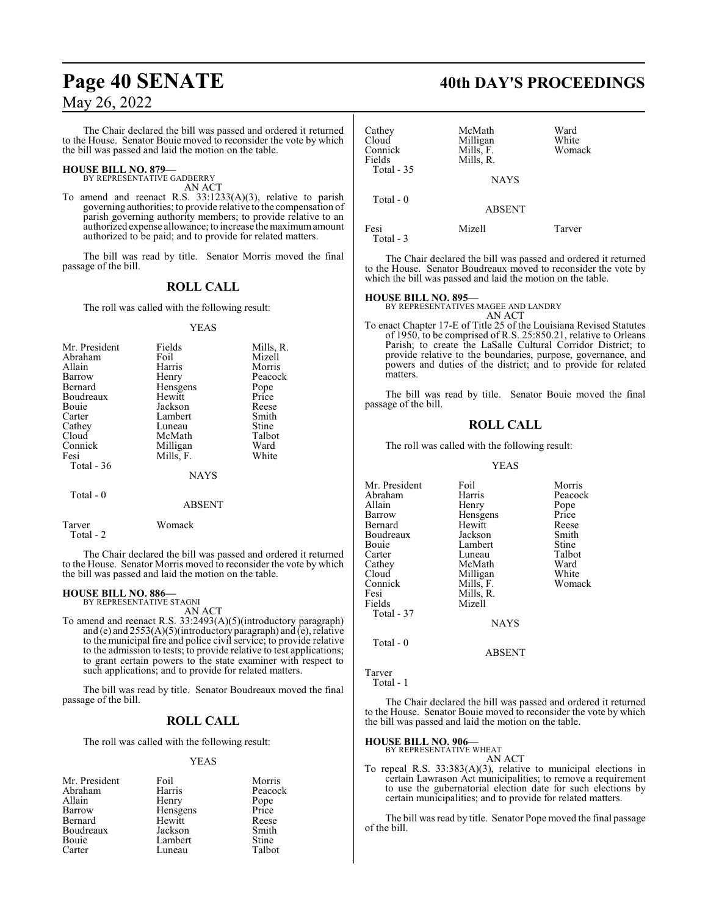The Chair declared the bill was passed and ordered it returned to the House. Senator Bouie moved to reconsider the vote by which the bill was passed and laid the motion on the table.

**HOUSE BILL NO. 879—**
BY REPRESENTATIVE GADBERRY
AN ACT

To amend and reenact R.S. 33:1233(A)(3), relative to parish governing authorities; to provide relative to the compensation of parish governing authority members; to provide relative to an authorized expense allowance; to increase the maximum amount authorized to be paid; and to provide for related matters.

The bill was read by title. Senator Morris moved the final passage of the bill.

## ROLL CALL

The roll was called with the following result:

YEAS

| | | |
|---|---|---|
| Mr. President | Fields | Mills, R. |
| Abraham | Foil | Mizell |
| Allain | Harris | Morris |
| Barrow | Henry | Peacock |
| Bernard | Hensgens | Pope |
| Boudreaux | Hewitt | Price |
| Bouie | Jackson | Reese |
| Carter | Lambert | Smith |
| Cathey | Luneau | Stine |
| Cloud | McMath | Talbot |
| Connick | Milligan | Ward |
| Fesi | Mills, F. | White |
| Total - 36 | | |

NAYS

Total - 0

ABSENT

| | |
|---|---|
| Tarver | Womack |
| Total - 2 | |

The Chair declared the bill was passed and ordered it returned to the House. Senator Morris moved to reconsider the vote by which the bill was passed and laid the motion on the table.

**HOUSE BILL NO. 886—**
BY REPRESENTATIVE STAGNI
AN ACT

To amend and reenact R.S. 33:2493(A)(5)(introductory paragraph) and (e) and 2553(A)(5)(introductory paragraph) and (e), relative to the municipal fire and police civil service; to provide relative to the admission to tests; to provide relative to test applications; to grant certain powers to the state examiner with respect to such applications; and to provide for related matters.

The bill was read by title. Senator Boudreaux moved the final passage of the bill.

## ROLL CALL

The roll was called with the following result:

YEAS

| | | |
|---|---|---|
| Mr. President | Foil | Morris |
| Abraham | Harris | Peacock |
| Allain | Henry | Pope |
| Barrow | Hensgens | Price |
| Bernard | Hewitt | Reese |
| Boudreaux | Jackson | Smith |
| Bouie | Lambert | Stine |
| Carter | Luneau | Talbot |
| Cathey | McMath | Ward |
| Cloud | Milligan | White |
| Connick | Mills, F. | Womack |
| Fields | Mills, R. | |
| Total - 35 | | |

NAYS

Total - 0

ABSENT

| | | |
|---|---|---|
| Fesi | Mizell | Tarver |
| Total - 3 | | |

The Chair declared the bill was passed and ordered it returned to the House. Senator Boudreaux moved to reconsider the vote by which the bill was passed and laid the motion on the table.

**HOUSE BILL NO. 895—**
BY REPRESENTATIVES MAGEE AND LANDRY
AN ACT

To enact Chapter 17-E of Title 25 of the Louisiana Revised Statutes of 1950, to be comprised of R.S. 25:850.21, relative to Orleans Parish; to create the LaSalle Cultural Corridor District; to provide relative to the boundaries, purpose, governance, and powers and duties of the district; and to provide for related matters.

The bill was read by title. Senator Bouie moved the final passage of the bill.

## ROLL CALL

The roll was called with the following result:

YEAS

| | | |
|---|---|---|
| Mr. President | Foil | Morris |
| Abraham | Harris | Peacock |
| Allain | Henry | Pope |
| Barrow | Hensgens | Price |
| Bernard | Hewitt | Reese |
| Boudreaux | Jackson | Smith |
| Bouie | Lambert | Stine |
| Carter | Luneau | Talbot |
| Cathey | McMath | Ward |
| Cloud | Milligan | White |
| Connick | Mills, F. | Womack |
| Fesi | Mills, R. | |
| Fields | Mizell | |
| Total - 37 | | |

NAYS

Total - 0

ABSENT

Tarver
Total - 1

The Chair declared the bill was passed and ordered it returned to the House. Senator Bouie moved to reconsider the vote by which the bill was passed and laid the motion on the table.

**HOUSE BILL NO. 906—**
BY REPRESENTATIVE WHEAT
AN ACT

To repeal R.S. 33:383(A)(3), relative to municipal elections in certain Lawrason Act municipalities; to remove a requirement to use the gubernatorial election date for such elections by certain municipalities; and to provide for related matters.

The bill was read by title. Senator Pope moved the final passage of the bill.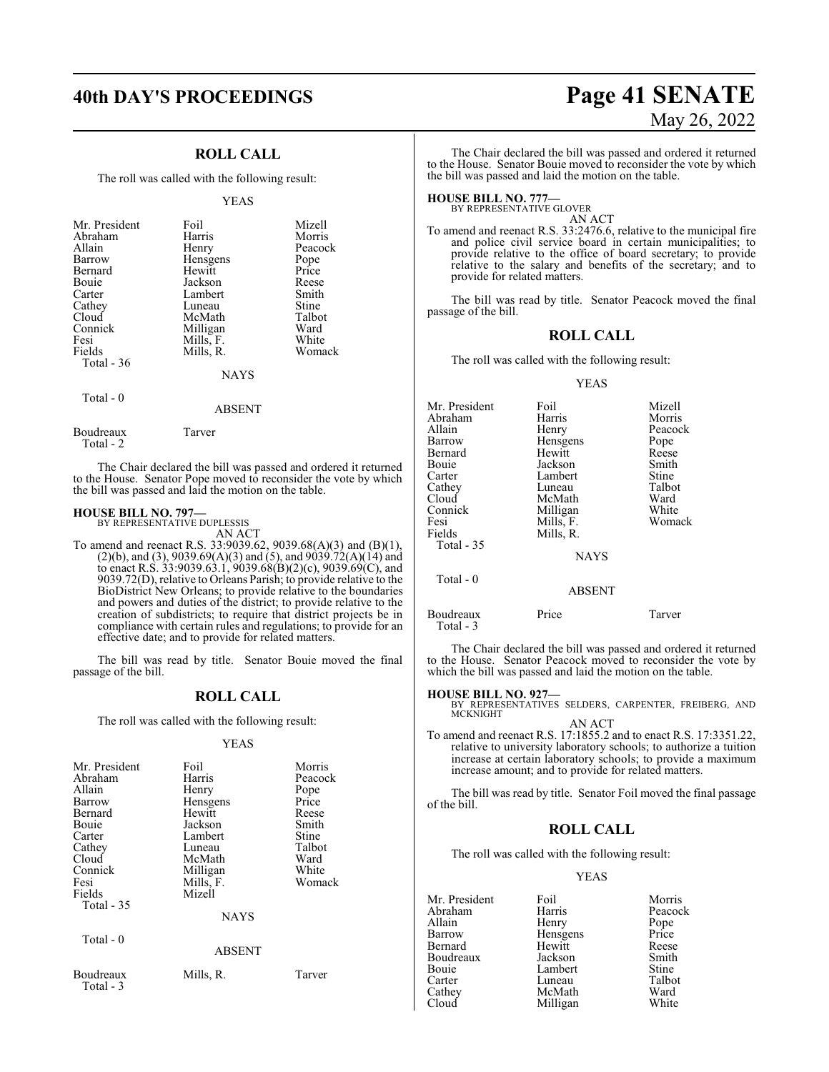## ROLL CALL

The roll was called with the following result:

YEAS

| | | |
|---|---|---|
| Mr. President | Foil | Mizell |
| Abraham | Harris | Morris |
| Allain | Henry | Peacock |
| Barrow | Hensgens | Pope |
| Bernard | Hewitt | Price |
| Bouie | Jackson | Reese |
| Carter | Lambert | Smith |
| Cathey | Luneau | Stine |
| Cloud | McMath | Talbot |
| Connick | Milligan | Ward |
| Fesi | Mills, F. | White |
| Fields | Mills, R. | Womack |
| Total - 36 | | |

NAYS

Total - 0

ABSENT

| | |
|---|---|
| Boudreaux | Tarver |
| Total - 2 | |

The Chair declared the bill was passed and ordered it returned to the House. Senator Pope moved to reconsider the vote by which the bill was passed and laid the motion on the table.

**HOUSE BILL NO. 797—**
BY REPRESENTATIVE DUPLESSIS
AN ACT

To amend and reenact R.S. 33:9039.62, 9039.68(A)(3) and (B)(1), (2)(b), and (3), 9039.69(A)(3) and (5), and 9039.72(A)(14) and to enact R.S. 33:9039.63.1, 9039.68(B)(2)(c), 9039.69(C), and 9039.72(D), relative to Orleans Parish; to provide relative to the BioDistrict New Orleans; to provide relative to the boundaries and powers and duties of the district; to provide relative to the creation of subdistricts; to require that district projects be in compliance with certain rules and regulations; to provide for an effective date; and to provide for related matters.

The bill was read by title. Senator Bouie moved the final passage of the bill.

## ROLL CALL

The roll was called with the following result:

YEAS

| | | |
|---|---|---|
| Mr. President | Foil | Morris |
| Abraham | Harris | Peacock |
| Allain | Henry | Pope |
| Barrow | Hensgens | Price |
| Bernard | Hewitt | Reese |
| Bouie | Jackson | Smith |
| Carter | Lambert | Stine |
| Cathey | Luneau | Talbot |
| Cloud | McMath | Ward |
| Connick | Milligan | White |
| Fesi | Mills, F. | Womack |
| Fields | Mizell | |
| Total - 35 | | |

NAYS

Total - 0

ABSENT

| | | |
|---|---|---|
| Boudreaux | Mills, R. | Tarver |
| Total - 3 | | |

The Chair declared the bill was passed and ordered it returned to the House. Senator Bouie moved to reconsider the vote by which the bill was passed and laid the motion on the table.

**HOUSE BILL NO. 777—**
BY REPRESENTATIVE GLOVER
AN ACT

To amend and reenact R.S. 33:2476.6, relative to the municipal fire and police civil service board in certain municipalities; to provide relative to the office of board secretary; to provide relative to the salary and benefits of the secretary; and to provide for related matters.

The bill was read by title. Senator Peacock moved the final passage of the bill.

## ROLL CALL

The roll was called with the following result:

YEAS

| | | |
|---|---|---|
| Mr. President | Foil | Mizell |
| Abraham | Harris | Morris |
| Allain | Henry | Peacock |
| Barrow | Hensgens | Pope |
| Bernard | Hewitt | Reese |
| Bouie | Jackson | Smith |
| Carter | Lambert | Stine |
| Cathey | Luneau | Talbot |
| Cloud | McMath | Ward |
| Connick | Milligan | White |
| Fesi | Mills, F. | Womack |
| Fields | Mills, R. | |
| Total - 35 | | |

NAYS

Total - 0

ABSENT

| | | |
|---|---|---|
| Boudreaux | Price | Tarver |
| Total - 3 | | |

The Chair declared the bill was passed and ordered it returned to the House. Senator Peacock moved to reconsider the vote by which the bill was passed and laid the motion on the table.

**HOUSE BILL NO. 927—**
BY REPRESENTATIVES SELDERS, CARPENTER, FREIBERG, AND MCKNIGHT
AN ACT

To amend and reenact R.S. 17:1855.2 and to enact R.S. 17:3351.22, relative to university laboratory schools; to authorize a tuition increase at certain laboratory schools; to provide a maximum increase amount; and to provide for related matters.

The bill was read by title. Senator Foil moved the final passage of the bill.

## ROLL CALL

The roll was called with the following result:

YEAS

| | | |
|---|---|---|
| Mr. President | Foil | Morris |
| Abraham | Harris | Peacock |
| Allain | Henry | Pope |
| Barrow | Hensgens | Price |
| Bernard | Hewitt | Reese |
| Boudreaux | Jackson | Smith |
| Bouie | Lambert | Stine |
| Carter | Luneau | Talbot |
| Cathey | McMath | Ward |
| Cloud | Milligan | White |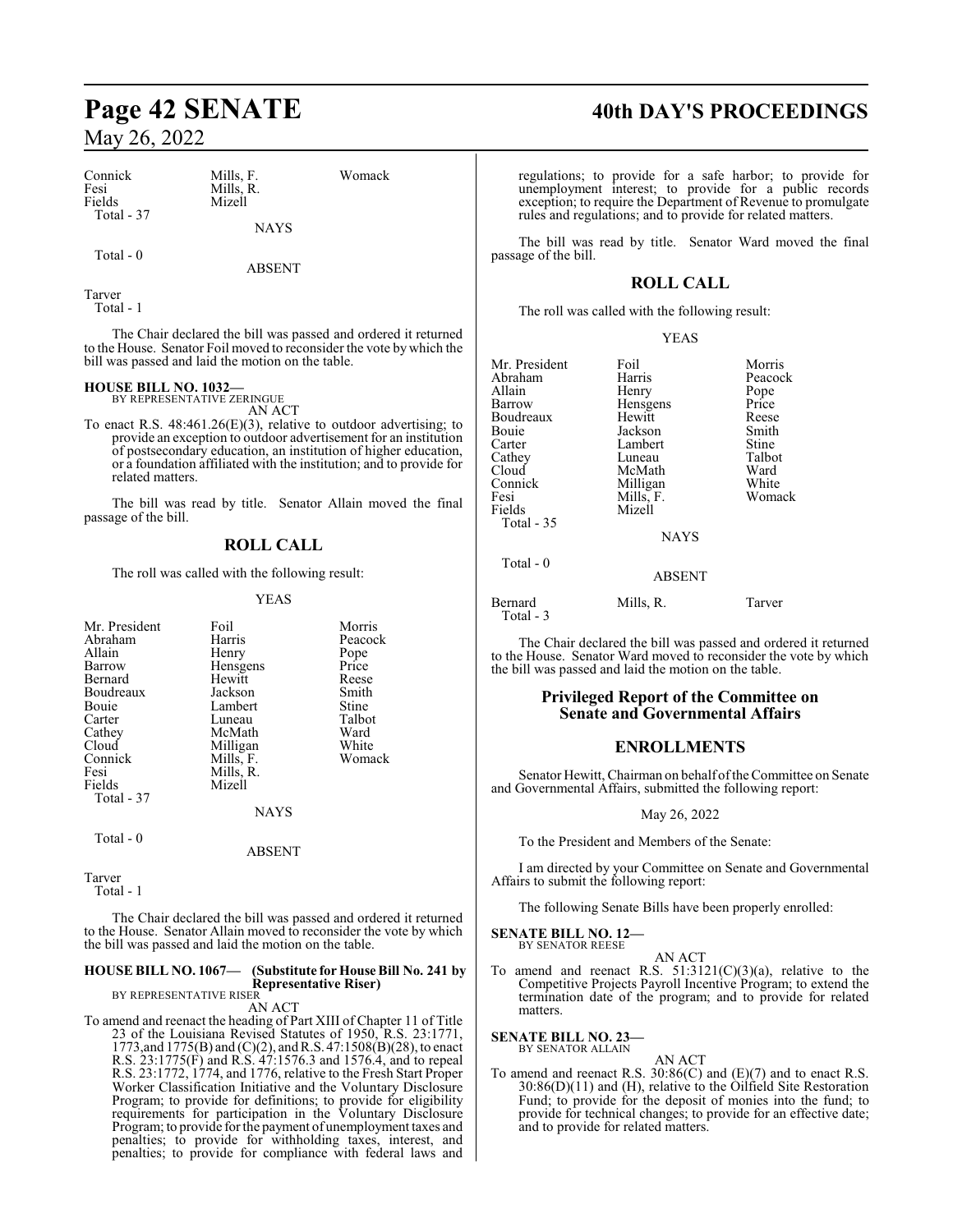| Connick | Mills, F. | Womack |
|---|---|---|
| Fesi | Mills, R. | |
| Fields | Mizell | |
| Total - 37 | | |

NAYS

Total - 0

ABSENT

Tarver
Total - 1

The Chair declared the bill was passed and ordered it returned to the House. Senator Foil moved to reconsider the vote by which the bill was passed and laid the motion on the table.

**HOUSE BILL NO. 1032—**
BY REPRESENTATIVE ZERINGUE
AN ACT

To enact R.S. 48:461.26(E)(3), relative to outdoor advertising; to provide an exception to outdoor advertisement for an institution of postsecondary education, an institution of higher education, or a foundation affiliated with the institution; and to provide for related matters.

The bill was read by title. Senator Allain moved the final passage of the bill.

## ROLL CALL

The roll was called with the following result:

YEAS

| Mr. President | Foil | Morris |
|---|---|---|
| Abraham | Harris | Peacock |
| Allain | Henry | Pope |
| Barrow | Hensgens | Price |
| Bernard | Hewitt | Reese |
| Boudreaux | Jackson | Smith |
| Bouie | Lambert | Stine |
| Carter | Luneau | Talbot |
| Cathey | McMath | Ward |
| Cloud | Milligan | White |
| Connick | Mills, F. | Womack |
| Fesi | Mills, R. | |
| Fields | Mizell | |
| Total - 37 | | |

NAYS

Total - 0

ABSENT

Tarver
Total - 1

The Chair declared the bill was passed and ordered it returned to the House. Senator Allain moved to reconsider the vote by which the bill was passed and laid the motion on the table.

**HOUSE BILL NO. 1067— (Substitute for House Bill No. 241 by Representative Riser)**
BY REPRESENTATIVE RISER
AN ACT

To amend and reenact the heading of Part XIII of Chapter 11 of Title 23 of the Louisiana Revised Statutes of 1950, R.S. 23:1771, 1773,and 1775(B) and (C)(2), and R.S. 47:1508(B)(28), to enact R.S. 23:1775(F) and R.S. 47:1576.3 and 1576.4, and to repeal R.S. 23:1772, 1774, and 1776, relative to the Fresh Start Proper Worker Classification Initiative and the Voluntary Disclosure Program; to provide for definitions; to provide for eligibility requirements for participation in the Voluntary Disclosure Program; to provide for the payment of unemployment taxes and penalties; to provide for withholding taxes, interest, and penalties; to provide for compliance with federal laws and regulations; to provide for a safe harbor; to provide for unemployment interest; to provide for a public records exception; to require the Department of Revenue to promulgate rules and regulations; and to provide for related matters.

The bill was read by title. Senator Ward moved the final passage of the bill.

## ROLL CALL

The roll was called with the following result:

YEAS

| Mr. President | Foil | Morris |
|---|---|---|
| Abraham | Harris | Peacock |
| Allain | Henry | Pope |
| Barrow | Hensgens | Price |
| Boudreaux | Hewitt | Reese |
| Bouie | Jackson | Smith |
| Carter | Lambert | Stine |
| Cathey | Luneau | Talbot |
| Cloud | McMath | Ward |
| Connick | Milligan | White |
| Fesi | Mills, F. | Womack |
| Fields | Mizell | |
| Total - 35 | | |

NAYS

Total - 0

ABSENT

| Bernard | Mills, R. | Tarver |
|---|---|---|
| Total - 3 | | |

The Chair declared the bill was passed and ordered it returned to the House. Senator Ward moved to reconsider the vote by which the bill was passed and laid the motion on the table.

## Privileged Report of the Committee on Senate and Governmental Affairs

## ENROLLMENTS

Senator Hewitt, Chairman on behalf of the Committee on Senate and Governmental Affairs, submitted the following report:

May 26, 2022

To the President and Members of the Senate:

I am directed by your Committee on Senate and Governmental Affairs to submit the following report:

The following Senate Bills have been properly enrolled:

**SENATE BILL NO. 12—**
BY SENATOR REESE
AN ACT

To amend and reenact R.S. 51:3121(C)(3)(a), relative to the Competitive Projects Payroll Incentive Program; to extend the termination date of the program; and to provide for related matters.

**SENATE BILL NO. 23—**
BY SENATOR ALLAIN
AN ACT

To amend and reenact R.S. 30:86(C) and (E)(7) and to enact R.S. 30:86(D)(11) and (H), relative to the Oilfield Site Restoration Fund; to provide for the deposit of monies into the fund; to provide for technical changes; to provide for an effective date; and to provide for related matters.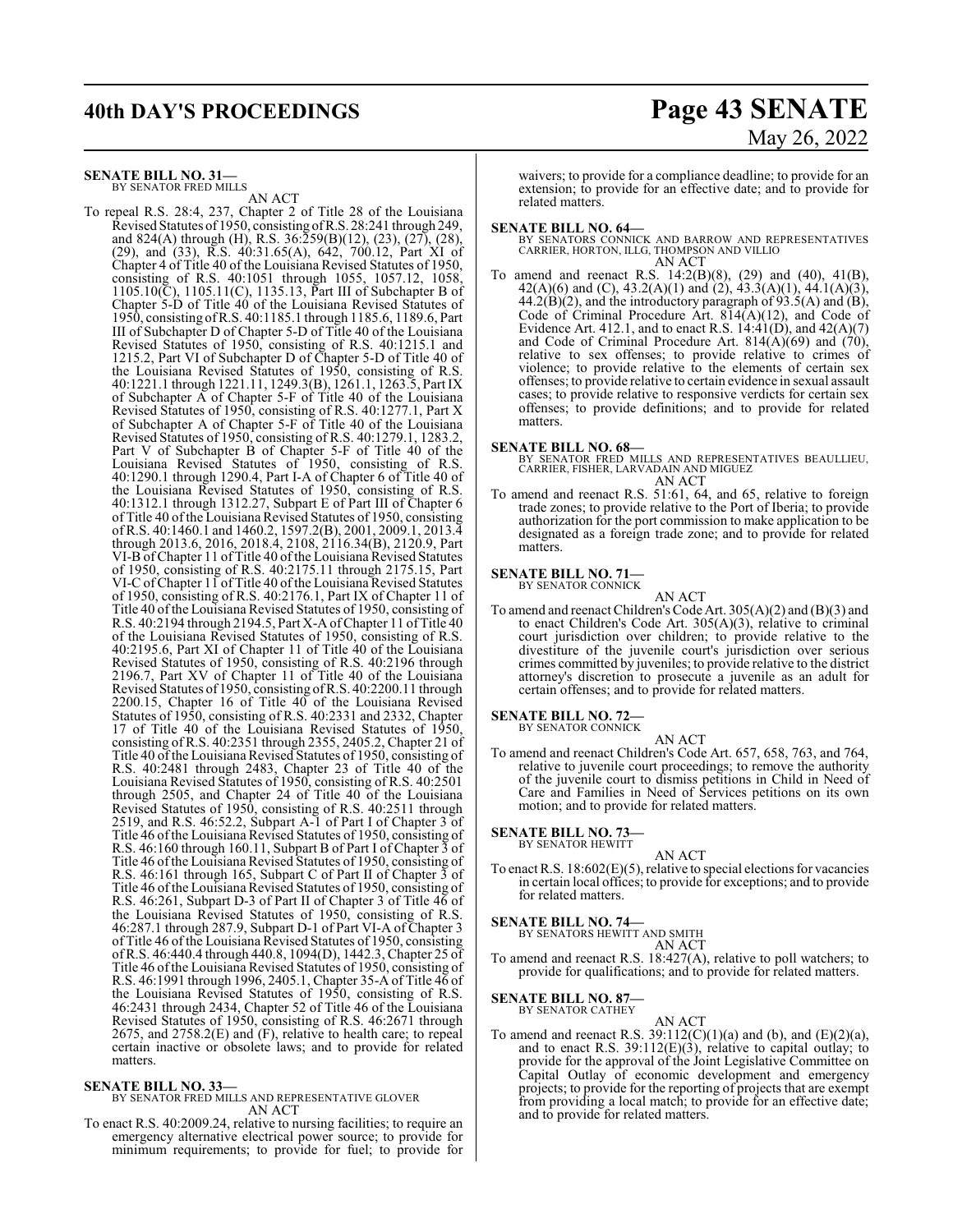**SENATE BILL NO. 31—**
BY SENATOR FRED MILLS

AN ACT

To repeal R.S. 28:4, 237, Chapter 2 of Title 28 of the Louisiana Revised Statutes of 1950, consisting of R.S. 28:241 through 249, and 824(A) through (H), R.S. 36:259(B)(12), (23), (27), (28), (29), and (33), R.S. 40:31.65(A), 642, 700.12, Part XI of Chapter 4 of Title 40 of the Louisiana Revised Statutes of 1950, consisting of R.S. 40:1051 through 1055, 1057.12, 1058, 1105.10(C), 1105.11(C), 1135.13, Part III of Subchapter B of Chapter 5-D of Title 40 of the Louisiana Revised Statutes of 1950, consisting of R.S. 40:1185.1 through 1185.6, 1189.6, Part III of Subchapter D of Chapter 5-D of Title 40 of the Louisiana Revised Statutes of 1950, consisting of R.S. 40:1215.1 and 1215.2, Part VI of Subchapter D of Chapter 5-D of Title 40 of the Louisiana Revised Statutes of 1950, consisting of R.S. 40:1221.1 through 1221.11, 1249.3(B), 1261.1, 1263.5, Part IX of Subchapter A of Chapter 5-F of Title 40 of the Louisiana Revised Statutes of 1950, consisting of R.S. 40:1277.1, Part X of Subchapter A of Chapter 5-F of Title 40 of the Louisiana Revised Statutes of 1950, consisting of R.S. 40:1279.1, 1283.2, Part V of Subchapter B of Chapter 5-F of Title 40 of the Louisiana Revised Statutes of 1950, consisting of R.S. 40:1290.1 through 1290.4, Part I-A of Chapter 6 of Title 40 of the Louisiana Revised Statutes of 1950, consisting of R.S. 40:1312.1 through 1312.27, Subpart E of Part III of Chapter 6 of Title 40 of the Louisiana Revised Statutes of 1950, consisting of R.S. 40:1460.1 and 1460.2, 1597.2(B), 2001, 2009.1, 2013.4 through 2013.6, 2016, 2018.4, 2108, 2116.34(B), 2120.9, Part VI-B of Chapter 11 of Title 40 of the Louisiana Revised Statutes of 1950, consisting of R.S. 40:2175.11 through 2175.15, Part VI-C of Chapter 11 of Title 40 of the Louisiana Revised Statutes of 1950, consisting of R.S. 40:2176.1, Part IX of Chapter 11 of Title 40 of the Louisiana Revised Statutes of 1950, consisting of R.S. 40:2194 through 2194.5, Part X-A of Chapter 11 of Title 40 of the Louisiana Revised Statutes of 1950, consisting of R.S. 40:2195.6, Part XI of Chapter 11 of Title 40 of the Louisiana Revised Statutes of 1950, consisting of R.S. 40:2196 through 2196.7, Part XV of Chapter 11 of Title 40 of the Louisiana Revised Statutes of 1950, consisting of R.S. 40:2200.11 through 2200.15, Chapter 16 of Title 40 of the Louisiana Revised Statutes of 1950, consisting of R.S. 40:2331 and 2332, Chapter 17 of Title 40 of the Louisiana Revised Statutes of 1950, consisting of R.S. 40:2351 through 2355, 2405.2, Chapter 21 of Title 40 of the Louisiana Revised Statutes of 1950, consisting of R.S. 40:2481 through 2483, Chapter 23 of Title 40 of the Louisiana Revised Statutes of 1950, consisting of R.S. 40:2501 through 2505, and Chapter 24 of Title 40 of the Louisiana Revised Statutes of 1950, consisting of R.S. 40:2511 through 2519, and R.S. 46:52.2, Subpart A-1 of Part I of Chapter 3 of Title 46 of the Louisiana Revised Statutes of 1950, consisting of R.S. 46:160 through 160.11, Subpart B of Part I of Chapter 3 of Title 46 of the Louisiana Revised Statutes of 1950, consisting of R.S. 46:161 through 165, Subpart C of Part II of Chapter 3 of Title 46 of the Louisiana Revised Statutes of 1950, consisting of R.S. 46:261, Subpart D-3 of Part II of Chapter 3 of Title 46 of the Louisiana Revised Statutes of 1950, consisting of R.S. 46:287.1 through 287.9, Subpart D-1 of Part VI-A of Chapter 3 of Title 46 of the Louisiana Revised Statutes of 1950, consisting of R.S. 46:440.4 through 440.8, 1094(D), 1442.3, Chapter 25 of Title 46 of the Louisiana Revised Statutes of 1950, consisting of R.S. 46:1991 through 1996, 2405.1, Chapter 35-A of Title 46 of the Louisiana Revised Statutes of 1950, consisting of R.S. 46:2431 through 2434, Chapter 52 of Title 46 of the Louisiana Revised Statutes of 1950, consisting of R.S. 46:2671 through 2675, and 2758.2(E) and (F), relative to health care; to repeal certain inactive or obsolete laws; and to provide for related matters.

**SENATE BILL NO. 33—**
BY SENATOR FRED MILLS AND REPRESENTATIVE GLOVER

AN ACT

To enact R.S. 40:2009.24, relative to nursing facilities; to require an emergency alternative electrical power source; to provide for minimum requirements; to provide for fuel; to provide for waivers; to provide for a compliance deadline; to provide for an extension; to provide for an effective date; and to provide for related matters.

**SENATE BILL NO. 64—**
BY SENATORS CONNICK AND BARROW AND REPRESENTATIVES CARRIER, HORTON, ILLG, THOMPSON AND VILLIO

AN ACT

To amend and reenact R.S. 14:2(B)(8), (29) and (40), 41(B), 42(A)(6) and (C), 43.2(A)(1) and (2), 43.3(A)(1), 44.1(A)(3), 44.2(B)(2), and the introductory paragraph of 93.5(A) and (B), Code of Criminal Procedure Art. 814(A)(12), and Code of Evidence Art. 412.1, and to enact R.S. 14:41(D), and 42(A)(7) and Code of Criminal Procedure Art. 814(A)(69) and (70), relative to sex offenses; to provide relative to crimes of violence; to provide relative to the elements of certain sex offenses; to provide relative to certain evidence in sexual assault cases; to provide relative to responsive verdicts for certain sex offenses; to provide definitions; and to provide for related matters.

**SENATE BILL NO. 68—**
BY SENATOR FRED MILLS AND REPRESENTATIVES BEAULLIEU, CARRIER, FISHER, LARVADAIN AND MIGUEZ

AN ACT

To amend and reenact R.S. 51:61, 64, and 65, relative to foreign trade zones; to provide relative to the Port of Iberia; to provide authorization for the port commission to make application to be designated as a foreign trade zone; and to provide for related matters.

**SENATE BILL NO. 71—**
BY SENATOR CONNICK

AN ACT

To amend and reenact Children's Code Art. 305(A)(2) and (B)(3) and to enact Children's Code Art. 305(A)(3), relative to criminal court jurisdiction over children; to provide relative to the divestiture of the juvenile court's jurisdiction over serious crimes committed by juveniles; to provide relative to the district attorney's discretion to prosecute a juvenile as an adult for certain offenses; and to provide for related matters.

**SENATE BILL NO. 72—**
BY SENATOR CONNICK

AN ACT

To amend and reenact Children's Code Art. 657, 658, 763, and 764, relative to juvenile court proceedings; to remove the authority of the juvenile court to dismiss petitions in Child in Need of Care and Families in Need of Services petitions on its own motion; and to provide for related matters.

**SENATE BILL NO. 73—**
BY SENATOR HEWITT

AN ACT

To enact R.S. 18:602(E)(5), relative to special elections for vacancies in certain local offices; to provide for exceptions; and to provide for related matters.

**SENATE BILL NO. 74—**
BY SENATORS HEWITT AND SMITH

AN ACT

To amend and reenact R.S. 18:427(A), relative to poll watchers; to provide for qualifications; and to provide for related matters.

**SENATE BILL NO. 87—**
BY SENATOR CATHEY

AN ACT

To amend and reenact R.S. 39:112(C)(1)(a) and (b), and (E)(2)(a), and to enact R.S. 39:112(E)(3), relative to capital outlay; to provide for the approval of the Joint Legislative Committee on Capital Outlay of economic development and emergency projects; to provide for the reporting of projects that are exempt from providing a local match; to provide for an effective date; and to provide for related matters.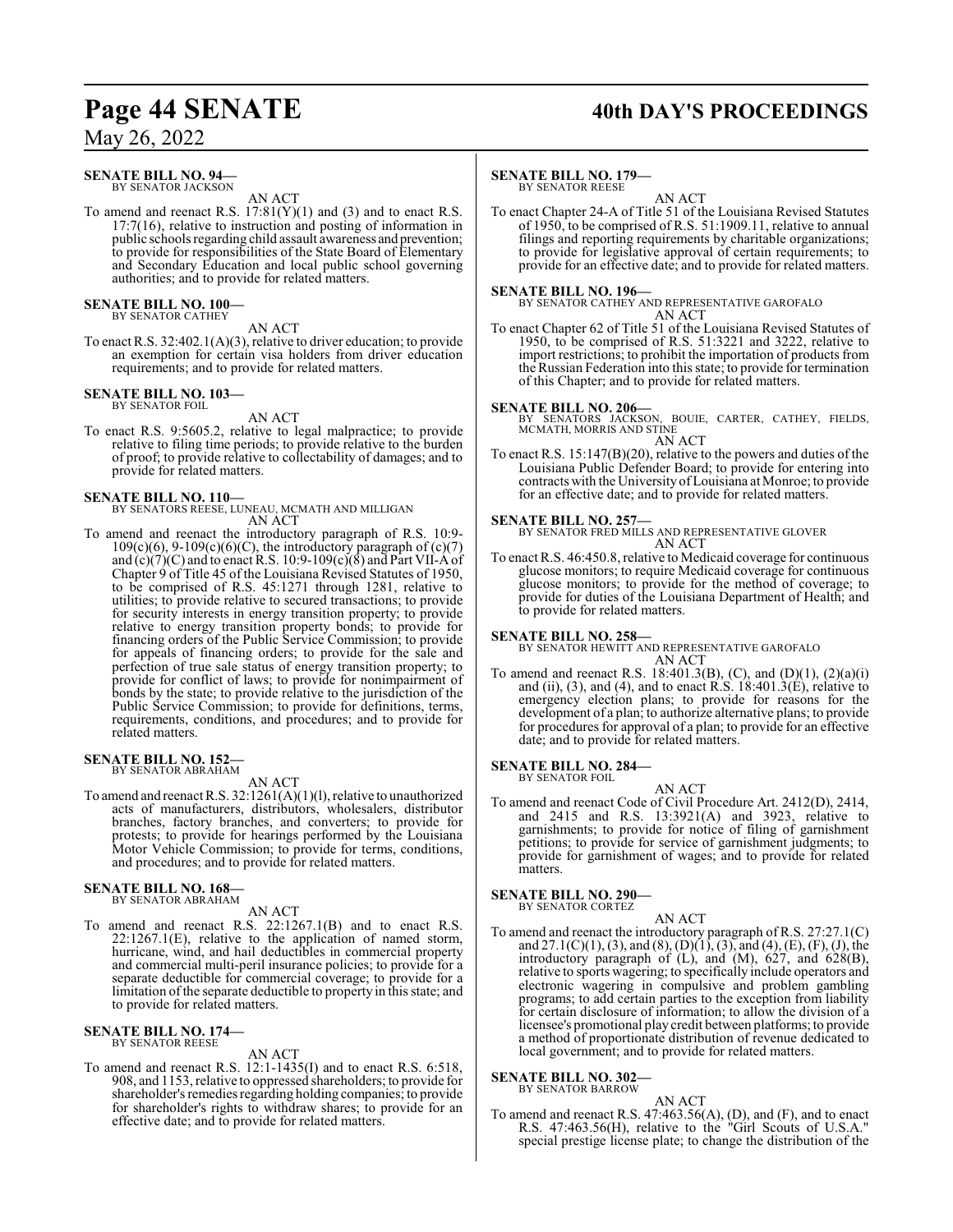**SENATE BILL NO. 94—**
BY SENATOR JACKSON

AN ACT

To amend and reenact R.S. 17:81(Y)(1) and (3) and to enact R.S. 17:7(16), relative to instruction and posting of information in public schools regarding child assault awareness and prevention; to provide for responsibilities of the State Board of Elementary and Secondary Education and local public school governing authorities; and to provide for related matters.

**SENATE BILL NO. 100—**
BY SENATOR CATHEY

AN ACT

To enact R.S. 32:402.1(A)(3), relative to driver education; to provide an exemption for certain visa holders from driver education requirements; and to provide for related matters.

**SENATE BILL NO. 103—**
BY SENATOR FOIL

AN ACT

To enact R.S. 9:5605.2, relative to legal malpractice; to provide relative to filing time periods; to provide relative to the burden of proof; to provide relative to collectability of damages; and to provide for related matters.

**SENATE BILL NO. 110—**
BY SENATORS REESE, LUNEAU, MCMATH AND MILLIGAN

AN ACT

To amend and reenact the introductory paragraph of R.S. 10:9-109(c)(6), 9-109(c)(6)(C), the introductory paragraph of (c)(7) and (c)(7)(C) and to enact R.S. 10:9-109(c)(8) and Part VII-A of Chapter 9 of Title 45 of the Louisiana Revised Statutes of 1950, to be comprised of R.S. 45:1271 through 1281, relative to utilities; to provide relative to secured transactions; to provide for security interests in energy transition property; to provide relative to energy transition property bonds; to provide for financing orders of the Public Service Commission; to provide for appeals of financing orders; to provide for the sale and perfection of true sale status of energy transition property; to provide for conflict of laws; to provide for nonimpairment of bonds by the state; to provide relative to the jurisdiction of the Public Service Commission; to provide for definitions, terms, requirements, conditions, and procedures; and to provide for related matters.

**SENATE BILL NO. 152—**
BY SENATOR ABRAHAM

AN ACT

To amend and reenact R.S. 32:1261(A)(1)(l), relative to unauthorized acts of manufacturers, distributors, wholesalers, distributor branches, factory branches, and converters; to provide for protests; to provide for hearings performed by the Louisiana Motor Vehicle Commission; to provide for terms, conditions, and procedures; and to provide for related matters.

**SENATE BILL NO. 168—**
BY SENATOR ABRAHAM

AN ACT

To amend and reenact R.S. 22:1267.1(B) and to enact R.S. 22:1267.1(E), relative to the application of named storm, hurricane, wind, and hail deductibles in commercial property and commercial multi-peril insurance policies; to provide for a separate deductible for commercial coverage; to provide for a limitation of the separate deductible to property in this state; and to provide for related matters.

**SENATE BILL NO. 174—**
BY SENATOR REESE

AN ACT

To amend and reenact R.S. 12:1-1435(I) and to enact R.S. 6:518, 908, and 1153, relative to oppressed shareholders; to provide for shareholder's remedies regarding holding companies; to provide for shareholder's rights to withdraw shares; to provide for an effective date; and to provide for related matters.

**SENATE BILL NO. 179—**
BY SENATOR REESE

AN ACT

To enact Chapter 24-A of Title 51 of the Louisiana Revised Statutes of 1950, to be comprised of R.S. 51:1909.11, relative to annual filings and reporting requirements by charitable organizations; to provide for legislative approval of certain requirements; to provide for an effective date; and to provide for related matters.

**SENATE BILL NO. 196—**
BY SENATOR CATHEY AND REPRESENTATIVE GAROFALO

AN ACT

To enact Chapter 62 of Title 51 of the Louisiana Revised Statutes of 1950, to be comprised of R.S. 51:3221 and 3222, relative to import restrictions; to prohibit the importation of products from the Russian Federation into this state; to provide for termination of this Chapter; and to provide for related matters.

**SENATE BILL NO. 206—**
BY SENATORS JACKSON, BOUIE, CARTER, CATHEY, FIELDS, MCMATH, MORRIS AND STINE

AN ACT

To enact R.S. 15:147(B)(20), relative to the powers and duties of the Louisiana Public Defender Board; to provide for entering into contracts with the University of Louisiana at Monroe; to provide for an effective date; and to provide for related matters.

**SENATE BILL NO. 257—**
BY SENATOR FRED MILLS AND REPRESENTATIVE GLOVER

AN ACT

To enact R.S. 46:450.8, relative to Medicaid coverage for continuous glucose monitors; to require Medicaid coverage for continuous glucose monitors; to provide for the method of coverage; to provide for duties of the Louisiana Department of Health; and to provide for related matters.

**SENATE BILL NO. 258—**
BY SENATOR HEWITT AND REPRESENTATIVE GAROFALO

AN ACT

To amend and reenact R.S. 18:401.3(B), (C), and (D)(1), (2)(a)(i) and (ii), (3), and (4), and to enact R.S. 18:401.3(E), relative to emergency election plans; to provide for reasons for the development of a plan; to authorize alternative plans; to provide for procedures for approval of a plan; to provide for an effective date; and to provide for related matters.

**SENATE BILL NO. 284—**
BY SENATOR FOIL

AN ACT

To amend and reenact Code of Civil Procedure Art. 2412(D), 2414, and 2415 and R.S. 13:3921(A) and 3923, relative to garnishments; to provide for notice of filing of garnishment petitions; to provide for service of garnishment judgments; to provide for garnishment of wages; and to provide for related matters.

**SENATE BILL NO. 290—**
BY SENATOR CORTEZ

AN ACT

To amend and reenact the introductory paragraph of R.S. 27:27.1(C) and 27.1(C)(1), (3), and (8), (D)(1), (3), and (4), (E), (F), (J), the introductory paragraph of (L), and (M), 627, and 628(B), relative to sports wagering; to specifically include operators and electronic wagering in compulsive and problem gambling programs; to add certain parties to the exception from liability for certain disclosure of information; to allow the division of a licensee's promotional play credit between platforms; to provide a method of proportionate distribution of revenue dedicated to local government; and to provide for related matters.

**SENATE BILL NO. 302—**
BY SENATOR BARROW

AN ACT

To amend and reenact R.S. 47:463.56(A), (D), and (F), and to enact R.S. 47:463.56(H), relative to the "Girl Scouts of U.S.A." special prestige license plate; to change the distribution of the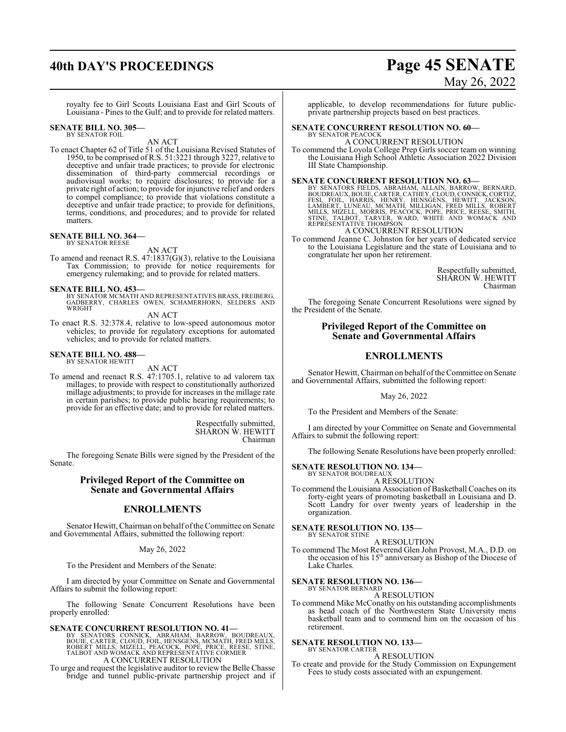royalty fee to Girl Scouts Louisiana East and Girl Scouts of Louisiana - Pines to the Gulf; and to provide for related matters.

**SENATE BILL NO. 305—**
BY SENATOR FOIL

AN ACT

To enact Chapter 62 of Title 51 of the Louisiana Revised Statutes of 1950, to be comprised of R.S. 51:3221 through 3227, relative to deceptive and unfair trade practices; to provide for electronic dissemination of third-party commercial recordings or audiovisual works; to require disclosures; to provide for a private right of action; to provide for injunctive relief and orders to compel compliance; to provide that violations constitute a deceptive and unfair trade practice; to provide for definitions, terms, conditions, and procedures; and to provide for related matters.

**SENATE BILL NO. 364—**
BY SENATOR REESE

AN ACT

To amend and reenact R.S. 47:1837(G)(3), relative to the Louisiana Tax Commission; to provide for notice requirements for emergency rulemaking; and to provide for related matters.

**SENATE BILL NO. 453—**
BY SENATOR MCMATH AND REPRESENTATIVES BRASS, FREIBERG, GADBERRY, CHARLES OWEN, SCHAMERHORN, SELDERS AND WRIGHT

AN ACT

To enact R.S. 32:378.4, relative to low-speed autonomous motor vehicles; to provide for regulatory exceptions for automated vehicles; and to provide for related matters.

**SENATE BILL NO. 488—**
BY SENATOR HEWITT

AN ACT

To amend and reenact R.S. 47:1705.1, relative to ad valorem tax millages; to provide with respect to constitutionally authorized millage adjustments; to provide for increases in the millage rate in certain parishes; to provide public hearing requirements; to provide for an effective date; and to provide for related matters.

Respectfully submitted,
SHARON W. HEWITT
Chairman

The foregoing Senate Bills were signed by the President of the Senate.

## Privileged Report of the Committee on Senate and Governmental Affairs

## ENROLLMENTS

Senator Hewitt, Chairman on behalf of the Committee on Senate and Governmental Affairs, submitted the following report:

May 26, 2022

To the President and Members of the Senate:

I am directed by your Committee on Senate and Governmental Affairs to submit the following report:

The following Senate Concurrent Resolutions have been properly enrolled:

**SENATE CONCURRENT RESOLUTION NO. 41—**
BY SENATORS CONNICK, ABRAHAM, BARROW, BOUDREAUX, BOUIE, CARTER, CLOUD, FOIL, HENSGENS, MCMATH, FRED MILLS, ROBERT MILLS, MIZELL, PEACOCK, POPE, PRICE, REESE, STINE, TALBOT AND WOMACK AND REPRESENTATIVE CORMIER

A CONCURRENT RESOLUTION

To urge and request the legislative auditor to review the Belle Chasse bridge and tunnel public-private partnership project and if applicable, to develop recommendations for future public-private partnership projects based on best practices.

**SENATE CONCURRENT RESOLUTION NO. 60—**
BY SENATOR PEACOCK

A CONCURRENT RESOLUTION

To commend the Loyola College Prep Girls soccer team on winning the Louisiana High School Athletic Association 2022 Division III State Championship.

**SENATE CONCURRENT RESOLUTION NO. 63—**
BY SENATORS FIELDS, ABRAHAM, ALLAIN, BARROW, BERNARD, BOUDREAUX, BOUIE, CARTER, CATHEY, CLOUD, CONNICK, CORTEZ, FESI, FOIL, HARRIS, HENRY, HENSGENS, HEWITT, JACKSON, LAMBERT, LUNEAU, MCMATH, MILLIGAN, FRED MILLS, ROBERT MILLS, MIZELL, MORRIS, PEACOCK, POPE, PRICE, REESE, SMITH, STINE, TALBOT, TARVER, WARD, WHITE AND WOMACK AND REPRESENTATIVE THOMPSON

A CONCURRENT RESOLUTION

To commend Jeanne C. Johnston for her years of dedicated service to the Louisiana Legislature and the state of Louisiana and to congratulate her upon her retirement.

Respectfully submitted,
SHARON W. HEWITT
Chairman

The foregoing Senate Concurrent Resolutions were signed by the President of the Senate.

## Privileged Report of the Committee on Senate and Governmental Affairs

## ENROLLMENTS

Senator Hewitt, Chairman on behalf of the Committee on Senate and Governmental Affairs, submitted the following report:

May 26, 2022

To the President and Members of the Senate:

I am directed by your Committee on Senate and Governmental Affairs to submit the following report:

The following Senate Resolutions have been properly enrolled:

**SENATE RESOLUTION NO. 134—**
BY SENATOR BOUDREAUX

A RESOLUTION

To commend the Louisiana Association of Basketball Coaches on its forty-eight years of promoting basketball in Louisiana and D. Scott Landry for over twenty years of leadership in the organization.

**SENATE RESOLUTION NO. 135—**
BY SENATOR STINE

A RESOLUTION

To commend The Most Reverend Glen John Provost, M.A., D.D. on the occasion of his 15th anniversary as Bishop of the Diocese of Lake Charles.

**SENATE RESOLUTION NO. 136—**
BY SENATOR BERNARD

A RESOLUTION

To commend Mike McConathy on his outstanding accomplishments as head coach of the Northwestern State University mens basketball team and to commend him on the occasion of his retirement.

**SENATE RESOLUTION NO. 133—**
BY SENATOR CARTER

A RESOLUTION

To create and provide for the Study Commission on Expungement Fees to study costs associated with an expungement.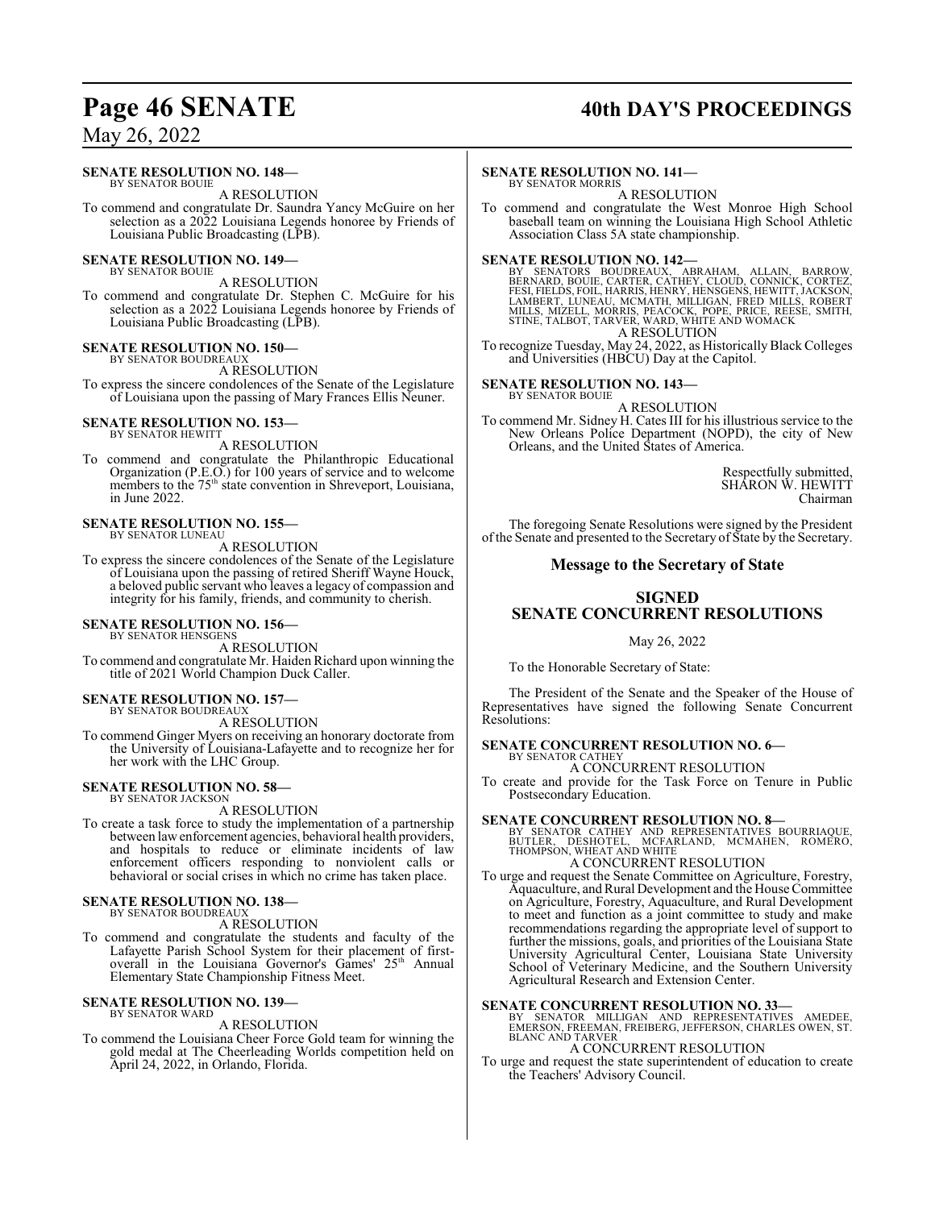**SENATE RESOLUTION NO. 148—**
BY SENATOR BOUIE

A RESOLUTION

To commend and congratulate Dr. Saundra Yancy McGuire on her selection as a 2022 Louisiana Legends honoree by Friends of Louisiana Public Broadcasting (LPB).

**SENATE RESOLUTION NO. 149—**
BY SENATOR BOUIE

A RESOLUTION

To commend and congratulate Dr. Stephen C. McGuire for his selection as a 2022 Louisiana Legends honoree by Friends of Louisiana Public Broadcasting (LPB).

**SENATE RESOLUTION NO. 150—**
BY SENATOR BOUDREAUX

A RESOLUTION

To express the sincere condolences of the Senate of the Legislature of Louisiana upon the passing of Mary Frances Ellis Neuner.

**SENATE RESOLUTION NO. 153—**
BY SENATOR HEWITT

A RESOLUTION

To commend and congratulate the Philanthropic Educational Organization (P.E.O.) for 100 years of service and to welcome members to the 75th state convention in Shreveport, Louisiana, in June 2022.

**SENATE RESOLUTION NO. 155—**
BY SENATOR LUNEAU

A RESOLUTION

To express the sincere condolences of the Senate of the Legislature of Louisiana upon the passing of retired Sheriff Wayne Houck, a beloved public servant who leaves a legacy of compassion and integrity for his family, friends, and community to cherish.

**SENATE RESOLUTION NO. 156—**
BY SENATOR HENSGENS

A RESOLUTION

To commend and congratulate Mr. Haiden Richard upon winning the title of 2021 World Champion Duck Caller.

**SENATE RESOLUTION NO. 157—**
BY SENATOR BOUDREAUX

A RESOLUTION

To commend Ginger Myers on receiving an honorary doctorate from the University of Louisiana-Lafayette and to recognize her for her work with the LHC Group.

**SENATE RESOLUTION NO. 58—**
BY SENATOR JACKSON

A RESOLUTION

To create a task force to study the implementation of a partnership between law enforcement agencies, behavioral health providers, and hospitals to reduce or eliminate incidents of law enforcement officers responding to nonviolent calls or behavioral or social crises in which no crime has taken place.

**SENATE RESOLUTION NO. 138—**
BY SENATOR BOUDREAUX

A RESOLUTION

To commend and congratulate the students and faculty of the Lafayette Parish School System for their placement of first-overall in the Louisiana Governor's Games' 25th Annual Elementary State Championship Fitness Meet.

**SENATE RESOLUTION NO. 139—**
BY SENATOR WARD

A RESOLUTION

To commend the Louisiana Cheer Force Gold team for winning the gold medal at The Cheerleading Worlds competition held on April 24, 2022, in Orlando, Florida.

**SENATE RESOLUTION NO. 141—**
BY SENATOR MORRIS

A RESOLUTION

To commend and congratulate the West Monroe High School baseball team on winning the Louisiana High School Athletic Association Class 5A state championship.

**SENATE RESOLUTION NO. 142—**
BY SENATORS BOUDREAUX, ABRAHAM, ALLAIN, BARROW, BERNARD, BOUIE, CARTER, CATHEY, CLOUD, CONNICK, CORTEZ, FESI, FIELDS, FOIL, HARRIS, HENRY, HENSGENS, HEWITT, JACKSON, LAMBERT, LUNEAU, MCMATH, MILLIGAN, FRED MILLS, ROBERT MILLS, MIZELL, MORRIS, PEACOCK, POPE, PRICE, REESE, SMITH, STINE, TALBOT, TARVER, WARD, WHITE AND WOMACK

A RESOLUTION

To recognize Tuesday, May 24, 2022, as Historically Black Colleges and Universities (HBCU) Day at the Capitol.

**SENATE RESOLUTION NO. 143—**
BY SENATOR BOUIE

A RESOLUTION

To commend Mr. Sidney H. Cates III for his illustrious service to the New Orleans Police Department (NOPD), the city of New Orleans, and the United States of America.

Respectfully submitted,
SHARON W. HEWITT
Chairman

The foregoing Senate Resolutions were signed by the President of the Senate and presented to the Secretary of State by the Secretary.

## Message to the Secretary of State

## SIGNED SENATE CONCURRENT RESOLUTIONS

May 26, 2022

To the Honorable Secretary of State:

The President of the Senate and the Speaker of the House of Representatives have signed the following Senate Concurrent Resolutions:

**SENATE CONCURRENT RESOLUTION NO. 6—**
BY SENATOR CATHEY

A CONCURRENT RESOLUTION

To create and provide for the Task Force on Tenure in Public Postsecondary Education.

**SENATE CONCURRENT RESOLUTION NO. 8—**
BY SENATOR CATHEY AND REPRESENTATIVES BOURRIAQUE, BUTLER, DESHOTEL, MCFARLAND, MCMAHEN, ROMERO, THOMPSON, WHEAT AND WHITE

A CONCURRENT RESOLUTION

To urge and request the Senate Committee on Agriculture, Forestry, Aquaculture, and Rural Development and the House Committee on Agriculture, Forestry, Aquaculture, and Rural Development to meet and function as a joint committee to study and make recommendations regarding the appropriate level of support to further the missions, goals, and priorities of the Louisiana State University Agricultural Center, Louisiana State University School of Veterinary Medicine, and the Southern University Agricultural Research and Extension Center.

**SENATE CONCURRENT RESOLUTION NO. 33—**
BY SENATOR MILLIGAN AND REPRESENTATIVES AMEDEE, EMERSON, FREEMAN, FREIBERG, JEFFERSON, CHARLES OWEN, ST. BLANC AND TARVER

A CONCURRENT RESOLUTION

To urge and request the state superintendent of education to create the Teachers' Advisory Council.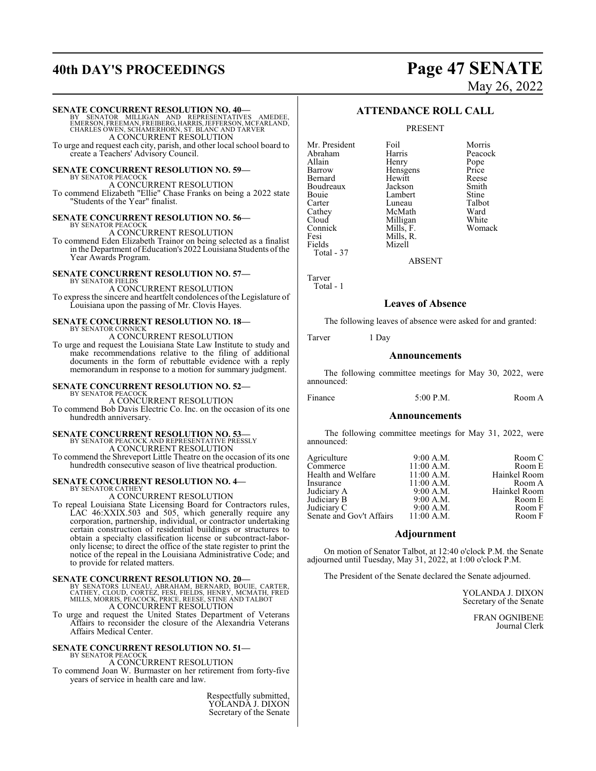**SENATE CONCURRENT RESOLUTION NO. 40—**
BY SENATOR MILLIGAN AND REPRESENTATIVES AMEDEE, EMERSON, FREEMAN, FREIBERG, HARRIS, JEFFERSON, MCFARLAND, CHARLES OWEN, SCHAMERHORN, ST. BLANC AND TARVER
A CONCURRENT RESOLUTION

To urge and request each city, parish, and other local school board to create a Teachers' Advisory Council.

**SENATE CONCURRENT RESOLUTION NO. 59—**
BY SENATOR PEACOCK
A CONCURRENT RESOLUTION

To commend Elizabeth "Ellie" Chase Franks on being a 2022 state "Students of the Year" finalist.

**SENATE CONCURRENT RESOLUTION NO. 56—**
BY SENATOR PEACOCK
A CONCURRENT RESOLUTION

To commend Eden Elizabeth Trainor on being selected as a finalist in the Department of Education's 2022 Louisiana Students of the Year Awards Program.

**SENATE CONCURRENT RESOLUTION NO. 57—**
BY SENATOR FIELDS
A CONCURRENT RESOLUTION

To express the sincere and heartfelt condolences of the Legislature of Louisiana upon the passing of Mr. Clovis Hayes.

**SENATE CONCURRENT RESOLUTION NO. 18—**
BY SENATOR CONNICK
A CONCURRENT RESOLUTION

To urge and request the Louisiana State Law Institute to study and make recommendations relative to the filing of additional documents in the form of rebuttable evidence with a reply memorandum in response to a motion for summary judgment.

**SENATE CONCURRENT RESOLUTION NO. 52—**
BY SENATOR PEACOCK
A CONCURRENT RESOLUTION

To commend Bob Davis Electric Co. Inc. on the occasion of its one hundredth anniversary.

**SENATE CONCURRENT RESOLUTION NO. 53—**
BY SENATOR PEACOCK AND REPRESENTATIVE PRESSLY
A CONCURRENT RESOLUTION

To commend the Shreveport Little Theatre on the occasion of its one hundredth consecutive season of live theatrical production.

**SENATE CONCURRENT RESOLUTION NO. 4—**
BY SENATOR CATHEY
A CONCURRENT RESOLUTION

To repeal Louisiana State Licensing Board for Contractors rules, LAC 46:XXIX.503 and 505, which generally require any corporation, partnership, individual, or contractor undertaking certain construction of residential buildings or structures to obtain a specialty classification license or subcontract-labor-only license; to direct the office of the state register to print the notice of the repeal in the Louisiana Administrative Code; and to provide for related matters.

**SENATE CONCURRENT RESOLUTION NO. 20—**
BY SENATORS LUNEAU, ABRAHAM, BERNARD, BOUIE, CARTER, CATHEY, CLOUD, CORTEZ, FESI, FIELDS, HENRY, MCMATH, FRED MILLS, MORRIS, PEACOCK, PRICE, REESE, STINE AND TALBOT
A CONCURRENT RESOLUTION

To urge and request the United States Department of Veterans Affairs to reconsider the closure of the Alexandria Veterans Affairs Medical Center.

**SENATE CONCURRENT RESOLUTION NO. 51—**
BY SENATOR PEACOCK
A CONCURRENT RESOLUTION

To commend Joan W. Burmaster on her retirement from forty-five years of service in health care and law.

Respectfully submitted,
YOLANDA J. DIXON
Secretary of the Senate

## ATTENDANCE ROLL CALL

PRESENT

| | | |
|---|---|---|
| Mr. President | Foil | Morris |
| Abraham | Harris | Peacock |
| Allain | Henry | Pope |
| Barrow | Hensgens | Price |
| Bernard | Hewitt | Reese |
| Boudreaux | Jackson | Smith |
| Bouie | Lambert | Stine |
| Carter | Luneau | Talbot |
| Cathey | McMath | Ward |
| Cloud | Milligan | White |
| Connick | Mills, F. | Womack |
| Fesi | Mills, R. | |
| Fields | Mizell | |

Total - 37

ABSENT

Tarver

Total - 1

## Leaves of Absence

The following leaves of absence were asked for and granted:

Tarver 1 Day

## Announcements

The following committee meetings for May 30, 2022, were announced:

| | | |
|---|---|---|
| Finance | 5:00 P.M. | Room A |

## Announcements

The following committee meetings for May 31, 2022, were announced:

| | | |
|---|---|---|
| Agriculture | 9:00 A.M. | Room C |
| Commerce | 11:00 A.M. | Room E |
| Health and Welfare | 11:00 A.M. | Hainkel Room |
| Insurance | 11:00 A.M. | Room A |
| Judiciary A | 9:00 A.M. | Hainkel Room |
| Judiciary B | 9:00 A.M. | Room E |
| Judiciary C | 9:00 A.M. | Room F |
| Senate and Gov't Affairs | 11:00 A.M. | Room F |

## Adjournment

On motion of Senator Talbot, at 12:40 o'clock P.M. the Senate adjourned until Tuesday, May 31, 2022, at 1:00 o'clock P.M.

The President of the Senate declared the Senate adjourned.

YOLANDA J. DIXON
Secretary of the Senate

FRAN OGNIBENE
Journal Clerk